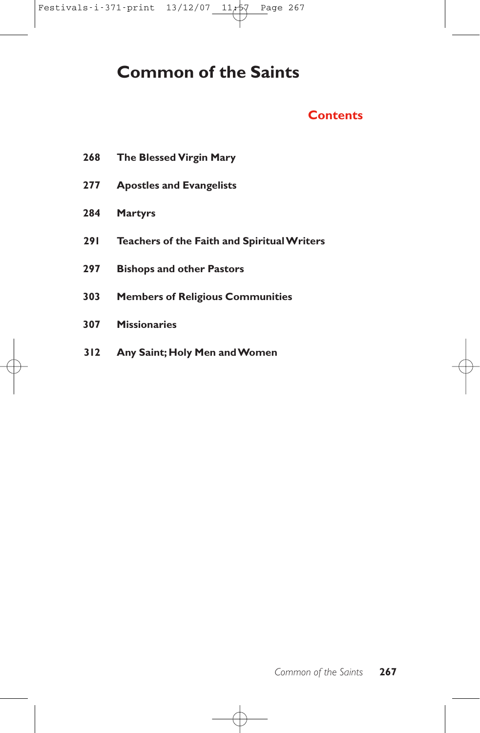# Common of the Saints

## Contents

| | |
|---|---|
| 268 | **The Blessed Virgin Mary** |
| 277 | **Apostles and Evangelists** |
| 284 | **Martyrs** |
| 291 | **Teachers of the Faith and Spiritual Writers** |
| 297 | **Bishops and other Pastors** |
| 303 | **Members of Religious Communities** |
| 307 | **Missionaries** |
| 312 | **Any Saint; Holy Men and Women** |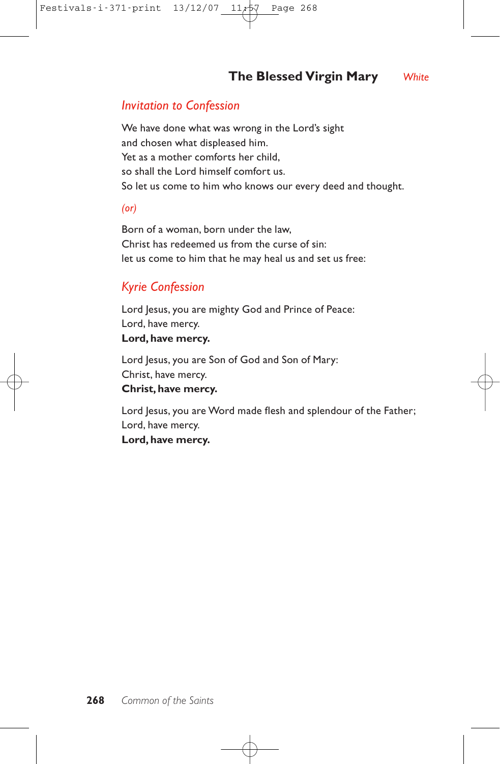# The Blessed Virgin Mary *White*

## *Invitation to Confession*

We have done what was wrong in the Lord's sight
and chosen what displeased him.
Yet as a mother comforts her child,
so shall the Lord himself comfort us.
So let us come to him who knows our every deed and thought.

*(or)*

Born of a woman, born under the law,
Christ has redeemed us from the curse of sin:
let us come to him that he may heal us and set us free:

## *Kyrie Confession*

Lord Jesus, you are mighty God and Prince of Peace:
Lord, have mercy.
**Lord, have mercy.**

Lord Jesus, you are Son of God and Son of Mary:
Christ, have mercy.
**Christ, have mercy.**

Lord Jesus, you are Word made flesh and splendour of the Father;
Lord, have mercy.
**Lord, have mercy.**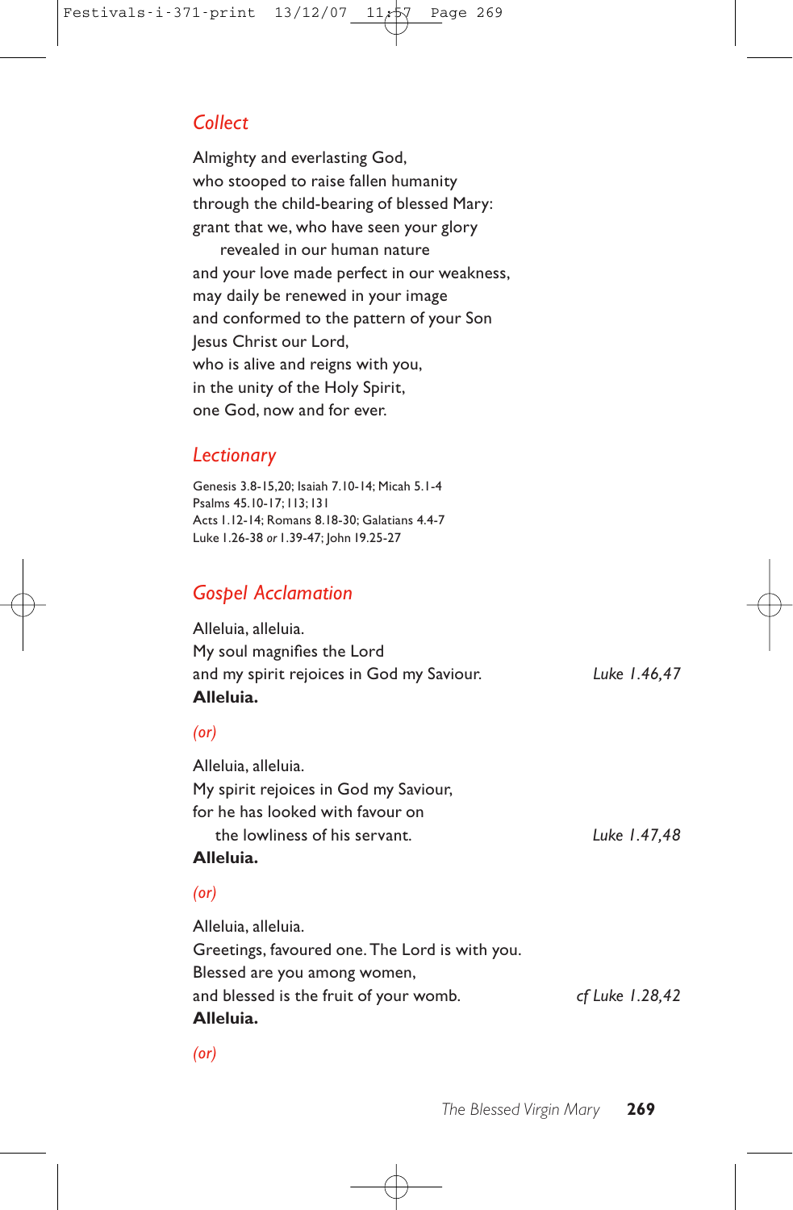## *Collect*

Almighty and everlasting God,
who stooped to raise fallen humanity
through the child-bearing of blessed Mary:
grant that we, who have seen your glory
revealed in our human nature
and your love made perfect in our weakness,
may daily be renewed in your image
and conformed to the pattern of your Son
Jesus Christ our Lord,
who is alive and reigns with you,
in the unity of the Holy Spirit,
one God, now and for ever.

## *Lectionary*

Genesis 3.8-15,20; Isaiah 7.10-14; Micah 5.1-4
Psalms 45.10-17; 113; 131
Acts 1.12-14; Romans 8.18-30; Galatians 4.4-7
Luke 1.26-38 *or* 1.39-47; John 19.25-27

## *Gospel Acclamation*

Alleluia, alleluia.
My soul magnifies the Lord
and my spirit rejoices in God my Saviour. *Luke 1.46,47*
**Alleluia.**

*(or)*

Alleluia, alleluia.
My spirit rejoices in God my Saviour,
for he has looked with favour on
the lowliness of his servant. *Luke 1.47,48*
**Alleluia.**

*(or)*

Alleluia, alleluia.
Greetings, favoured one. The Lord is with you.
Blessed are you among women,
and blessed is the fruit of your womb. *cf Luke 1.28,42*
**Alleluia.**

*(or)*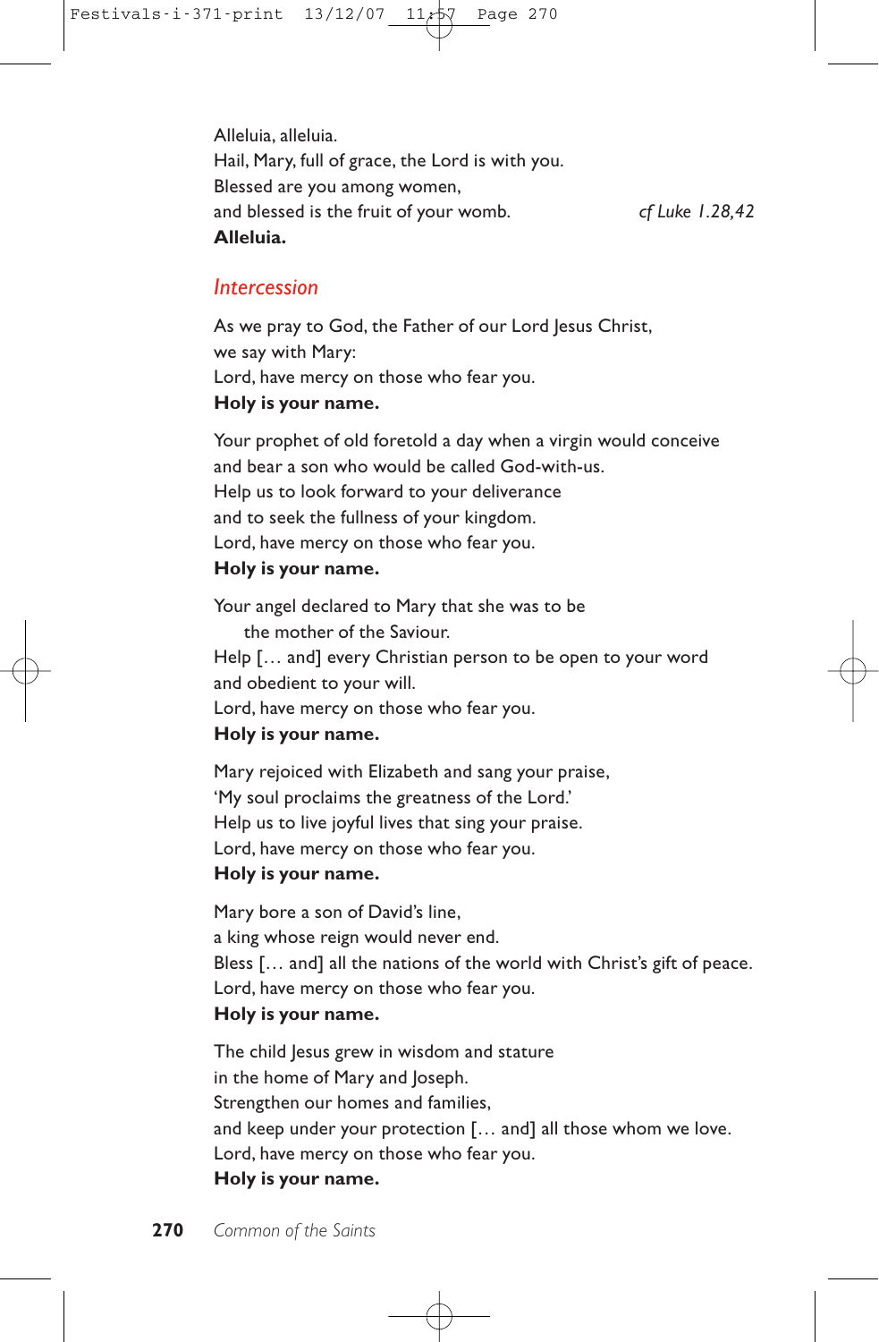Alleluia, alleluia.
Hail, Mary, full of grace, the Lord is with you.
Blessed are you among women,
and blessed is the fruit of your womb. *cf Luke 1.28,42*
**Alleluia.**

## *Intercession*

As we pray to God, the Father of our Lord Jesus Christ,
we say with Mary:
Lord, have mercy on those who fear you.
**Holy is your name.**

Your prophet of old foretold a day when a virgin would conceive
and bear a son who would be called God-with-us.
Help us to look forward to your deliverance
and to seek the fullness of your kingdom.
Lord, have mercy on those who fear you.
**Holy is your name.**

Your angel declared to Mary that she was to be
the mother of the Saviour.
Help [… and] every Christian person to be open to your word
and obedient to your will.
Lord, have mercy on those who fear you.
**Holy is your name.**

Mary rejoiced with Elizabeth and sang your praise,
'My soul proclaims the greatness of the Lord.'
Help us to live joyful lives that sing your praise.
Lord, have mercy on those who fear you.
**Holy is your name.**

Mary bore a son of David's line,
a king whose reign would never end.
Bless [… and] all the nations of the world with Christ's gift of peace.
Lord, have mercy on those who fear you.
**Holy is your name.**

The child Jesus grew in wisdom and stature
in the home of Mary and Joseph.
Strengthen our homes and families,
and keep under your protection [… and] all those whom we love.
Lord, have mercy on those who fear you.
**Holy is your name.**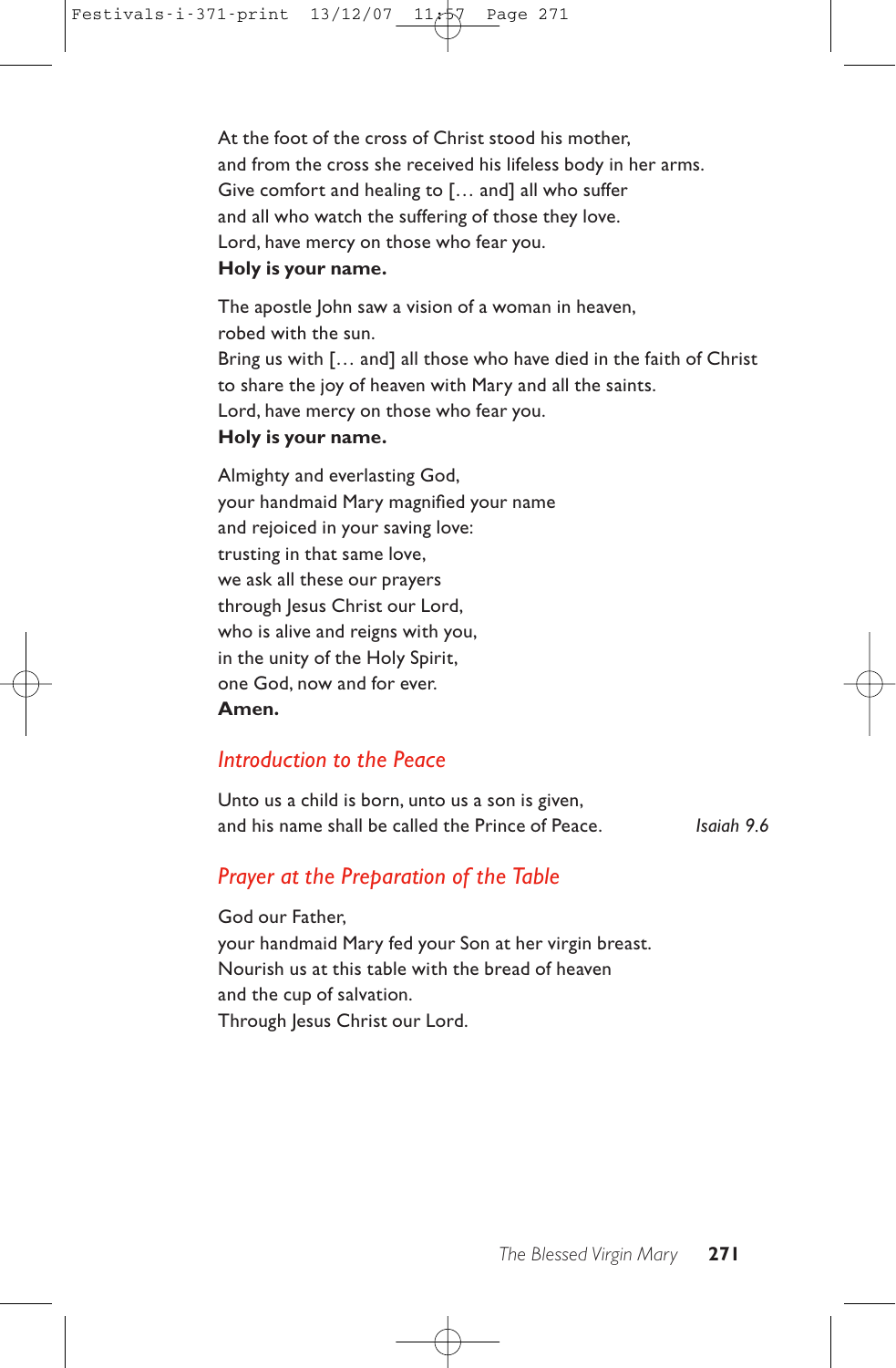At the foot of the cross of Christ stood his mother,
and from the cross she received his lifeless body in her arms.
Give comfort and healing to [… and] all who suffer
and all who watch the suffering of those they love.
Lord, have mercy on those who fear you.
**Holy is your name.**

The apostle John saw a vision of a woman in heaven,
robed with the sun.
Bring us with [… and] all those who have died in the faith of Christ
to share the joy of heaven with Mary and all the saints.
Lord, have mercy on those who fear you.
**Holy is your name.**

Almighty and everlasting God,
your handmaid Mary magnified your name
and rejoiced in your saving love:
trusting in that same love,
we ask all these our prayers
through Jesus Christ our Lord,
who is alive and reigns with you,
in the unity of the Holy Spirit,
one God, now and for ever.
**Amen.**

## *Introduction to the Peace*

Unto us a child is born, unto us a son is given,
and his name shall be called the Prince of Peace. *Isaiah 9.6*

## *Prayer at the Preparation of the Table*

God our Father,
your handmaid Mary fed your Son at her virgin breast.
Nourish us at this table with the bread of heaven
and the cup of salvation.
Through Jesus Christ our Lord.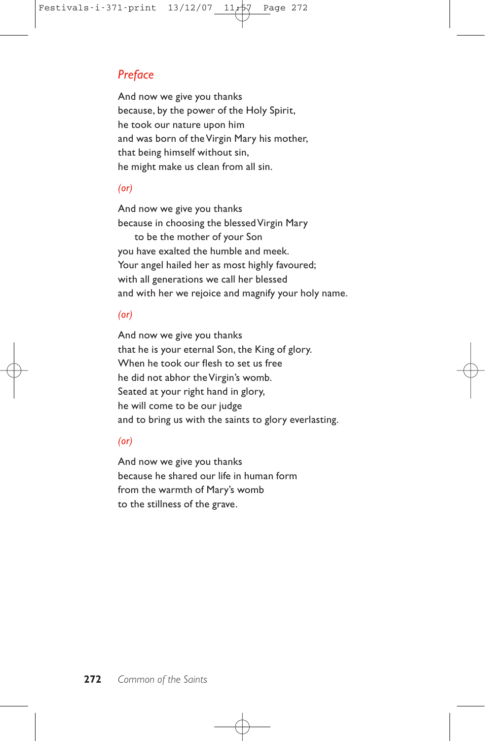## *Preface*

And now we give you thanks
because, by the power of the Holy Spirit,
he took our nature upon him
and was born of the Virgin Mary his mother,
that being himself without sin,
he might make us clean from all sin.

*(or)*

And now we give you thanks
because in choosing the blessed Virgin Mary
to be the mother of your Son
you have exalted the humble and meek.
Your angel hailed her as most highly favoured;
with all generations we call her blessed
and with her we rejoice and magnify your holy name.

*(or)*

And now we give you thanks
that he is your eternal Son, the King of glory.
When he took our flesh to set us free
he did not abhor the Virgin's womb.
Seated at your right hand in glory,
he will come to be our judge
and to bring us with the saints to glory everlasting.

*(or)*

And now we give you thanks
because he shared our life in human form
from the warmth of Mary's womb
to the stillness of the grave.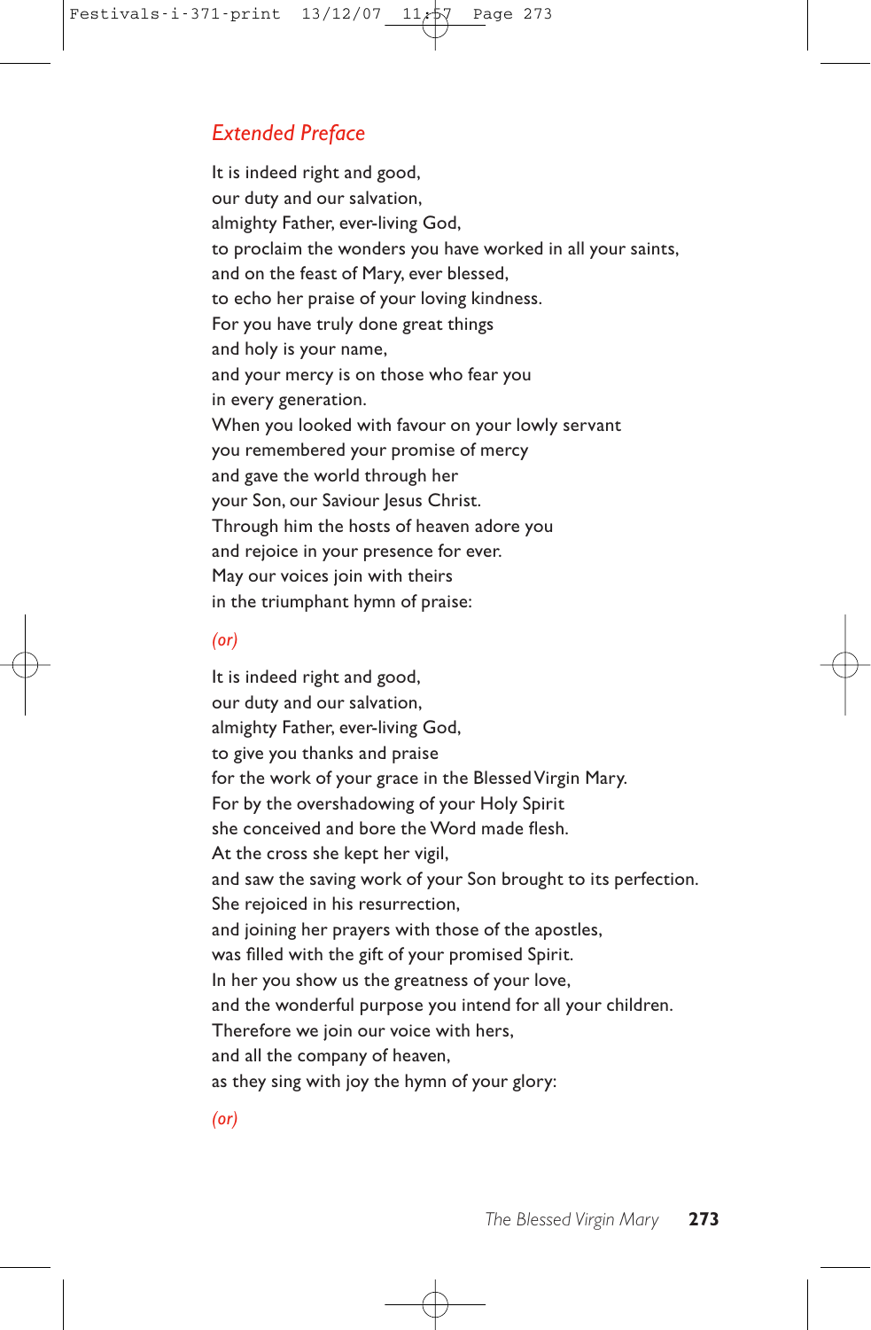## *Extended Preface*

It is indeed right and good,
our duty and our salvation,
almighty Father, ever-living God,
to proclaim the wonders you have worked in all your saints,
and on the feast of Mary, ever blessed,
to echo her praise of your loving kindness.
For you have truly done great things
and holy is your name,
and your mercy is on those who fear you
in every generation.
When you looked with favour on your lowly servant
you remembered your promise of mercy
and gave the world through her
your Son, our Saviour Jesus Christ.
Through him the hosts of heaven adore you
and rejoice in your presence for ever.
May our voices join with theirs
in the triumphant hymn of praise:

*(or)*

It is indeed right and good,
our duty and our salvation,
almighty Father, ever-living God,
to give you thanks and praise
for the work of your grace in the Blessed Virgin Mary.
For by the overshadowing of your Holy Spirit
she conceived and bore the Word made flesh.
At the cross she kept her vigil,
and saw the saving work of your Son brought to its perfection.
She rejoiced in his resurrection,
and joining her prayers with those of the apostles,
was filled with the gift of your promised Spirit.
In her you show us the greatness of your love,
and the wonderful purpose you intend for all your children.
Therefore we join our voice with hers,
and all the company of heaven,
as they sing with joy the hymn of your glory:

*(or)*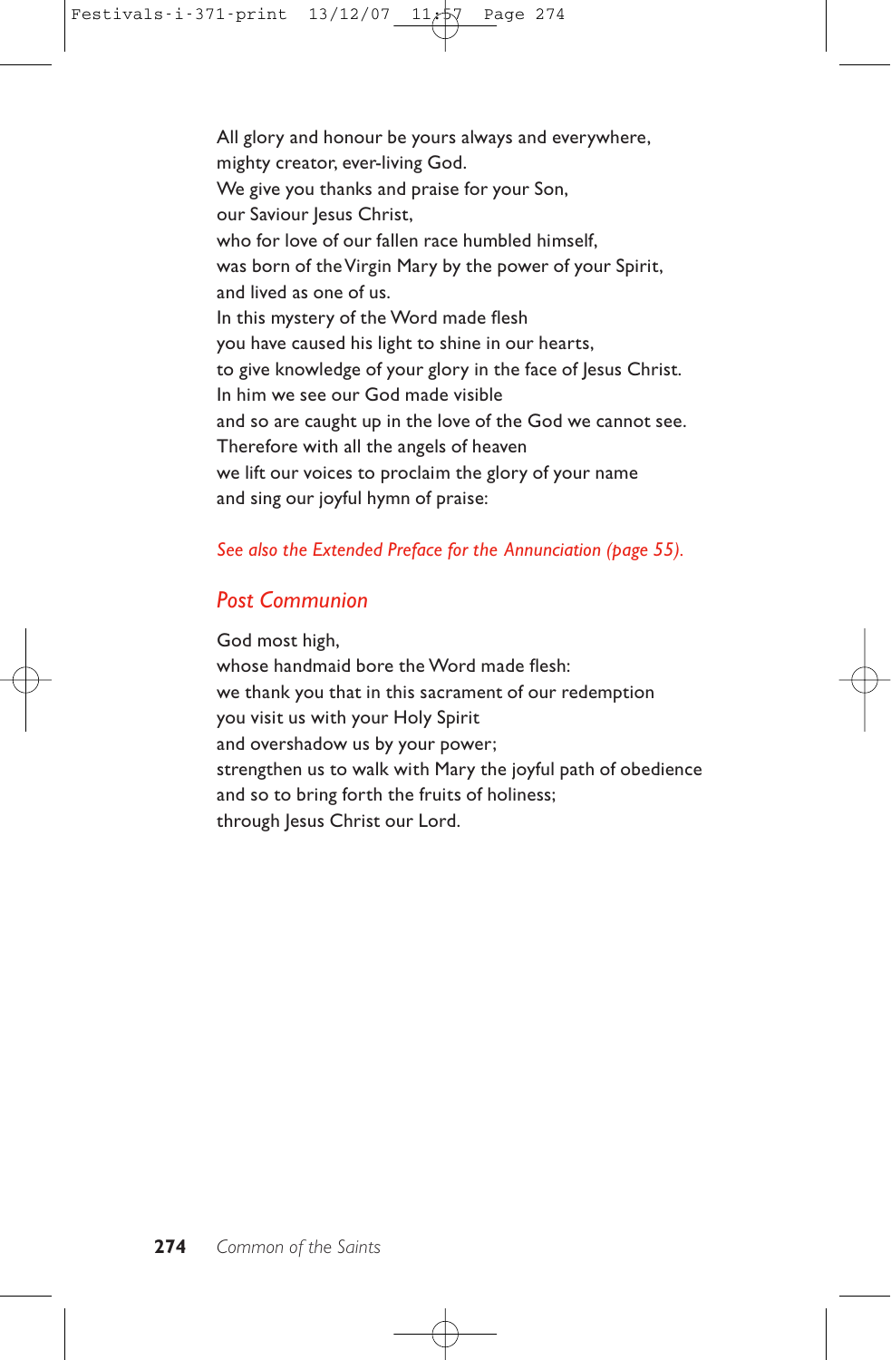All glory and honour be yours always and everywhere,
mighty creator, ever-living God.
We give you thanks and praise for your Son,
our Saviour Jesus Christ,
who for love of our fallen race humbled himself,
was born of the Virgin Mary by the power of your Spirit,
and lived as one of us.
In this mystery of the Word made flesh
you have caused his light to shine in our hearts,
to give knowledge of your glory in the face of Jesus Christ.
In him we see our God made visible
and so are caught up in the love of the God we cannot see.
Therefore with all the angels of heaven
we lift our voices to proclaim the glory of your name
and sing our joyful hymn of praise:

*See also the Extended Preface for the Annunciation (page 55).*

## Post Communion

God most high,
whose handmaid bore the Word made flesh:
we thank you that in this sacrament of our redemption
you visit us with your Holy Spirit
and overshadow us by your power;
strengthen us to walk with Mary the joyful path of obedience
and so to bring forth the fruits of holiness;
through Jesus Christ our Lord.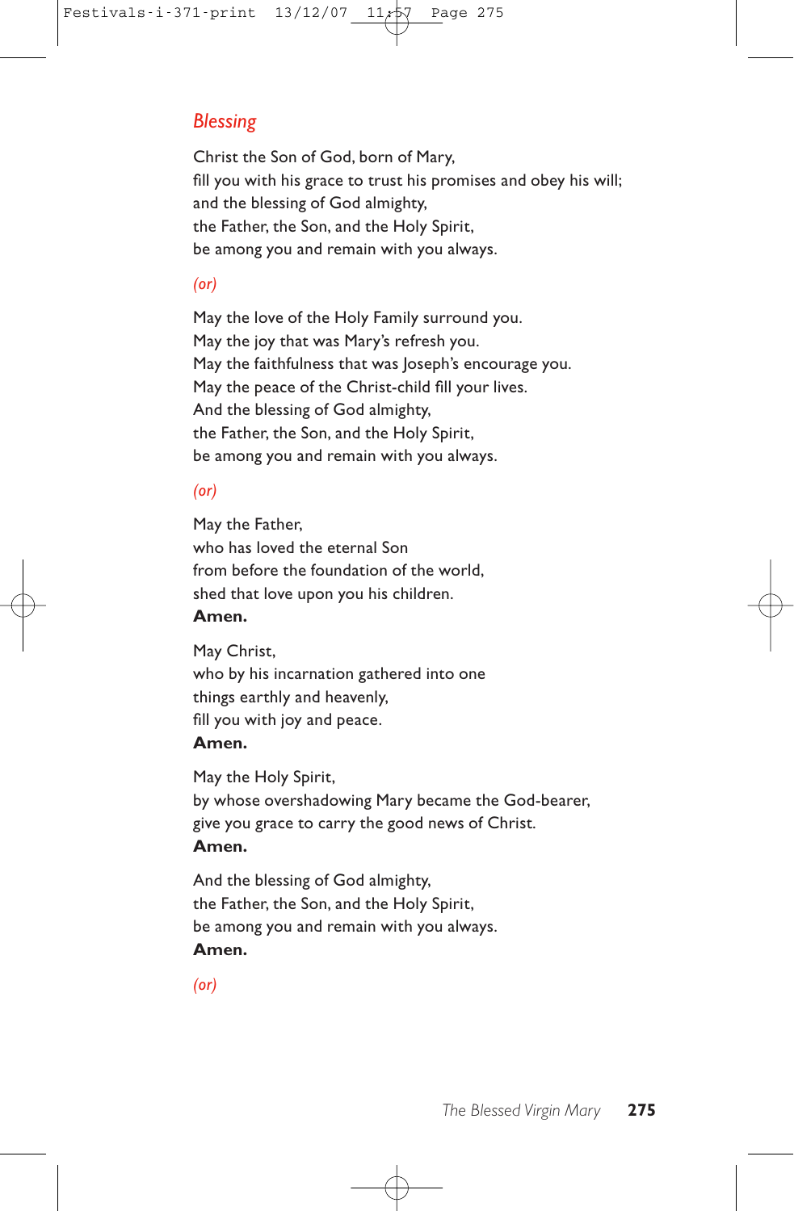## *Blessing*

Christ the Son of God, born of Mary,
fill you with his grace to trust his promises and obey his will;
and the blessing of God almighty,
the Father, the Son, and the Holy Spirit,
be among you and remain with you always.

*(or)*

May the love of the Holy Family surround you.
May the joy that was Mary's refresh you.
May the faithfulness that was Joseph's encourage you.
May the peace of the Christ-child fill your lives.
And the blessing of God almighty,
the Father, the Son, and the Holy Spirit,
be among you and remain with you always.

*(or)*

May the Father,
who has loved the eternal Son
from before the foundation of the world,
shed that love upon you his children.
**Amen.**

May Christ,
who by his incarnation gathered into one
things earthly and heavenly,
fill you with joy and peace.
**Amen.**

May the Holy Spirit,
by whose overshadowing Mary became the God-bearer,
give you grace to carry the good news of Christ.
**Amen.**

And the blessing of God almighty,
the Father, the Son, and the Holy Spirit,
be among you and remain with you always.
**Amen.**

*(or)*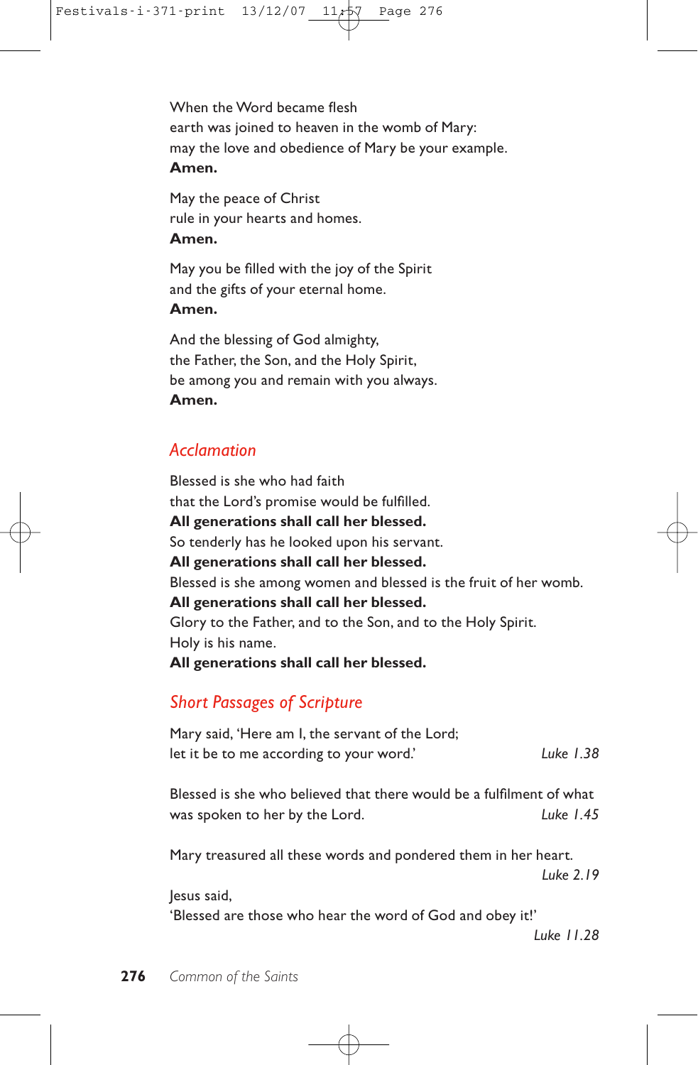When the Word became flesh
earth was joined to heaven in the womb of Mary:
may the love and obedience of Mary be your example.
**Amen.**

May the peace of Christ
rule in your hearts and homes.
**Amen.**

May you be filled with the joy of the Spirit
and the gifts of your eternal home.
**Amen.**

And the blessing of God almighty,
the Father, the Son, and the Holy Spirit,
be among you and remain with you always.
**Amen.**

## *Acclamation*

Blessed is she who had faith
that the Lord's promise would be fulfilled.
**All generations shall call her blessed.**
So tenderly has he looked upon his servant.
**All generations shall call her blessed.**
Blessed is she among women and blessed is the fruit of her womb.
**All generations shall call her blessed.**
Glory to the Father, and to the Son, and to the Holy Spirit.
Holy is his name.
**All generations shall call her blessed.**

## *Short Passages of Scripture*

Mary said, 'Here am I, the servant of the Lord;
let it be to me according to your word.' *Luke 1.38*

Blessed is she who believed that there would be a fulfilment of what was spoken to her by the Lord. *Luke 1.45*

Mary treasured all these words and pondered them in her heart. *Luke 2.19*

Jesus said,
'Blessed are those who hear the word of God and obey it!' *Luke 11.28*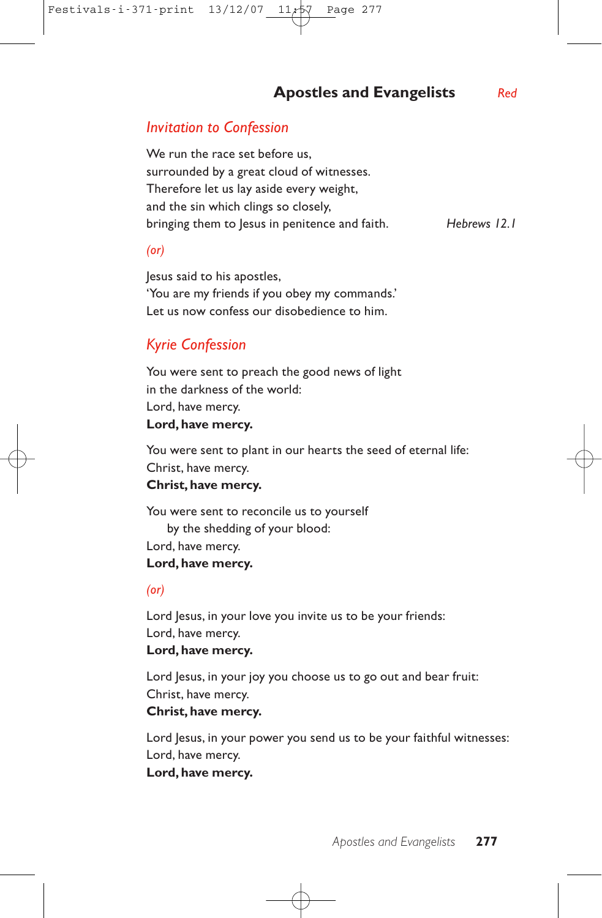## Apostles and Evangelists *Red*

### *Invitation to Confession*

We run the race set before us,
surrounded by a great cloud of witnesses.
Therefore let us lay aside every weight,
and the sin which clings so closely,
bringing them to Jesus in penitence and faith. *Hebrews 12.1*

*(or)*

Jesus said to his apostles,
'You are my friends if you obey my commands.'
Let us now confess our disobedience to him.

### *Kyrie Confession*

You were sent to preach the good news of light
in the darkness of the world:
Lord, have mercy.
**Lord, have mercy.**

You were sent to plant in our hearts the seed of eternal life:
Christ, have mercy.
**Christ, have mercy.**

You were sent to reconcile us to yourself
by the shedding of your blood:
Lord, have mercy.
**Lord, have mercy.**

*(or)*

Lord Jesus, in your love you invite us to be your friends:
Lord, have mercy.
**Lord, have mercy.**

Lord Jesus, in your joy you choose us to go out and bear fruit:
Christ, have mercy.
**Christ, have mercy.**

Lord Jesus, in your power you send us to be your faithful witnesses:
Lord, have mercy.
**Lord, have mercy.**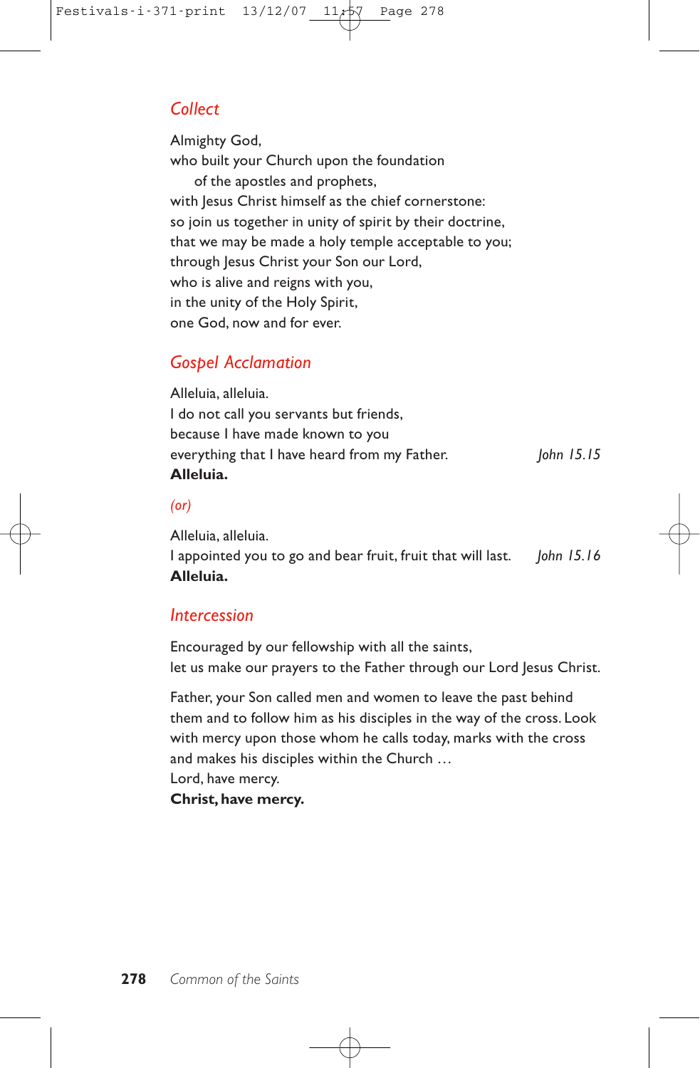## *Collect*

Almighty God,
who built your Church upon the foundation
   of the apostles and prophets,
with Jesus Christ himself as the chief cornerstone:
so join us together in unity of spirit by their doctrine,
that we may be made a holy temple acceptable to you;
through Jesus Christ your Son our Lord,
who is alive and reigns with you,
in the unity of the Holy Spirit,
one God, now and for ever.

## *Gospel Acclamation*

Alleluia, alleluia.
I do not call you servants but friends,
because I have made known to you
everything that I have heard from my Father. *John 15.15*
**Alleluia.**

*(or)*

Alleluia, alleluia.
I appointed you to go and bear fruit, fruit that will last. *John 15.16*
**Alleluia.**

## *Intercession*

Encouraged by our fellowship with all the saints,
let us make our prayers to the Father through our Lord Jesus Christ.

Father, your Son called men and women to leave the past behind them and to follow him as his disciples in the way of the cross. Look with mercy upon those whom he calls today, marks with the cross and makes his disciples within the Church …
Lord, have mercy.
**Christ, have mercy.**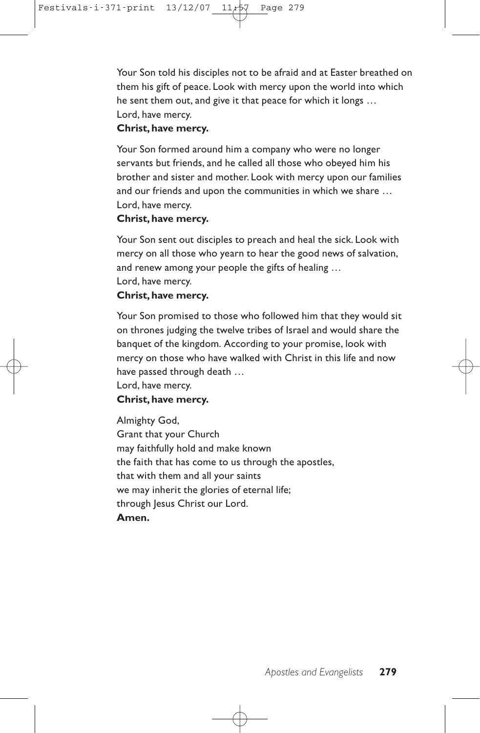Your Son told his disciples not to be afraid and at Easter breathed on them his gift of peace. Look with mercy upon the world into which he sent them out, and give it that peace for which it longs …
Lord, have mercy.
**Christ, have mercy.**

Your Son formed around him a company who were no longer servants but friends, and he called all those who obeyed him his brother and sister and mother. Look with mercy upon our families and our friends and upon the communities in which we share …
Lord, have mercy.
**Christ, have mercy.**

Your Son sent out disciples to preach and heal the sick. Look with mercy on all those who yearn to hear the good news of salvation, and renew among your people the gifts of healing …
Lord, have mercy.
**Christ, have mercy.**

Your Son promised to those who followed him that they would sit on thrones judging the twelve tribes of Israel and would share the banquet of the kingdom. According to your promise, look with mercy on those who have walked with Christ in this life and now have passed through death …
Lord, have mercy.
**Christ, have mercy.**

Almighty God,
Grant that your Church
may faithfully hold and make known
the faith that has come to us through the apostles,
that with them and all your saints
we may inherit the glories of eternal life;
through Jesus Christ our Lord.
**Amen.**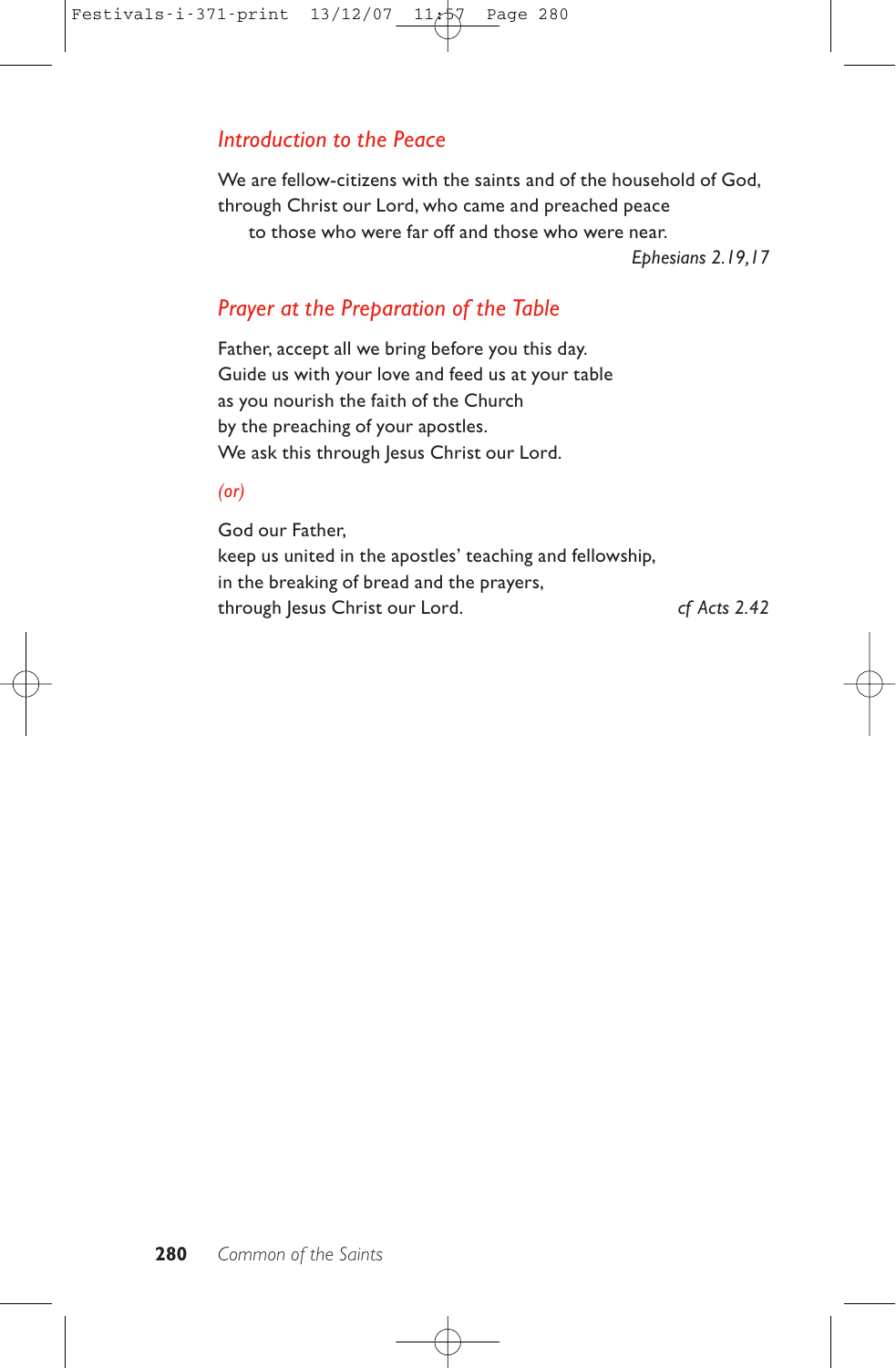## *Introduction to the Peace*

We are fellow-citizens with the saints and of the household of God,
through Christ our Lord, who came and preached peace
to those who were far off and those who were near.

*Ephesians 2.19,17*

## *Prayer at the Preparation of the Table*

Father, accept all we bring before you this day.
Guide us with your love and feed us at your table
as you nourish the faith of the Church
by the preaching of your apostles.
We ask this through Jesus Christ our Lord.

*(or)*

God our Father,
keep us united in the apostles' teaching and fellowship,
in the breaking of bread and the prayers,
through Jesus Christ our Lord.

*cf Acts 2.42*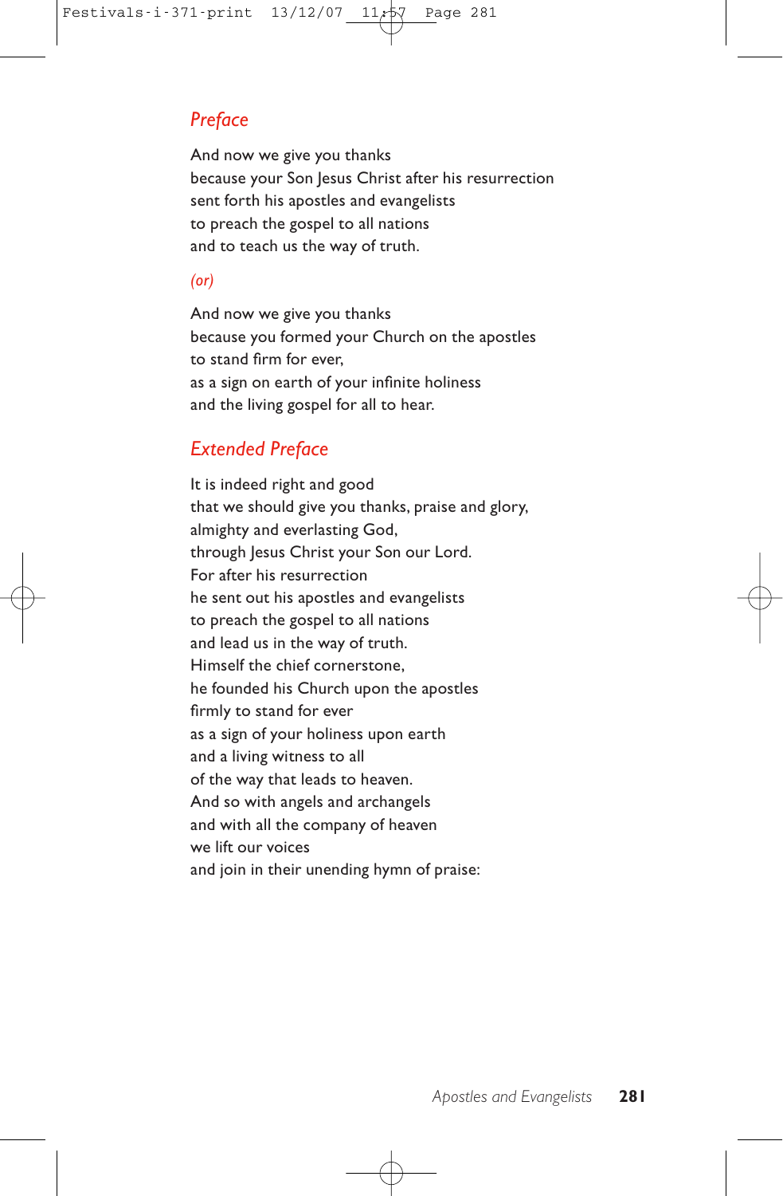## *Preface*

And now we give you thanks
because your Son Jesus Christ after his resurrection
sent forth his apostles and evangelists
to preach the gospel to all nations
and to teach us the way of truth.

*(or)*

And now we give you thanks
because you formed your Church on the apostles
to stand firm for ever,
as a sign on earth of your infinite holiness
and the living gospel for all to hear.

## *Extended Preface*

It is indeed right and good
that we should give you thanks, praise and glory,
almighty and everlasting God,
through Jesus Christ your Son our Lord.
For after his resurrection
he sent out his apostles and evangelists
to preach the gospel to all nations
and lead us in the way of truth.
Himself the chief cornerstone,
he founded his Church upon the apostles
firmly to stand for ever
as a sign of your holiness upon earth
and a living witness to all
of the way that leads to heaven.
And so with angels and archangels
and with all the company of heaven
we lift our voices
and join in their unending hymn of praise: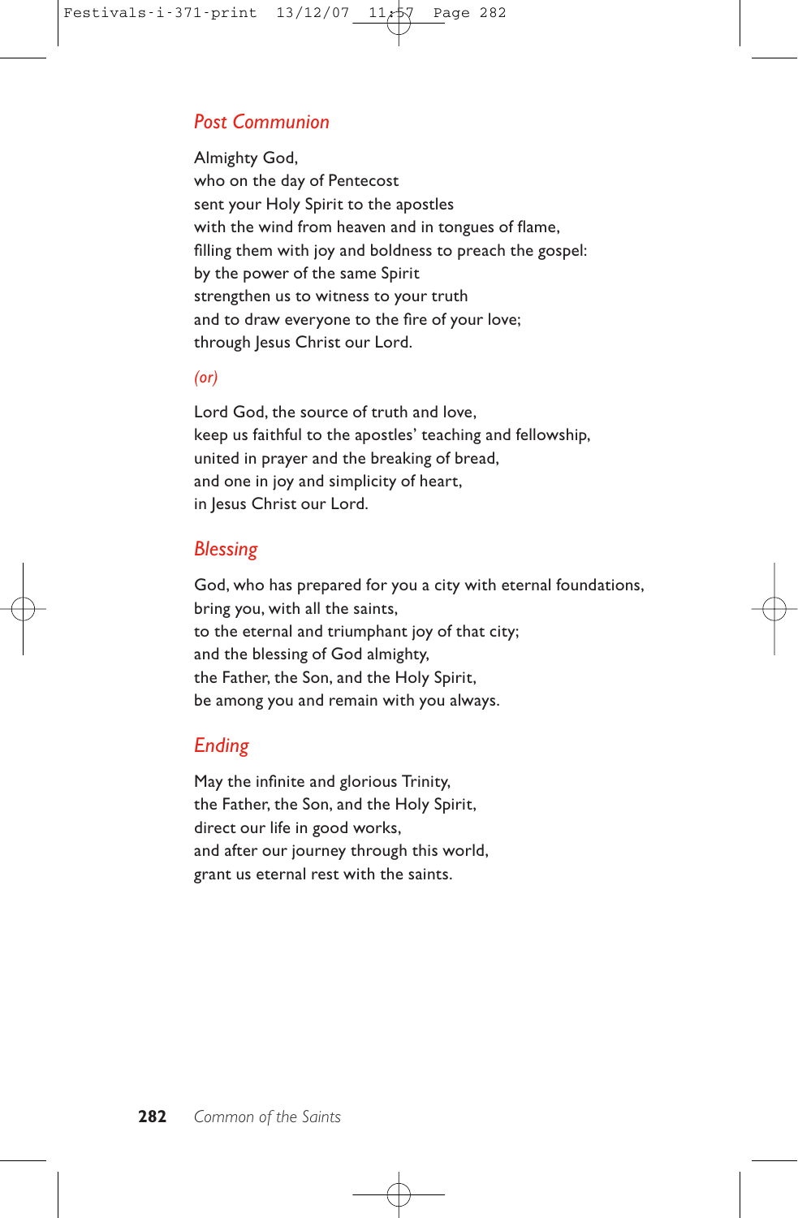## *Post Communion*

Almighty God,
who on the day of Pentecost
sent your Holy Spirit to the apostles
with the wind from heaven and in tongues of flame,
filling them with joy and boldness to preach the gospel:
by the power of the same Spirit
strengthen us to witness to your truth
and to draw everyone to the fire of your love;
through Jesus Christ our Lord.

*(or)*

Lord God, the source of truth and love,
keep us faithful to the apostles' teaching and fellowship,
united in prayer and the breaking of bread,
and one in joy and simplicity of heart,
in Jesus Christ our Lord.

## *Blessing*

God, who has prepared for you a city with eternal foundations,
bring you, with all the saints,
to the eternal and triumphant joy of that city;
and the blessing of God almighty,
the Father, the Son, and the Holy Spirit,
be among you and remain with you always.

## *Ending*

May the infinite and glorious Trinity,
the Father, the Son, and the Holy Spirit,
direct our life in good works,
and after our journey through this world,
grant us eternal rest with the saints.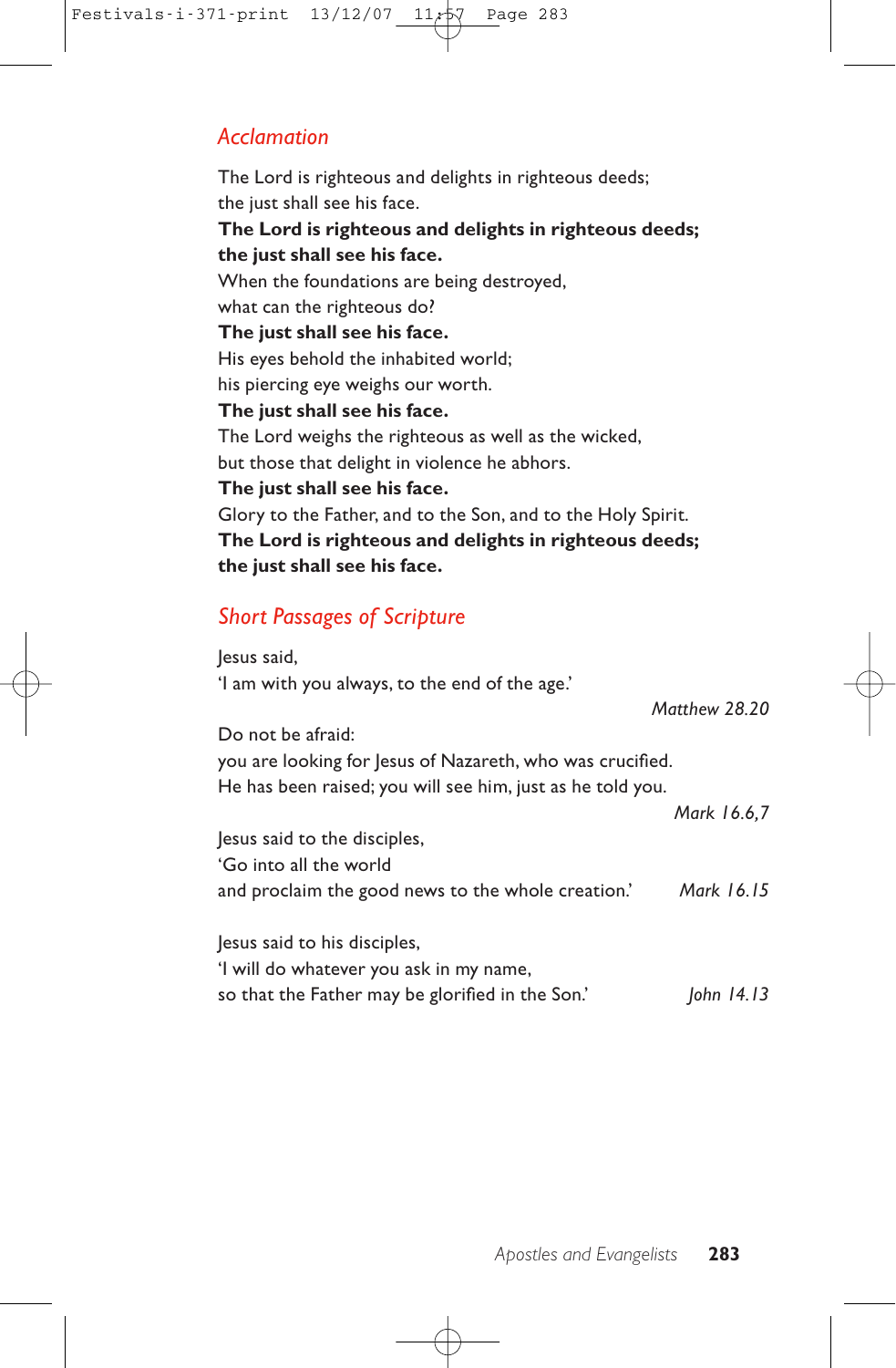## *Acclamation*

The Lord is righteous and delights in righteous deeds;
the just shall see his face.
**The Lord is righteous and delights in righteous deeds;**
**the just shall see his face.**
When the foundations are being destroyed,
what can the righteous do?
**The just shall see his face.**
His eyes behold the inhabited world;
his piercing eye weighs our worth.
**The just shall see his face.**
The Lord weighs the righteous as well as the wicked,
but those that delight in violence he abhors.
**The just shall see his face.**
Glory to the Father, and to the Son, and to the Holy Spirit.
**The Lord is righteous and delights in righteous deeds;**
**the just shall see his face.**

## *Short Passages of Scripture*

Jesus said,
'I am with you always, to the end of the age.'
*Matthew 28.20*

Do not be afraid:
you are looking for Jesus of Nazareth, who was crucified.
He has been raised; you will see him, just as he told you.
*Mark 16.6,7*

Jesus said to the disciples,
'Go into all the world
and proclaim the good news to the whole creation.' *Mark 16.15*

Jesus said to his disciples,
'I will do whatever you ask in my name,
so that the Father may be glorified in the Son.' *John 14.13*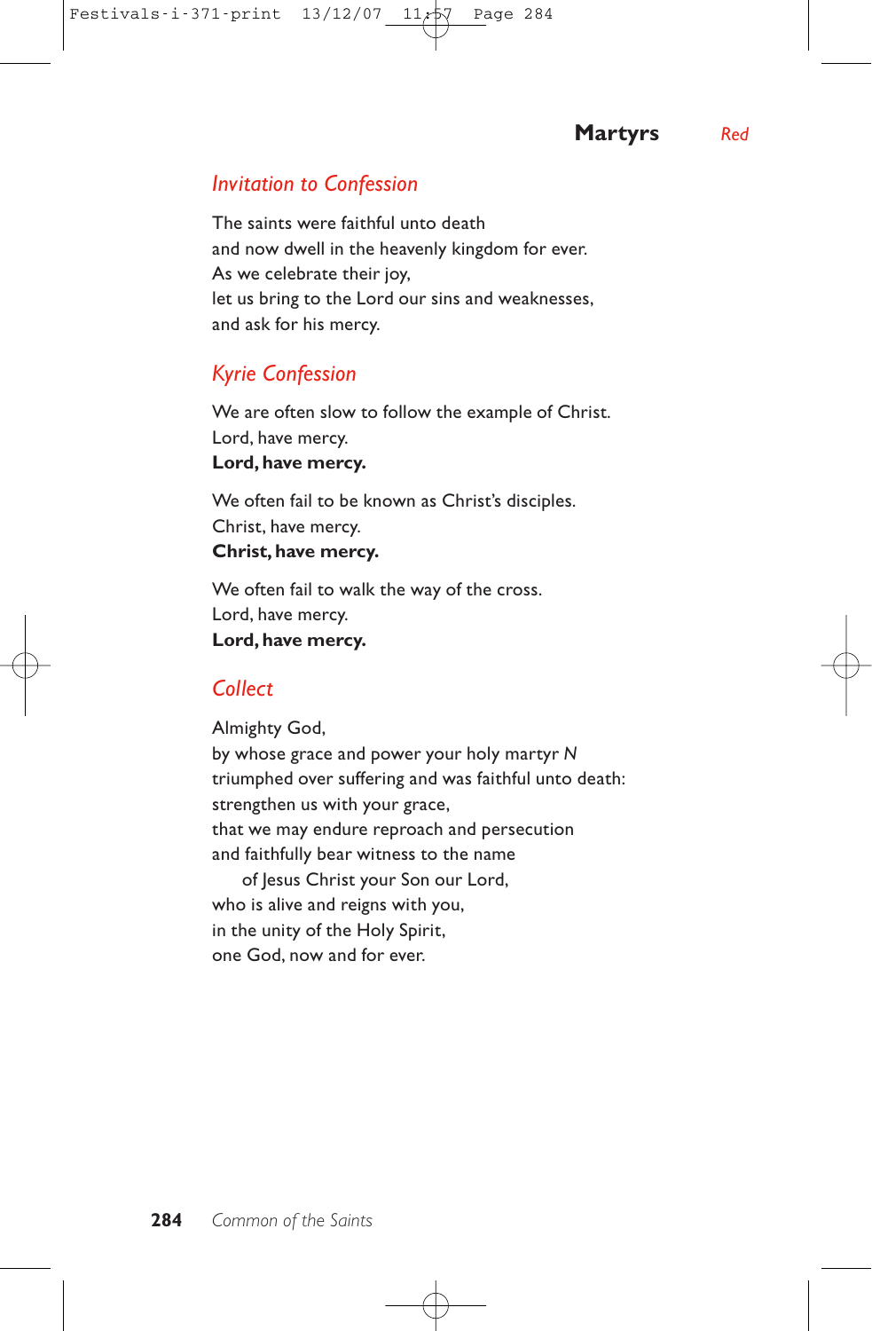## Martyrs *Red*

### *Invitation to Confession*

The saints were faithful unto death
and now dwell in the heavenly kingdom for ever.
As we celebrate their joy,
let us bring to the Lord our sins and weaknesses,
and ask for his mercy.

### *Kyrie Confession*

We are often slow to follow the example of Christ.
Lord, have mercy.
**Lord, have mercy.**

We often fail to be known as Christ's disciples.
Christ, have mercy.
**Christ, have mercy.**

We often fail to walk the way of the cross.
Lord, have mercy.
**Lord, have mercy.**

### *Collect*

Almighty God,
by whose grace and power your holy martyr *N*
triumphed over suffering and was faithful unto death:
strengthen us with your grace,
that we may endure reproach and persecution
and faithfully bear witness to the name
  of Jesus Christ your Son our Lord,
who is alive and reigns with you,
in the unity of the Holy Spirit,
one God, now and for ever.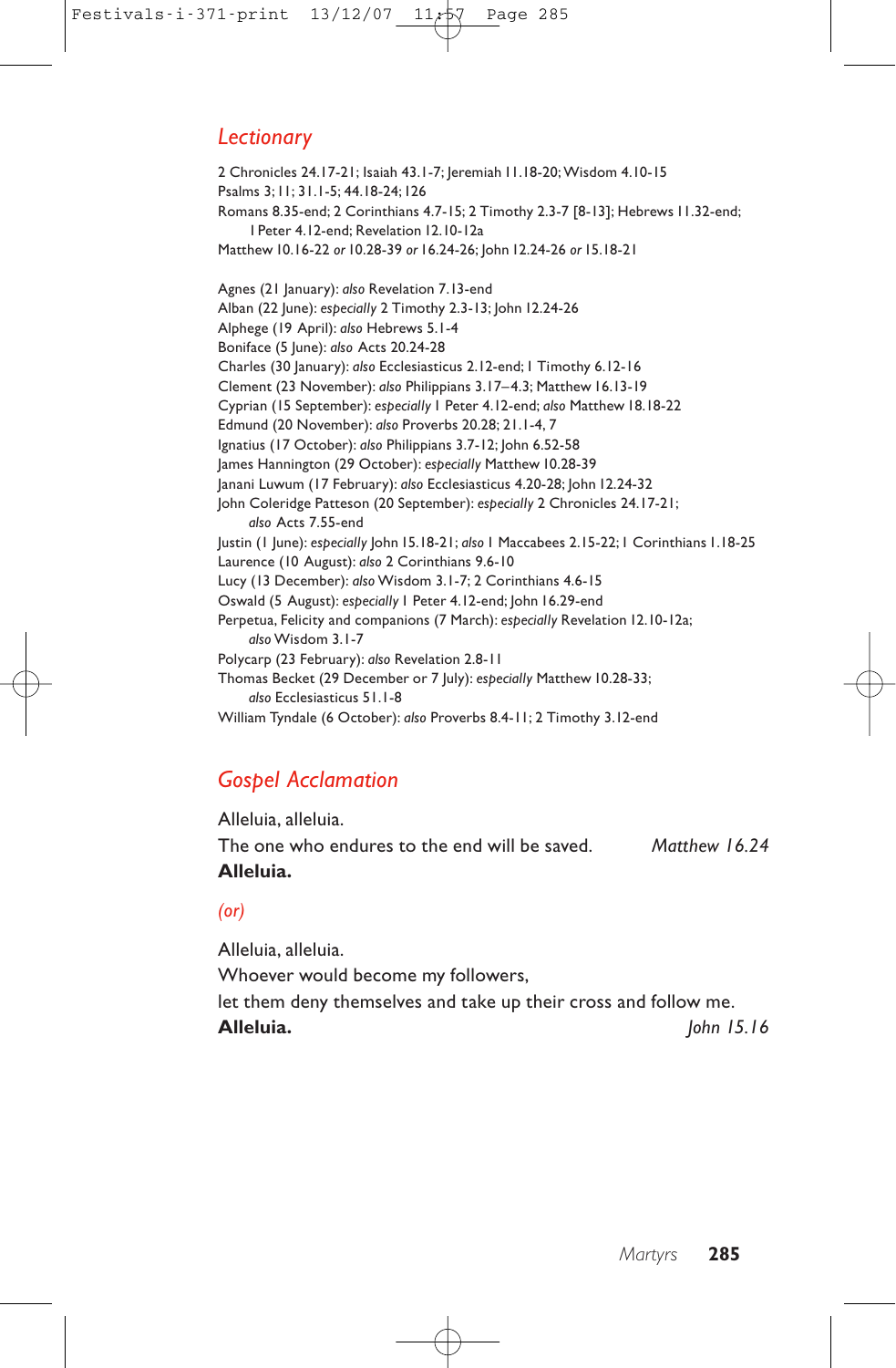## *Lectionary*

2 Chronicles 24.17-21; Isaiah 43.1-7; Jeremiah 11.18-20; Wisdom 4.10-15
Psalms 3; 11; 31.1-5; 44.18-24; 126
Romans 8.35-end; 2 Corinthians 4.7-15; 2 Timothy 2.3-7 [8-13]; Hebrews 11.32-end;
  1 Peter 4.12-end; Revelation 12.10-12a
Matthew 10.16-22 *or* 10.28-39 *or* 16.24-26; John 12.24-26 *or* 15.18-21

Agnes (21 January): *also* Revelation 7.13-end
Alban (22 June): *especially* 2 Timothy 2.3-13; John 12.24-26
Alphege (19 April): *also* Hebrews 5.1-4
Boniface (5 June): *also* Acts 20.24-28
Charles (30 January): *also* Ecclesiasticus 2.12-end; 1 Timothy 6.12-16
Clement (23 November): *also* Philippians 3.17–4.3; Matthew 16.13-19
Cyprian (15 September): *especially* 1 Peter 4.12-end; *also* Matthew 18.18-22
Edmund (20 November): *also* Proverbs 20.28; 21.1-4, 7
Ignatius (17 October): *also* Philippians 3.7-12; John 6.52-58
James Hannington (29 October): *especially* Matthew 10.28-39
Janani Luwum (17 February): *also* Ecclesiasticus 4.20-28; John 12.24-32
John Coleridge Patteson (20 September): *especially* 2 Chronicles 24.17-21;
  *also* Acts 7.55-end
Justin (1 June): *especially* John 15.18-21; *also* 1 Maccabees 2.15-22; 1 Corinthians 1.18-25
Laurence (10 August): *also* 2 Corinthians 9.6-10
Lucy (13 December): *also* Wisdom 3.1-7; 2 Corinthians 4.6-15
Oswald (5 August): *especially* 1 Peter 4.12-end; John 16.29-end
Perpetua, Felicity and companions (7 March): *especially* Revelation 12.10-12a;
  *also* Wisdom 3.1-7
Polycarp (23 February): *also* Revelation 2.8-11
Thomas Becket (29 December or 7 July): *especially* Matthew 10.28-33;
  *also* Ecclesiasticus 51.1-8
William Tyndale (6 October): *also* Proverbs 8.4-11; 2 Timothy 3.12-end

## *Gospel Acclamation*

Alleluia, alleluia.
The one who endures to the end will be saved. *Matthew 16.24*
**Alleluia.**

*(or)*

Alleluia, alleluia.
Whoever would become my followers,
let them deny themselves and take up their cross and follow me.
**Alleluia.** *John 15.16*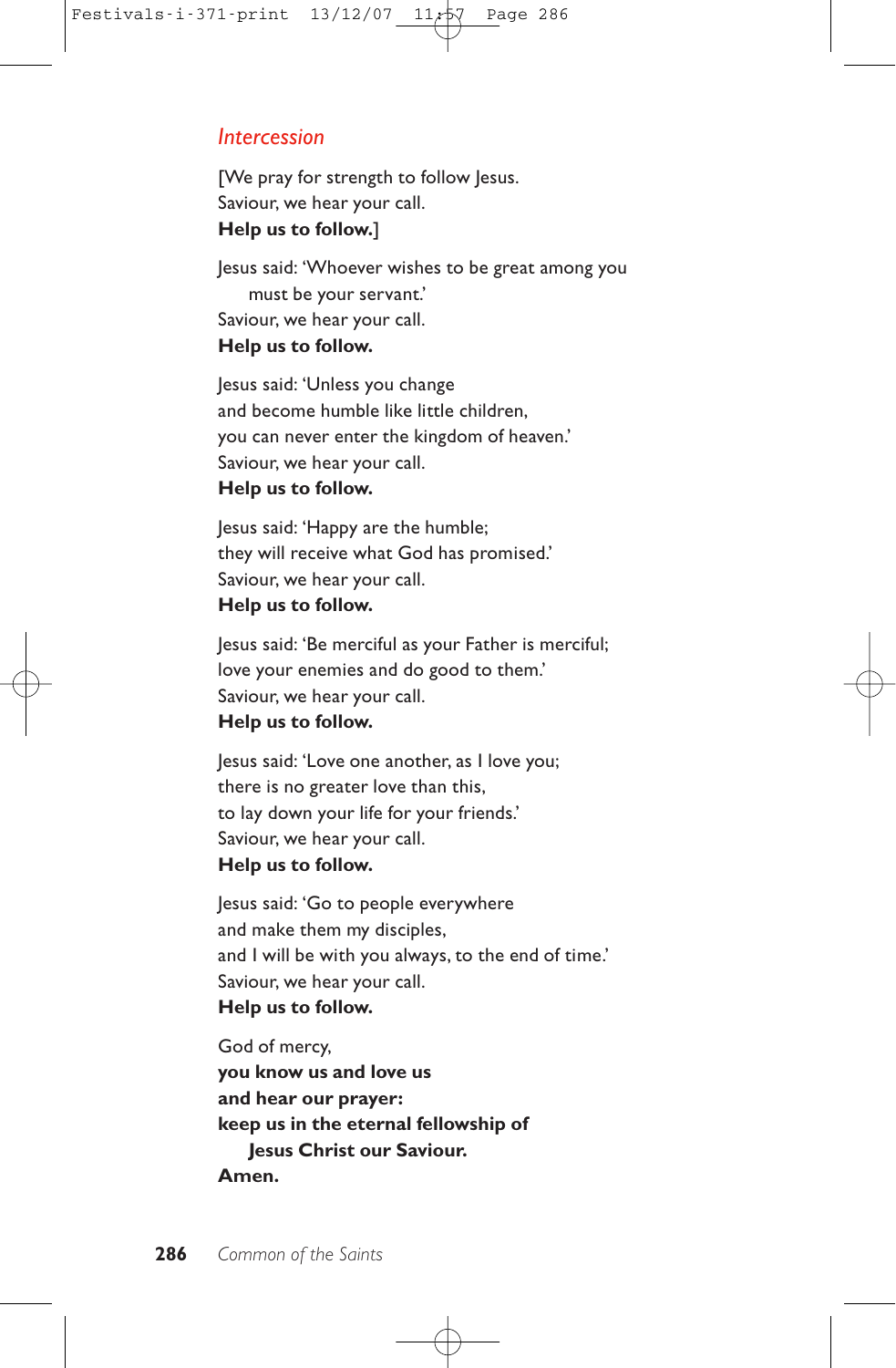## *Intercession*

[We pray for strength to follow Jesus.
Saviour, we hear your call.
**Help us to follow.**]

Jesus said: 'Whoever wishes to be great among you
must be your servant.'
Saviour, we hear your call.
**Help us to follow.**

Jesus said: 'Unless you change
and become humble like little children,
you can never enter the kingdom of heaven.'
Saviour, we hear your call.
**Help us to follow.**

Jesus said: 'Happy are the humble;
they will receive what God has promised.'
Saviour, we hear your call.
**Help us to follow.**

Jesus said: 'Be merciful as your Father is merciful;
love your enemies and do good to them.'
Saviour, we hear your call.
**Help us to follow.**

Jesus said: 'Love one another, as I love you;
there is no greater love than this,
to lay down your life for your friends.'
Saviour, we hear your call.
**Help us to follow.**

Jesus said: 'Go to people everywhere
and make them my disciples,
and I will be with you always, to the end of time.'
Saviour, we hear your call.
**Help us to follow.**

God of mercy,
**you know us and love us**
**and hear our prayer:**
**keep us in the eternal fellowship of**
**Jesus Christ our Saviour.**
**Amen.**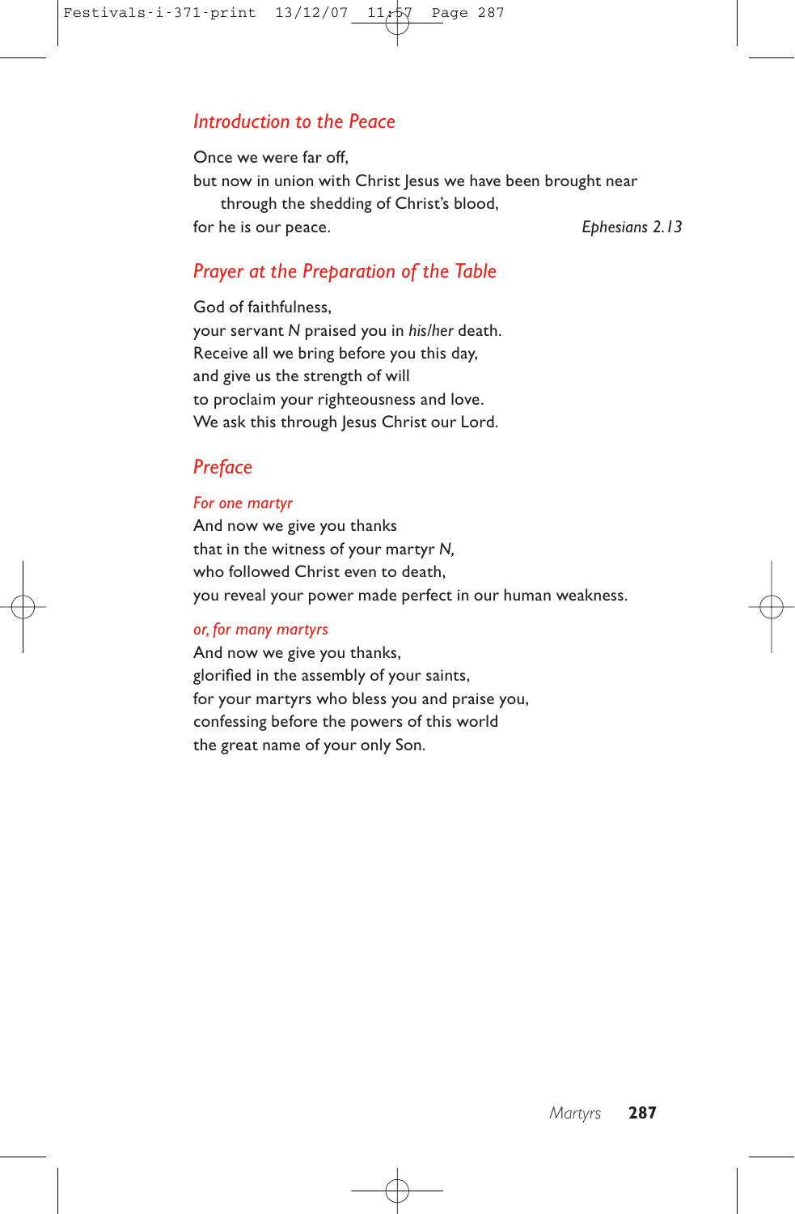## *Introduction to the Peace*

Once we were far off,
but now in union with Christ Jesus we have been brought near
   through the shedding of Christ's blood,
for he is our peace. *Ephesians 2.13*

## *Prayer at the Preparation of the Table*

God of faithfulness,
your servant *N* praised you in *his/her* death.
Receive all we bring before you this day,
and give us the strength of will
to proclaim your righteousness and love.
We ask this through Jesus Christ our Lord.

## *Preface*

*For one martyr*
And now we give you thanks
that in the witness of your martyr *N,*
who followed Christ even to death,
you reveal your power made perfect in our human weakness.

*or, for many martyrs*
And now we give you thanks,
glorified in the assembly of your saints,
for your martyrs who bless you and praise you,
confessing before the powers of this world
the great name of your only Son.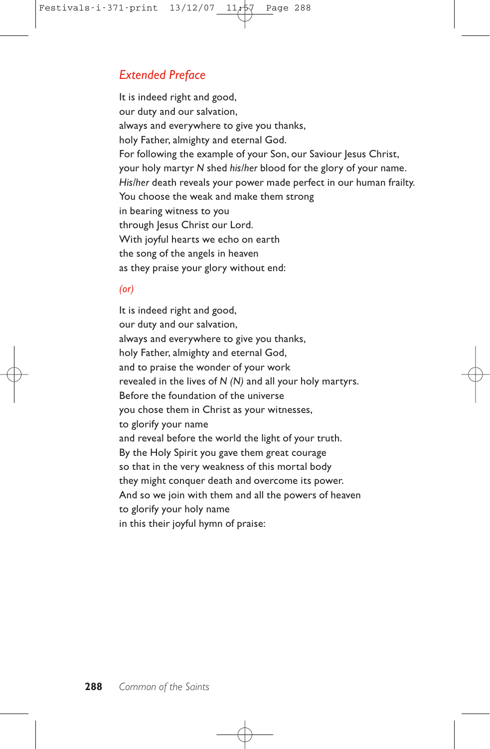## *Extended Preface*

It is indeed right and good,
our duty and our salvation,
always and everywhere to give you thanks,
holy Father, almighty and eternal God.
For following the example of your Son, our Saviour Jesus Christ,
your holy martyr *N* shed *his/her* blood for the glory of your name.
*His/her* death reveals your power made perfect in our human frailty.
You choose the weak and make them strong
in bearing witness to you
through Jesus Christ our Lord.
With joyful hearts we echo on earth
the song of the angels in heaven
as they praise your glory without end:

*(or)*

It is indeed right and good,
our duty and our salvation,
always and everywhere to give you thanks,
holy Father, almighty and eternal God,
and to praise the wonder of your work
revealed in the lives of *N (N)* and all your holy martyrs.
Before the foundation of the universe
you chose them in Christ as your witnesses,
to glorify your name
and reveal before the world the light of your truth.
By the Holy Spirit you gave them great courage
so that in the very weakness of this mortal body
they might conquer death and overcome its power.
And so we join with them and all the powers of heaven
to glorify your holy name
in this their joyful hymn of praise: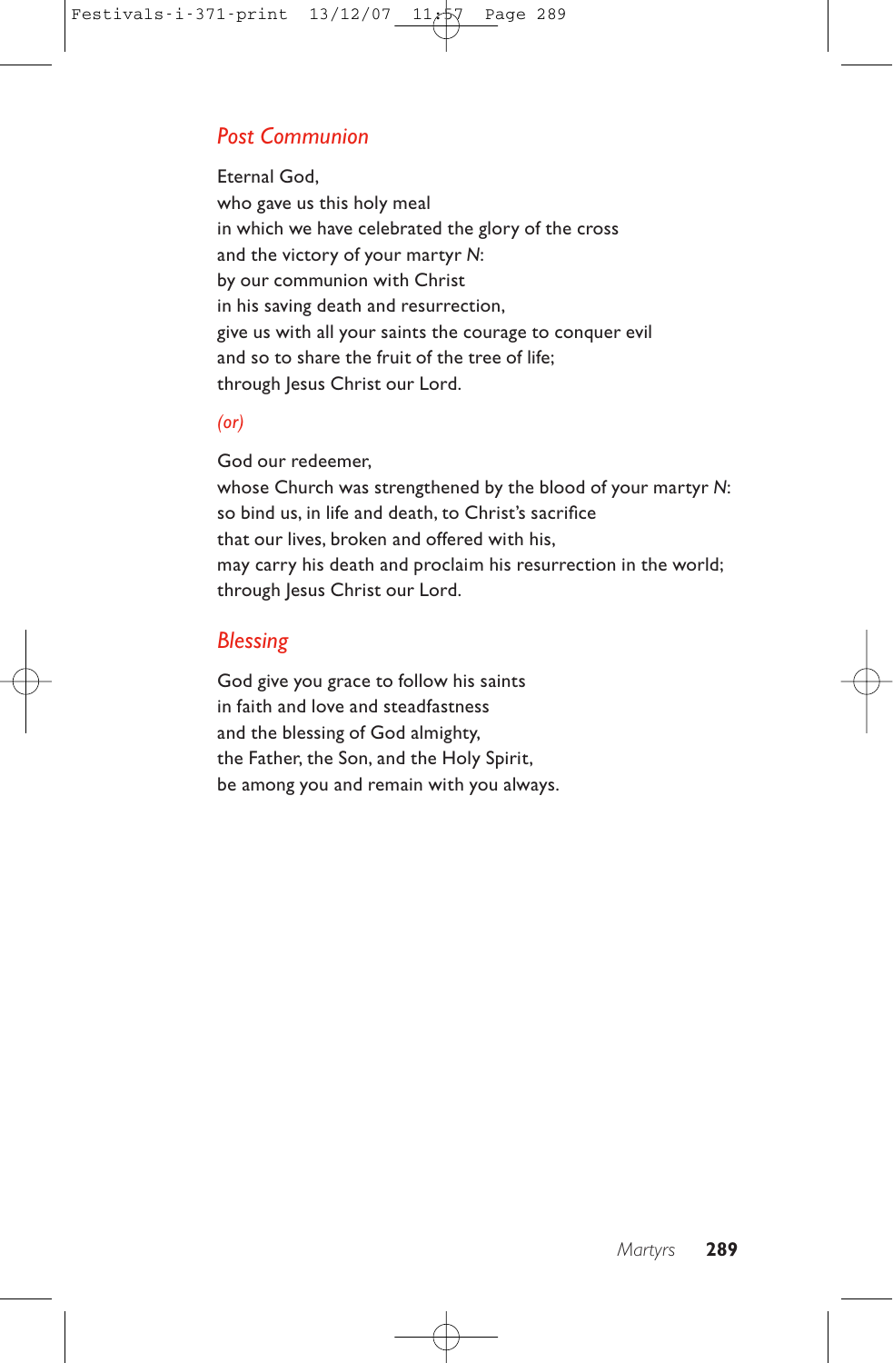## *Post Communion*

Eternal God,
who gave us this holy meal
in which we have celebrated the glory of the cross
and the victory of your martyr *N*:
by our communion with Christ
in his saving death and resurrection,
give us with all your saints the courage to conquer evil
and so to share the fruit of the tree of life;
through Jesus Christ our Lord.

*(or)*

God our redeemer,
whose Church was strengthened by the blood of your martyr *N*:
so bind us, in life and death, to Christ's sacrifice
that our lives, broken and offered with his,
may carry his death and proclaim his resurrection in the world;
through Jesus Christ our Lord.

## *Blessing*

God give you grace to follow his saints
in faith and love and steadfastness
and the blessing of God almighty,
the Father, the Son, and the Holy Spirit,
be among you and remain with you always.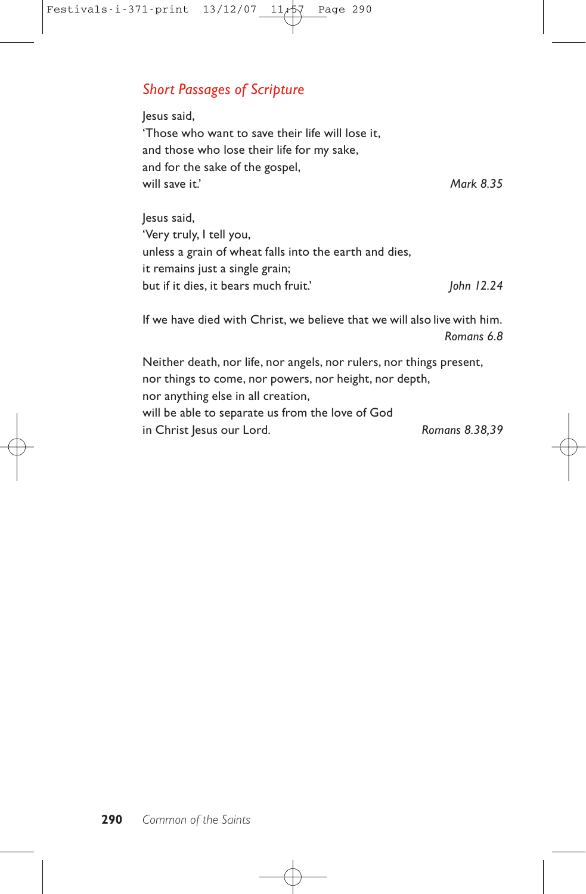## *Short Passages of Scripture*

Jesus said,
'Those who want to save their life will lose it,
and those who lose their life for my sake,
and for the sake of the gospel,
will save it.' *Mark 8.35*

Jesus said,
'Very truly, I tell you,
unless a grain of wheat falls into the earth and dies,
it remains just a single grain;
but if it dies, it bears much fruit.' *John 12.24*

If we have died with Christ, we believe that we will also live with him.
*Romans 6.8*

Neither death, nor life, nor angels, nor rulers, nor things present,
nor things to come, nor powers, nor height, nor depth,
nor anything else in all creation,
will be able to separate us from the love of God
in Christ Jesus our Lord. *Romans 8.38,39*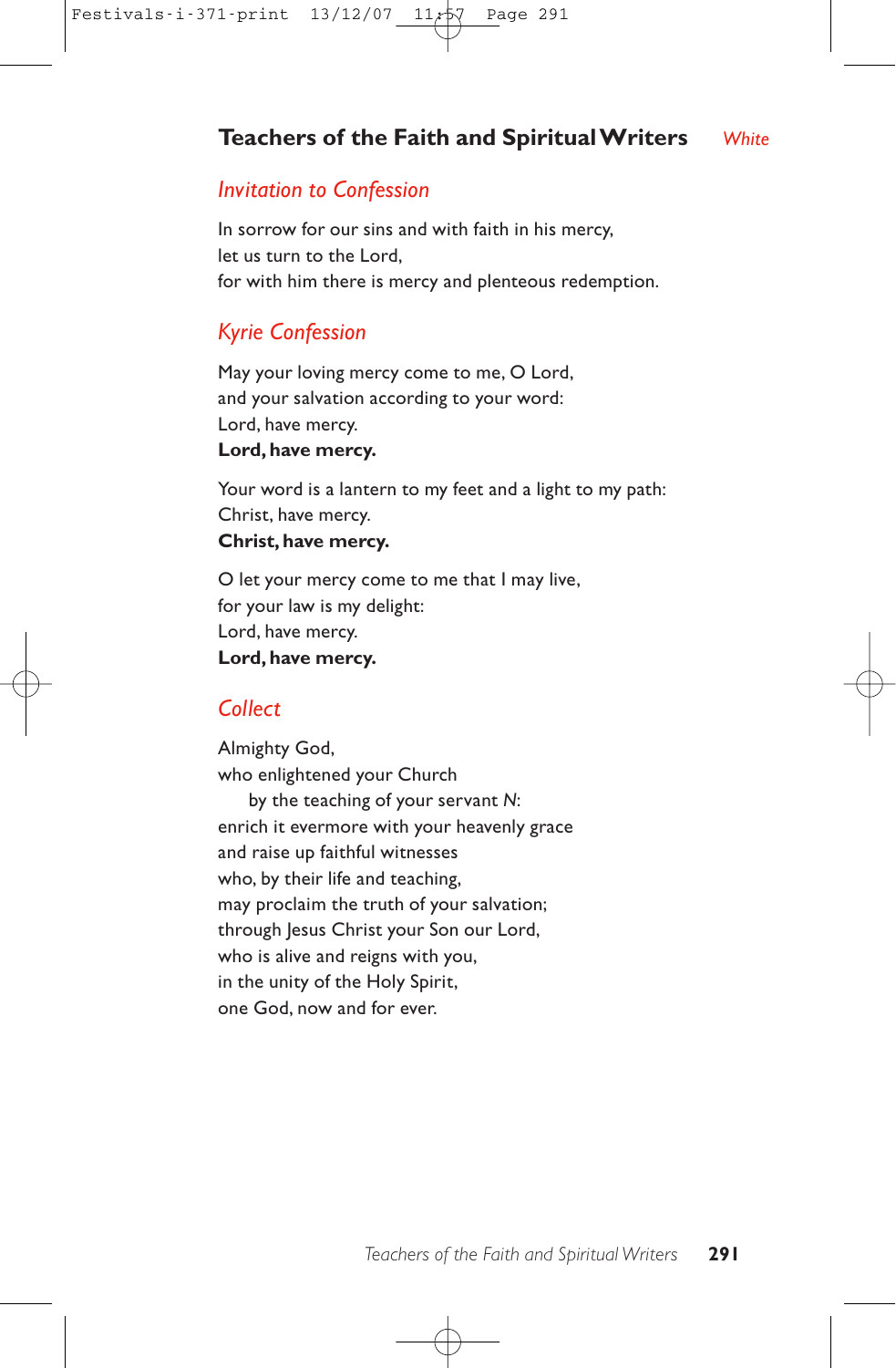## Teachers of the Faith and Spiritual Writers *White*

### *Invitation to Confession*

In sorrow for our sins and with faith in his mercy,
let us turn to the Lord,
for with him there is mercy and plenteous redemption.

### *Kyrie Confession*

May your loving mercy come to me, O Lord,
and your salvation according to your word:
Lord, have mercy.
**Lord, have mercy.**

Your word is a lantern to my feet and a light to my path:
Christ, have mercy.
**Christ, have mercy.**

O let your mercy come to me that I may live,
for your law is my delight:
Lord, have mercy.
**Lord, have mercy.**

### *Collect*

Almighty God,
who enlightened your Church
  by the teaching of your servant *N*:
enrich it evermore with your heavenly grace
and raise up faithful witnesses
who, by their life and teaching,
may proclaim the truth of your salvation;
through Jesus Christ your Son our Lord,
who is alive and reigns with you,
in the unity of the Holy Spirit,
one God, now and for ever.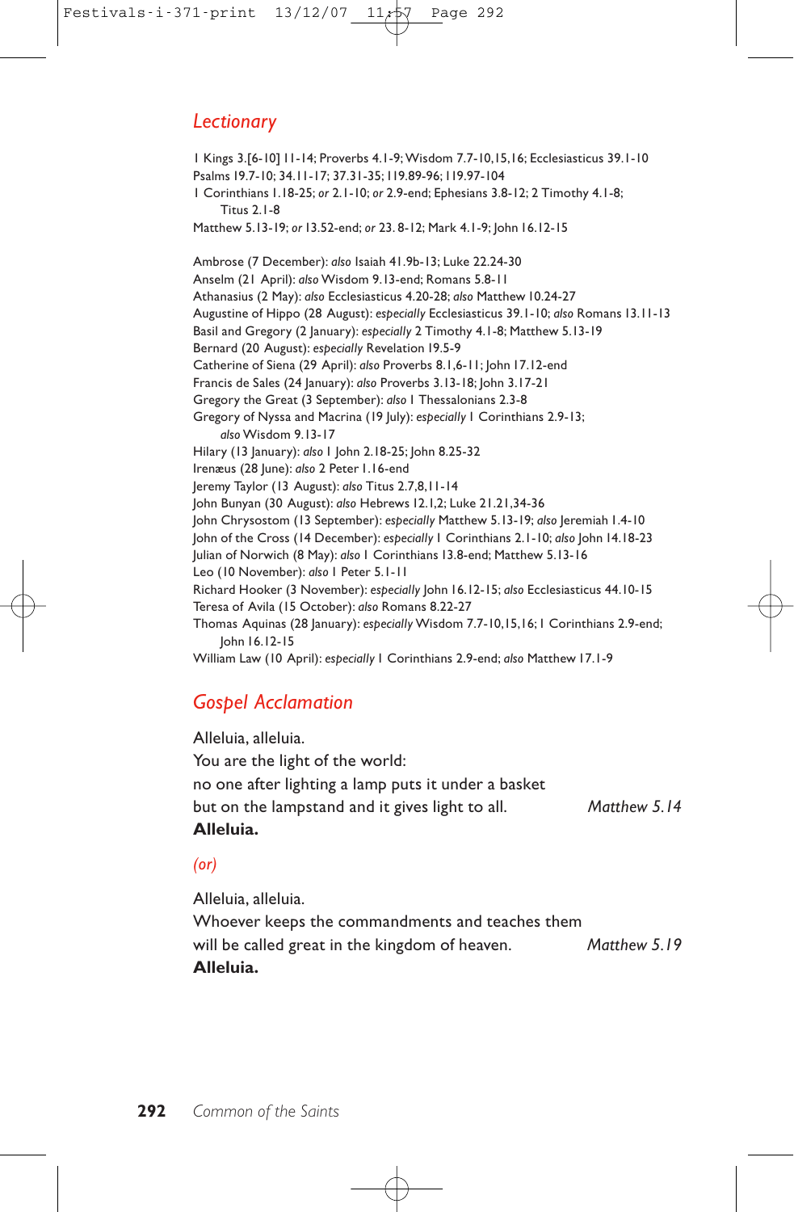## *Lectionary*

1 Kings 3.[6-10] 11-14; Proverbs 4.1-9; Wisdom 7.7-10,15,16; Ecclesiasticus 39.1-10
Psalms 19.7-10; 34.11-17; 37.31-35; 119.89-96; 119.97-104
1 Corinthians 1.18-25; *or* 2.1-10; *or* 2.9-end; Ephesians 3.8-12; 2 Timothy 4.1-8; Titus 2.1-8
Matthew 5.13-19; *or* 13.52-end; *or* 23. 8-12; Mark 4.1-9; John 16.12-15

Ambrose (7 December): *also* Isaiah 41.9b-13; Luke 22.24-30
Anselm (21 April): *also* Wisdom 9.13-end; Romans 5.8-11
Athanasius (2 May): *also* Ecclesiasticus 4.20-28; *also* Matthew 10.24-27
Augustine of Hippo (28 August): *especially* Ecclesiasticus 39.1-10; *also* Romans 13.11-13
Basil and Gregory (2 January): *especially* 2 Timothy 4.1-8; Matthew 5.13-19
Bernard (20 August): *especially* Revelation 19.5-9
Catherine of Siena (29 April): *also* Proverbs 8.1,6-11; John 17.12-end
Francis de Sales (24 January): *also* Proverbs 3.13-18; John 3.17-21
Gregory the Great (3 September): *also* 1 Thessalonians 2.3-8
Gregory of Nyssa and Macrina (19 July): *especially* 1 Corinthians 2.9-13; *also* Wisdom 9.13-17
Hilary (13 January): *also* 1 John 2.18-25; John 8.25-32
Irenæus (28 June): *also* 2 Peter 1.16-end
Jeremy Taylor (13 August): *also* Titus 2.7,8,11-14
John Bunyan (30 August): *also* Hebrews 12.1,2; Luke 21.21,34-36
John Chrysostom (13 September): *especially* Matthew 5.13-19; *also* Jeremiah 1.4-10
John of the Cross (14 December): *especially* 1 Corinthians 2.1-10; *also* John 14.18-23
Julian of Norwich (8 May): *also* 1 Corinthians 13.8-end; Matthew 5.13-16
Leo (10 November): *also* 1 Peter 5.1-11
Richard Hooker (3 November): *especially* John 16.12-15; *also* Ecclesiasticus 44.10-15
Teresa of Avila (15 October): *also* Romans 8.22-27
Thomas Aquinas (28 January): *especially* Wisdom 7.7-10,15,16; 1 Corinthians 2.9-end; John 16.12-15
William Law (10 April): *especially* 1 Corinthians 2.9-end; *also* Matthew 17.1-9

## *Gospel Acclamation*

Alleluia, alleluia.
You are the light of the world:
no one after lighting a lamp puts it under a basket
but on the lampstand and it gives light to all. *Matthew 5.14*
**Alleluia.**

*(or)*

Alleluia, alleluia.
Whoever keeps the commandments and teaches them
will be called great in the kingdom of heaven. *Matthew 5.19*
**Alleluia.**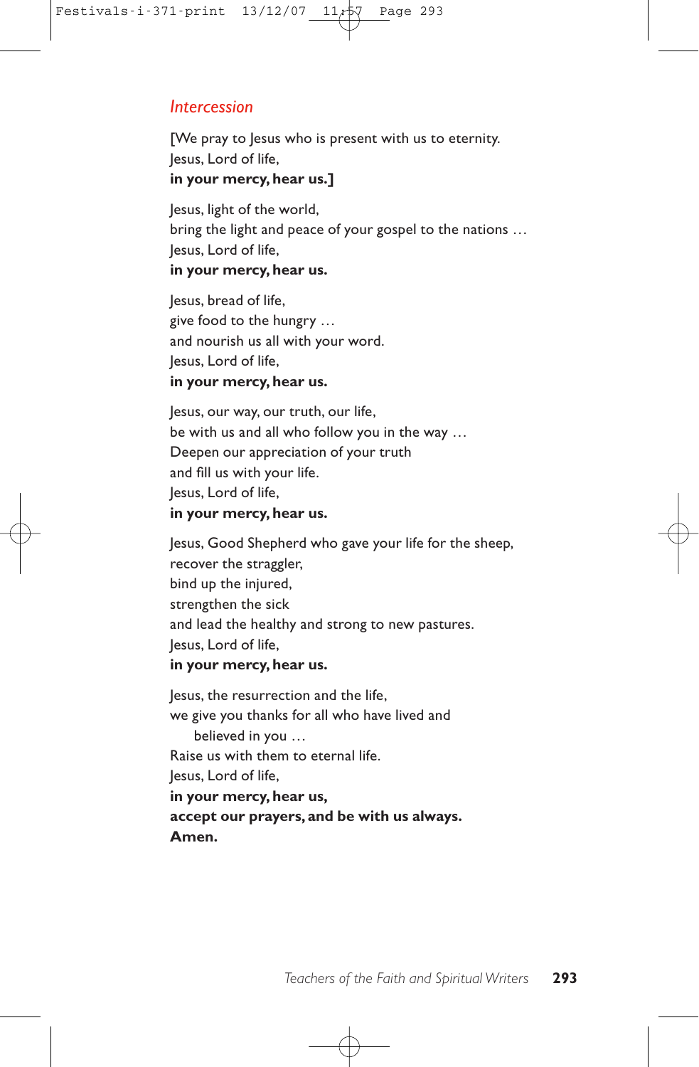## *Intercession*

[We pray to Jesus who is present with us to eternity.
Jesus, Lord of life,
**in your mercy, hear us.]**

Jesus, light of the world,
bring the light and peace of your gospel to the nations …
Jesus, Lord of life,
**in your mercy, hear us.**

Jesus, bread of life,
give food to the hungry …
and nourish us all with your word.
Jesus, Lord of life,
**in your mercy, hear us.**

Jesus, our way, our truth, our life,
be with us and all who follow you in the way …
Deepen our appreciation of your truth
and fill us with your life.
Jesus, Lord of life,
**in your mercy, hear us.**

Jesus, Good Shepherd who gave your life for the sheep,
recover the straggler,
bind up the injured,
strengthen the sick
and lead the healthy and strong to new pastures.
Jesus, Lord of life,
**in your mercy, hear us.**

Jesus, the resurrection and the life,
we give you thanks for all who have lived and
believed in you …
Raise us with them to eternal life.
Jesus, Lord of life,
**in your mercy, hear us,**
**accept our prayers, and be with us always.**
**Amen.**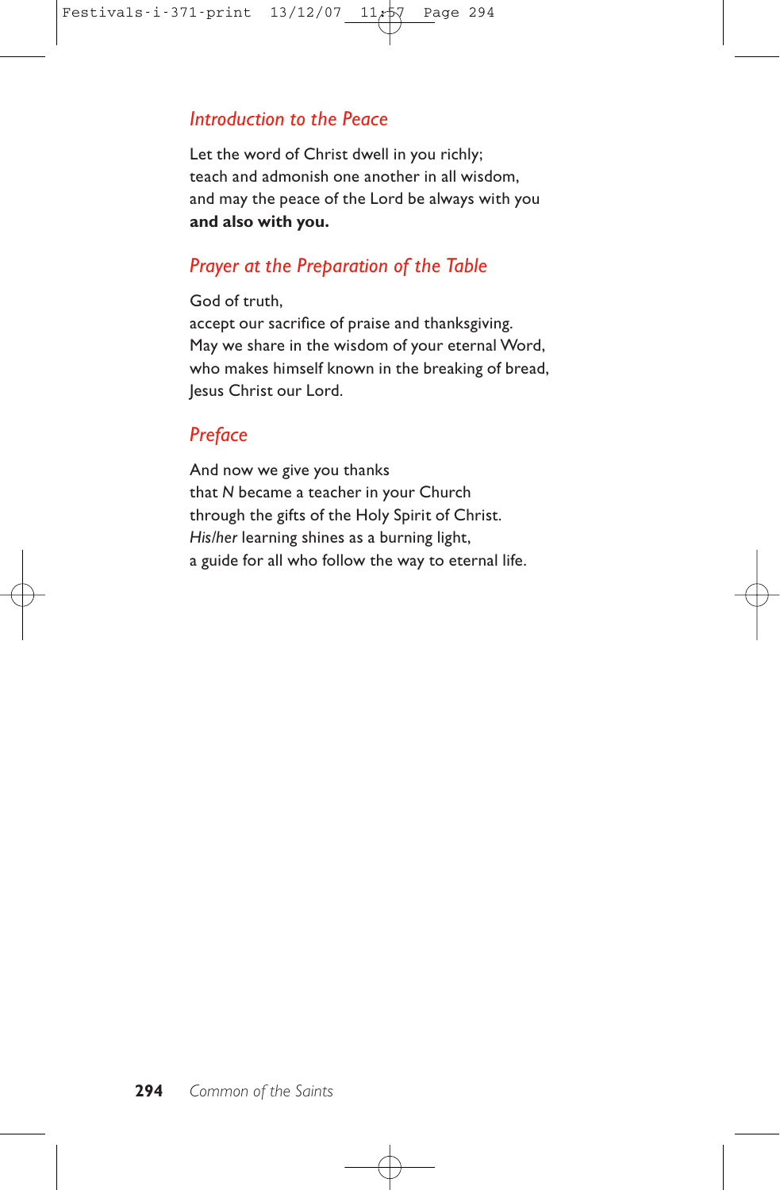## *Introduction to the Peace*

Let the word of Christ dwell in you richly;
teach and admonish one another in all wisdom,
and may the peace of the Lord be always with you
**and also with you.**

## *Prayer at the Preparation of the Table*

God of truth,
accept our sacrifice of praise and thanksgiving.
May we share in the wisdom of your eternal Word,
who makes himself known in the breaking of bread,
Jesus Christ our Lord.

## *Preface*

And now we give you thanks
that *N* became a teacher in your Church
through the gifts of the Holy Spirit of Christ.
*His/her* learning shines as a burning light,
a guide for all who follow the way to eternal life.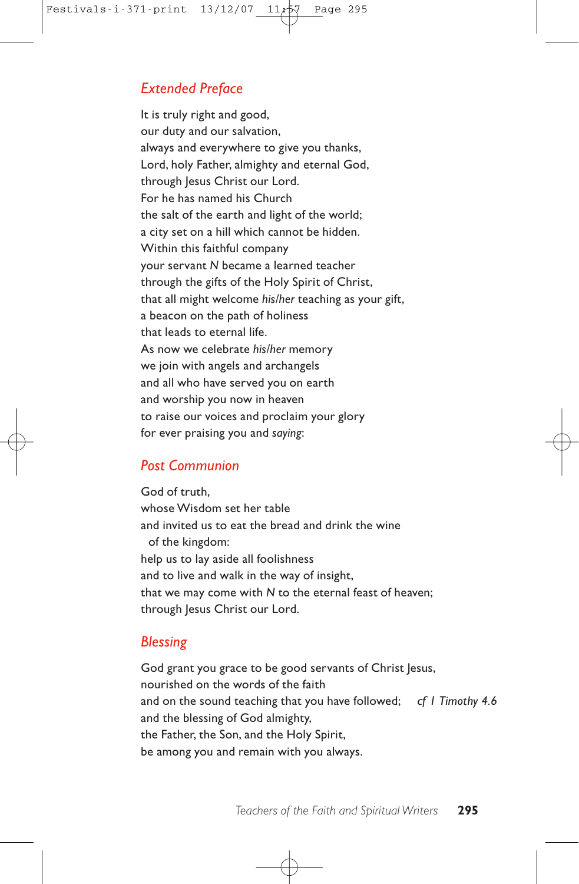## *Extended Preface*

It is truly right and good,
our duty and our salvation,
always and everywhere to give you thanks,
Lord, holy Father, almighty and eternal God,
through Jesus Christ our Lord.
For he has named his Church
the salt of the earth and light of the world;
a city set on a hill which cannot be hidden.
Within this faithful company
your servant *N* became a learned teacher
through the gifts of the Holy Spirit of Christ,
that all might welcome *his/her* teaching as your gift,
a beacon on the path of holiness
that leads to eternal life.
As now we celebrate *his/her* memory
we join with angels and archangels
and all who have served you on earth
and worship you now in heaven
to raise our voices and proclaim your glory
for ever praising you and *saying*:

## *Post Communion*

God of truth,
whose Wisdom set her table
and invited us to eat the bread and drink the wine
of the kingdom:
help us to lay aside all foolishness
and to live and walk in the way of insight,
that we may come with *N* to the eternal feast of heaven;
through Jesus Christ our Lord.

## *Blessing*

God grant you grace to be good servants of Christ Jesus,
nourished on the words of the faith
and on the sound teaching that you have followed; *cf 1 Timothy 4.6*
and the blessing of God almighty,
the Father, the Son, and the Holy Spirit,
be among you and remain with you always.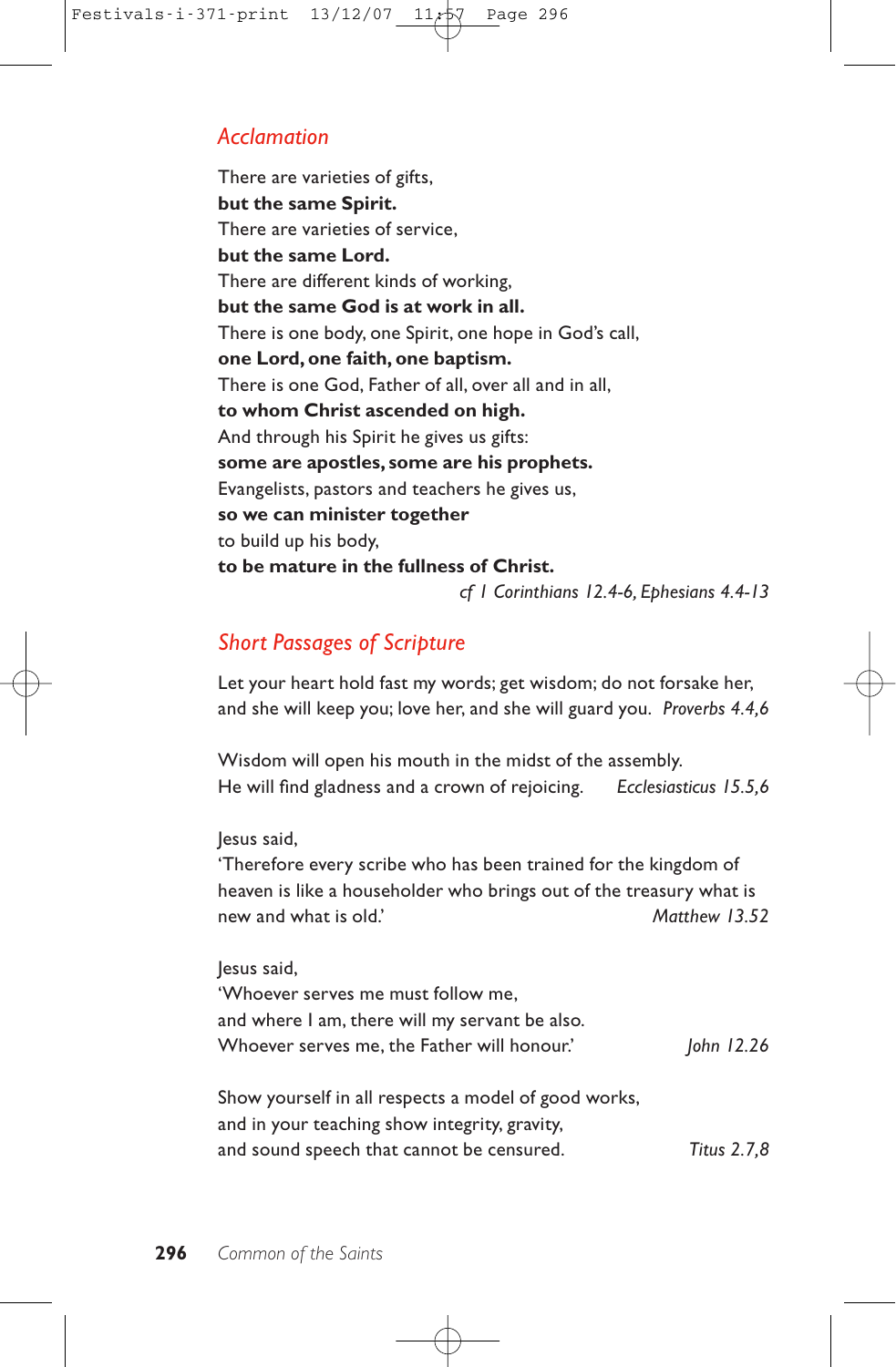## *Acclamation*

There are varieties of gifts,
**but the same Spirit.**
There are varieties of service,
**but the same Lord.**
There are different kinds of working,
**but the same God is at work in all.**
There is one body, one Spirit, one hope in God's call,
**one Lord, one faith, one baptism.**
There is one God, Father of all, over all and in all,
**to whom Christ ascended on high.**
And through his Spirit he gives us gifts:
**some are apostles, some are his prophets.**
Evangelists, pastors and teachers he gives us,
**so we can minister together**
to build up his body,
**to be mature in the fullness of Christ.**

*cf 1 Corinthians 12.4-6, Ephesians 4.4-13*

## *Short Passages of Scripture*

Let your heart hold fast my words; get wisdom; do not forsake her, and she will keep you; love her, and she will guard you. *Proverbs 4.4,6*

Wisdom will open his mouth in the midst of the assembly.
He will find gladness and a crown of rejoicing. *Ecclesiasticus 15.5,6*

Jesus said,
'Therefore every scribe who has been trained for the kingdom of heaven is like a householder who brings out of the treasury what is new and what is old.' *Matthew 13.52*

Jesus said,
'Whoever serves me must follow me,
and where I am, there will my servant be also.
Whoever serves me, the Father will honour.' *John 12.26*

Show yourself in all respects a model of good works,
and in your teaching show integrity, gravity,
and sound speech that cannot be censured. *Titus 2.7,8*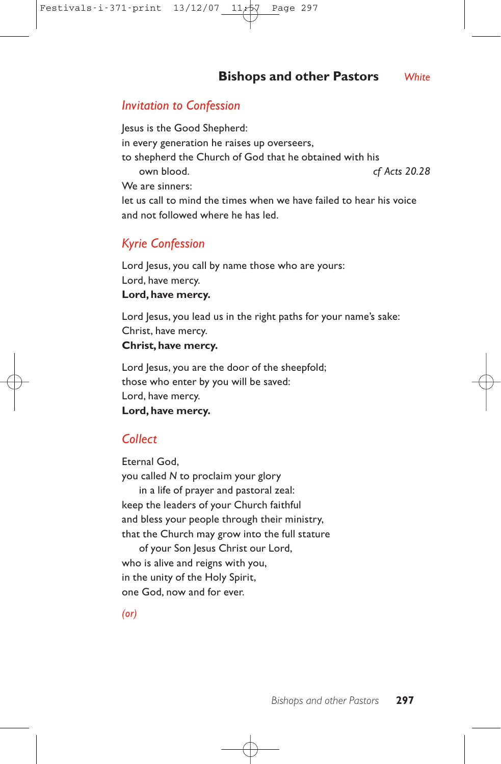## Bishops and other Pastors *White*

### *Invitation to Confession*

Jesus is the Good Shepherd:
in every generation he raises up overseers,
to shepherd the Church of God that he obtained with his
own blood. *cf Acts 20.28*
We are sinners:
let us call to mind the times when we have failed to hear his voice
and not followed where he has led.

### *Kyrie Confession*

Lord Jesus, you call by name those who are yours:
Lord, have mercy.
**Lord, have mercy.**

Lord Jesus, you lead us in the right paths for your name's sake:
Christ, have mercy.
**Christ, have mercy.**

Lord Jesus, you are the door of the sheepfold;
those who enter by you will be saved:
Lord, have mercy.
**Lord, have mercy.**

### *Collect*

Eternal God,
you called *N* to proclaim your glory
in a life of prayer and pastoral zeal:
keep the leaders of your Church faithful
and bless your people through their ministry,
that the Church may grow into the full stature
of your Son Jesus Christ our Lord,
who is alive and reigns with you,
in the unity of the Holy Spirit,
one God, now and for ever.

*(or)*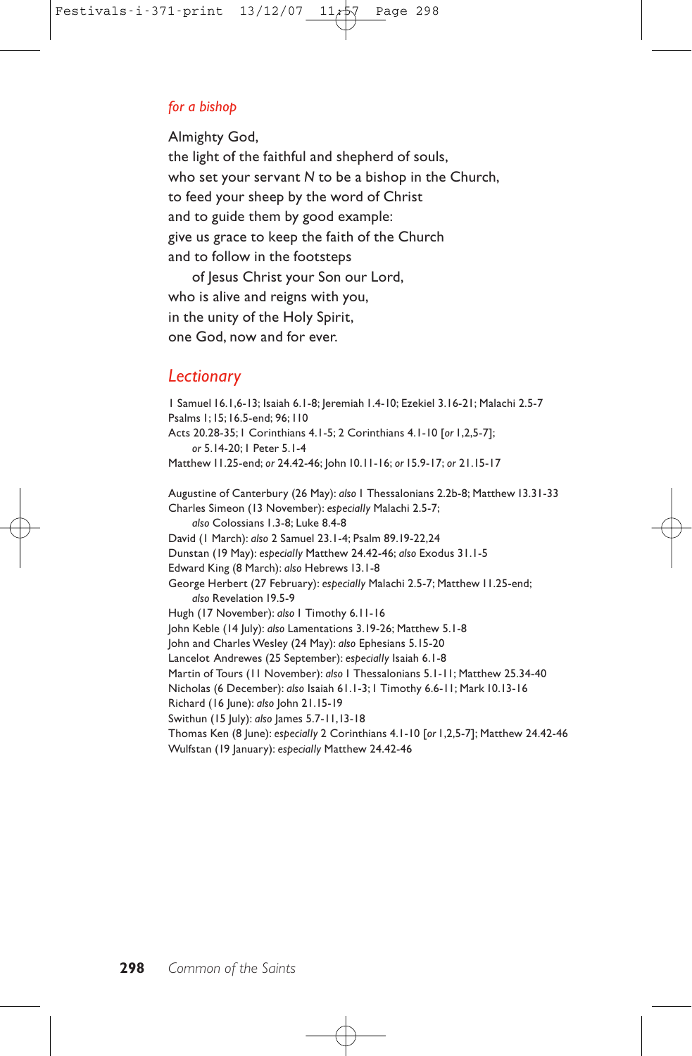*for a bishop*

Almighty God,
the light of the faithful and shepherd of souls,
who set your servant *N* to be a bishop in the Church,
to feed your sheep by the word of Christ
and to guide them by good example:
give us grace to keep the faith of the Church
and to follow in the footsteps
 of Jesus Christ your Son our Lord,
who is alive and reigns with you,
in the unity of the Holy Spirit,
one God, now and for ever.

## *Lectionary*

1 Samuel 16.1,6-13; Isaiah 6.1-8; Jeremiah 1.4-10; Ezekiel 3.16-21; Malachi 2.5-7
Psalms 1; 15; 16.5-end; 96; 110
Acts 20.28-35; 1 Corinthians 4.1-5; 2 Corinthians 4.1-10 [*or* 1,2,5-7];
 *or* 5.14-20; 1 Peter 5.1-4
Matthew 11.25-end; *or* 24.42-46; John 10.11-16; *or* 15.9-17; *or* 21.15-17

Augustine of Canterbury (26 May): *also* 1 Thessalonians 2.2b-8; Matthew 13.31-33
Charles Simeon (13 November): *especially* Malachi 2.5-7;
 *also* Colossians 1.3-8; Luke 8.4-8
David (1 March): *also* 2 Samuel 23.1-4; Psalm 89.19-22,24
Dunstan (19 May): *especially* Matthew 24.42-46; *also* Exodus 31.1-5
Edward King (8 March): *also* Hebrews 13.1-8
George Herbert (27 February): *especially* Malachi 2.5-7; Matthew 11.25-end;
 *also* Revelation 19.5-9
Hugh (17 November): *also* 1 Timothy 6.11-16
John Keble (14 July): *also* Lamentations 3.19-26; Matthew 5.1-8
John and Charles Wesley (24 May): *also* Ephesians 5.15-20
Lancelot Andrewes (25 September): *especially* Isaiah 6.1-8
Martin of Tours (11 November): *also* 1 Thessalonians 5.1-11; Matthew 25.34-40
Nicholas (6 December): *also* Isaiah 61.1-3; 1 Timothy 6.6-11; Mark 10.13-16
Richard (16 June): *also* John 21.15-19
Swithun (15 July): *also* James 5.7-11,13-18
Thomas Ken (8 June): *especially* 2 Corinthians 4.1-10 [*or* 1,2,5-7]; Matthew 24.42-46
Wulfstan (19 January): *especially* Matthew 24.42-46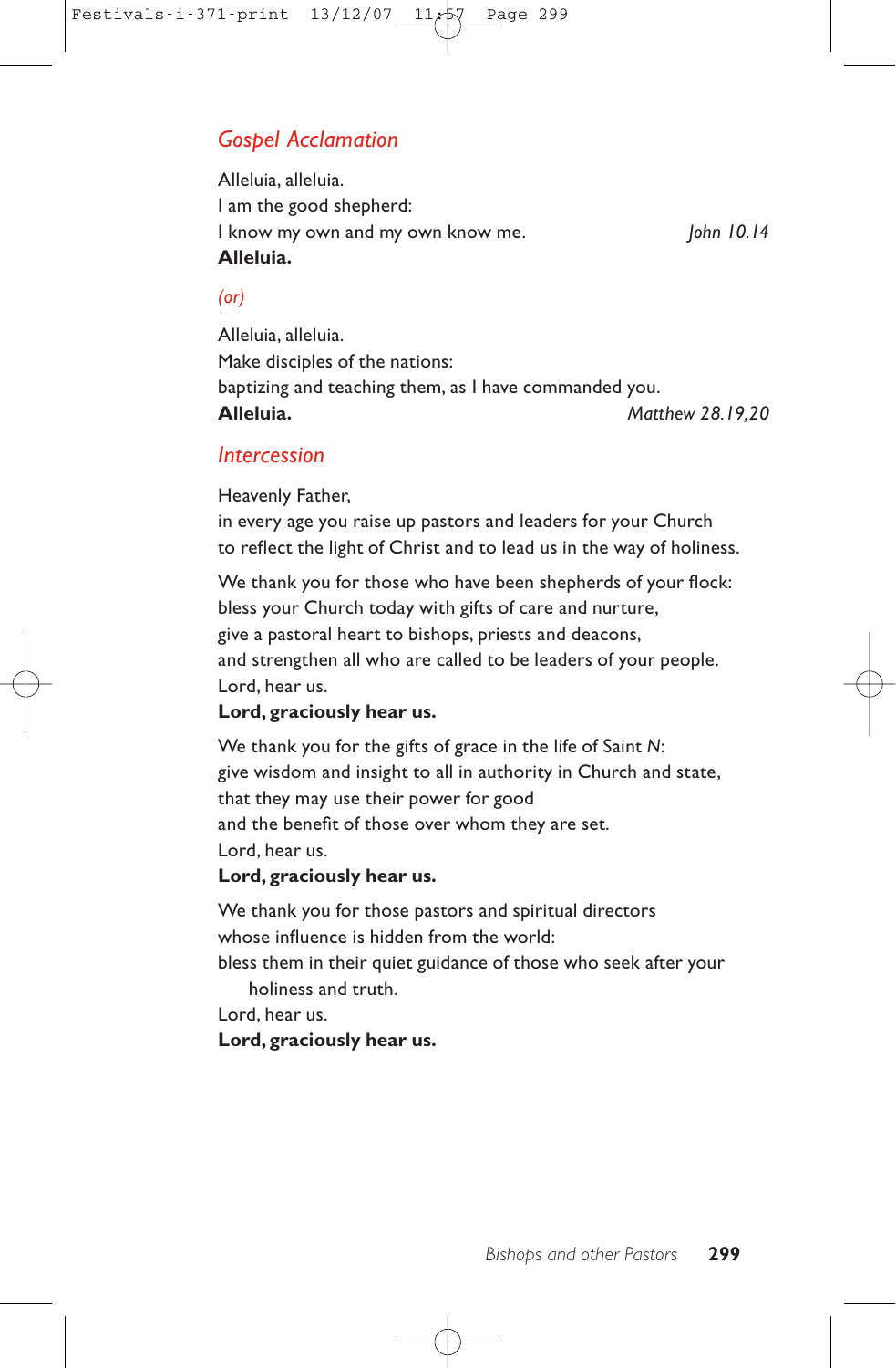## *Gospel Acclamation*

Alleluia, alleluia.
I am the good shepherd:
I know my own and my own know me. *John 10.14*
**Alleluia.**

*(or)*

Alleluia, alleluia.
Make disciples of the nations:
baptizing and teaching them, as I have commanded you.
**Alleluia.** *Matthew 28.19,20*

## *Intercession*

Heavenly Father,
in every age you raise up pastors and leaders for your Church
to reflect the light of Christ and to lead us in the way of holiness.

We thank you for those who have been shepherds of your flock:
bless your Church today with gifts of care and nurture,
give a pastoral heart to bishops, priests and deacons,
and strengthen all who are called to be leaders of your people.
Lord, hear us.
**Lord, graciously hear us.**

We thank you for the gifts of grace in the life of Saint *N*:
give wisdom and insight to all in authority in Church and state,
that they may use their power for good
and the benefit of those over whom they are set.
Lord, hear us.
**Lord, graciously hear us.**

We thank you for those pastors and spiritual directors
whose influence is hidden from the world:
bless them in their quiet guidance of those who seek after your
holiness and truth.
Lord, hear us.
**Lord, graciously hear us.**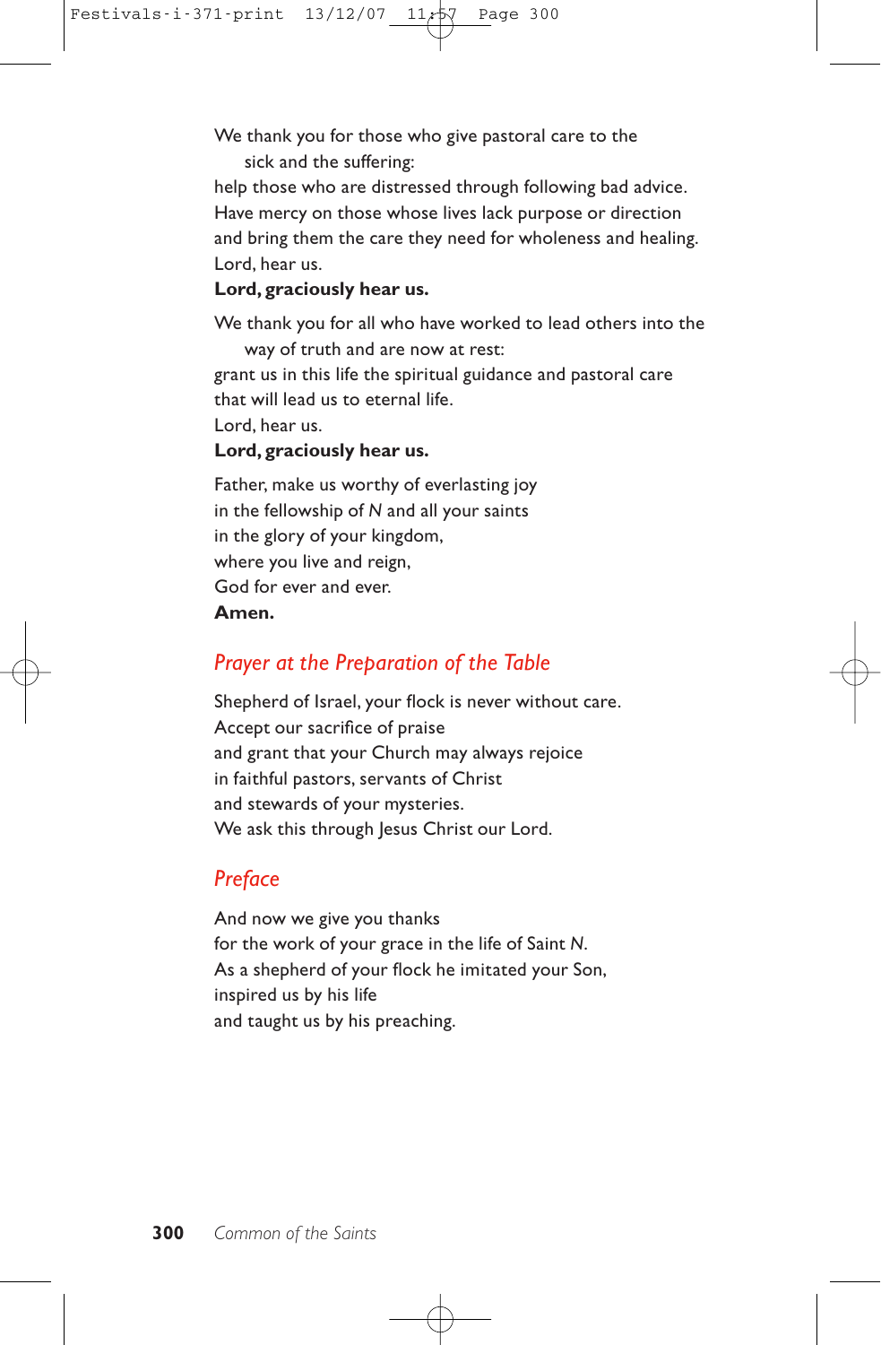We thank you for those who give pastoral care to the
sick and the suffering:
help those who are distressed through following bad advice.
Have mercy on those whose lives lack purpose or direction
and bring them the care they need for wholeness and healing.
Lord, hear us.
**Lord, graciously hear us.**

We thank you for all who have worked to lead others into the
way of truth and are now at rest:
grant us in this life the spiritual guidance and pastoral care
that will lead us to eternal life.
Lord, hear us.
**Lord, graciously hear us.**

Father, make us worthy of everlasting joy
in the fellowship of *N* and all your saints
in the glory of your kingdom,
where you live and reign,
God for ever and ever.
**Amen.**

## *Prayer at the Preparation of the Table*

Shepherd of Israel, your flock is never without care.
Accept our sacrifice of praise
and grant that your Church may always rejoice
in faithful pastors, servants of Christ
and stewards of your mysteries.
We ask this through Jesus Christ our Lord.

## *Preface*

And now we give you thanks
for the work of your grace in the life of Saint *N*.
As a shepherd of your flock he imitated your Son,
inspired us by his life
and taught us by his preaching.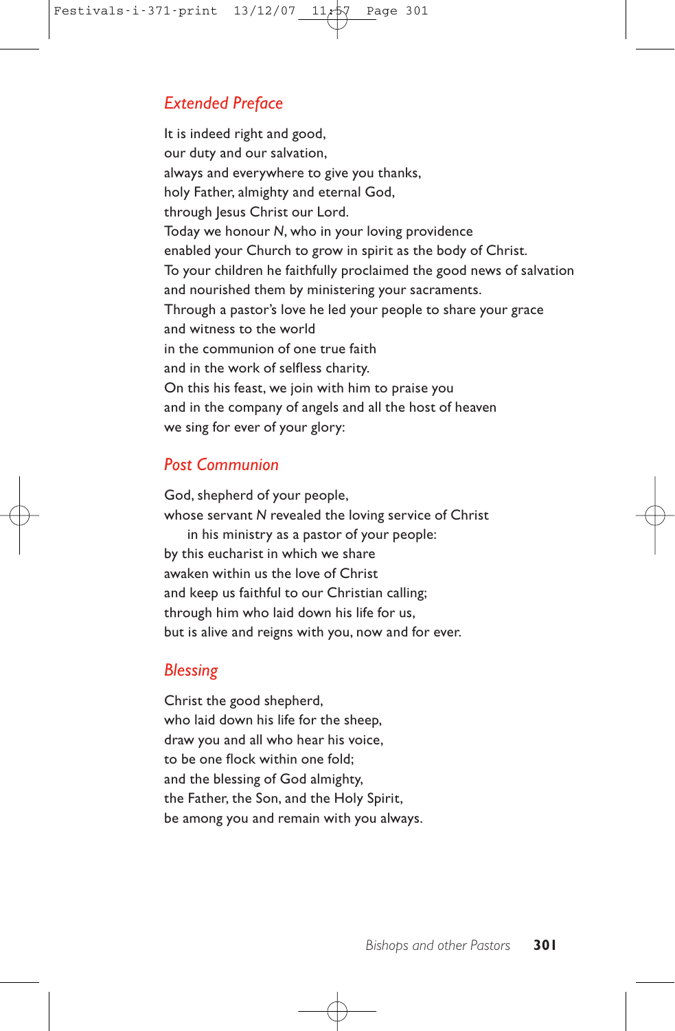## *Extended Preface*

It is indeed right and good,
our duty and our salvation,
always and everywhere to give you thanks,
holy Father, almighty and eternal God,
through Jesus Christ our Lord.
Today we honour *N*, who in your loving providence
enabled your Church to grow in spirit as the body of Christ.
To your children he faithfully proclaimed the good news of salvation
and nourished them by ministering your sacraments.
Through a pastor's love he led your people to share your grace
and witness to the world
in the communion of one true faith
and in the work of selfless charity.
On this his feast, we join with him to praise you
and in the company of angels and all the host of heaven
we sing for ever of your glory:

## *Post Communion*

God, shepherd of your people,
whose servant *N* revealed the loving service of Christ
in his ministry as a pastor of your people:
by this eucharist in which we share
awaken within us the love of Christ
and keep us faithful to our Christian calling;
through him who laid down his life for us,
but is alive and reigns with you, now and for ever.

## *Blessing*

Christ the good shepherd,
who laid down his life for the sheep,
draw you and all who hear his voice,
to be one flock within one fold;
and the blessing of God almighty,
the Father, the Son, and the Holy Spirit,
be among you and remain with you always.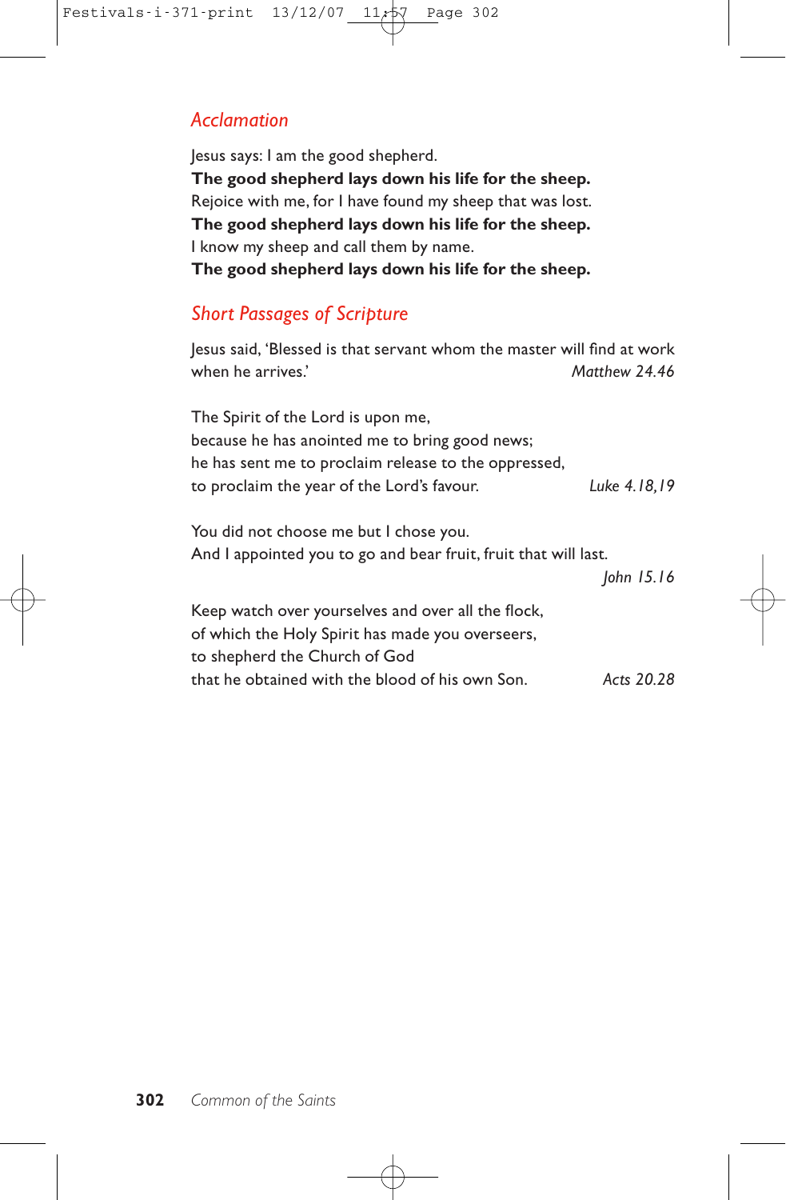## *Acclamation*

Jesus says: I am the good shepherd.
**The good shepherd lays down his life for the sheep.**
Rejoice with me, for I have found my sheep that was lost.
**The good shepherd lays down his life for the sheep.**
I know my sheep and call them by name.
**The good shepherd lays down his life for the sheep.**

## *Short Passages of Scripture*

Jesus said, 'Blessed is that servant whom the master will find at work when he arrives.' *Matthew 24.46*

The Spirit of the Lord is upon me,
because he has anointed me to bring good news;
he has sent me to proclaim release to the oppressed,
to proclaim the year of the Lord's favour. *Luke 4.18,19*

You did not choose me but I chose you.
And I appointed you to go and bear fruit, fruit that will last.
*John 15.16*

Keep watch over yourselves and over all the flock,
of which the Holy Spirit has made you overseers,
to shepherd the Church of God
that he obtained with the blood of his own Son. *Acts 20.28*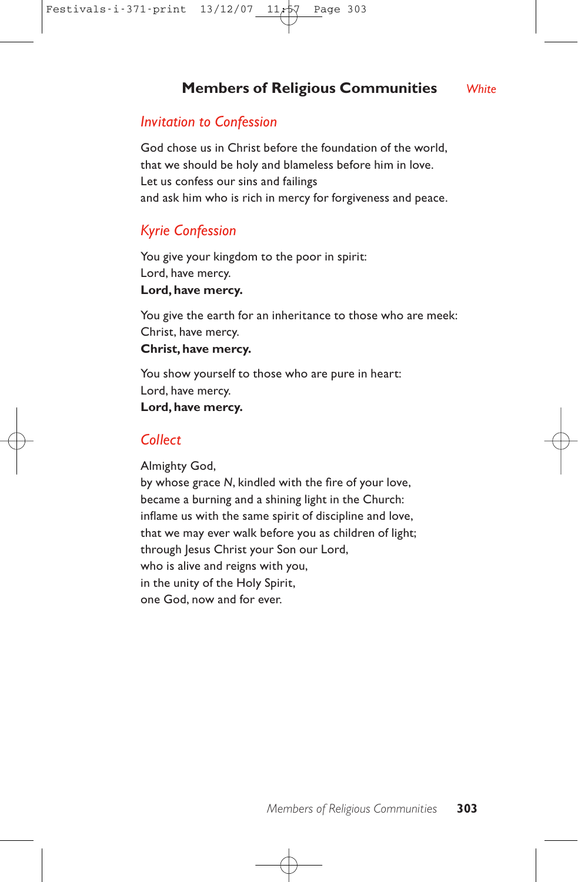## Members of Religious Communities *White*

### *Invitation to Confession*

God chose us in Christ before the foundation of the world,
that we should be holy and blameless before him in love.
Let us confess our sins and failings
and ask him who is rich in mercy for forgiveness and peace.

### *Kyrie Confession*

You give your kingdom to the poor in spirit:
Lord, have mercy.
**Lord, have mercy.**

You give the earth for an inheritance to those who are meek:
Christ, have mercy.
**Christ, have mercy.**

You show yourself to those who are pure in heart:
Lord, have mercy.
**Lord, have mercy.**

### *Collect*

Almighty God,
by whose grace *N*, kindled with the fire of your love,
became a burning and a shining light in the Church:
inflame us with the same spirit of discipline and love,
that we may ever walk before you as children of light;
through Jesus Christ your Son our Lord,
who is alive and reigns with you,
in the unity of the Holy Spirit,
one God, now and for ever.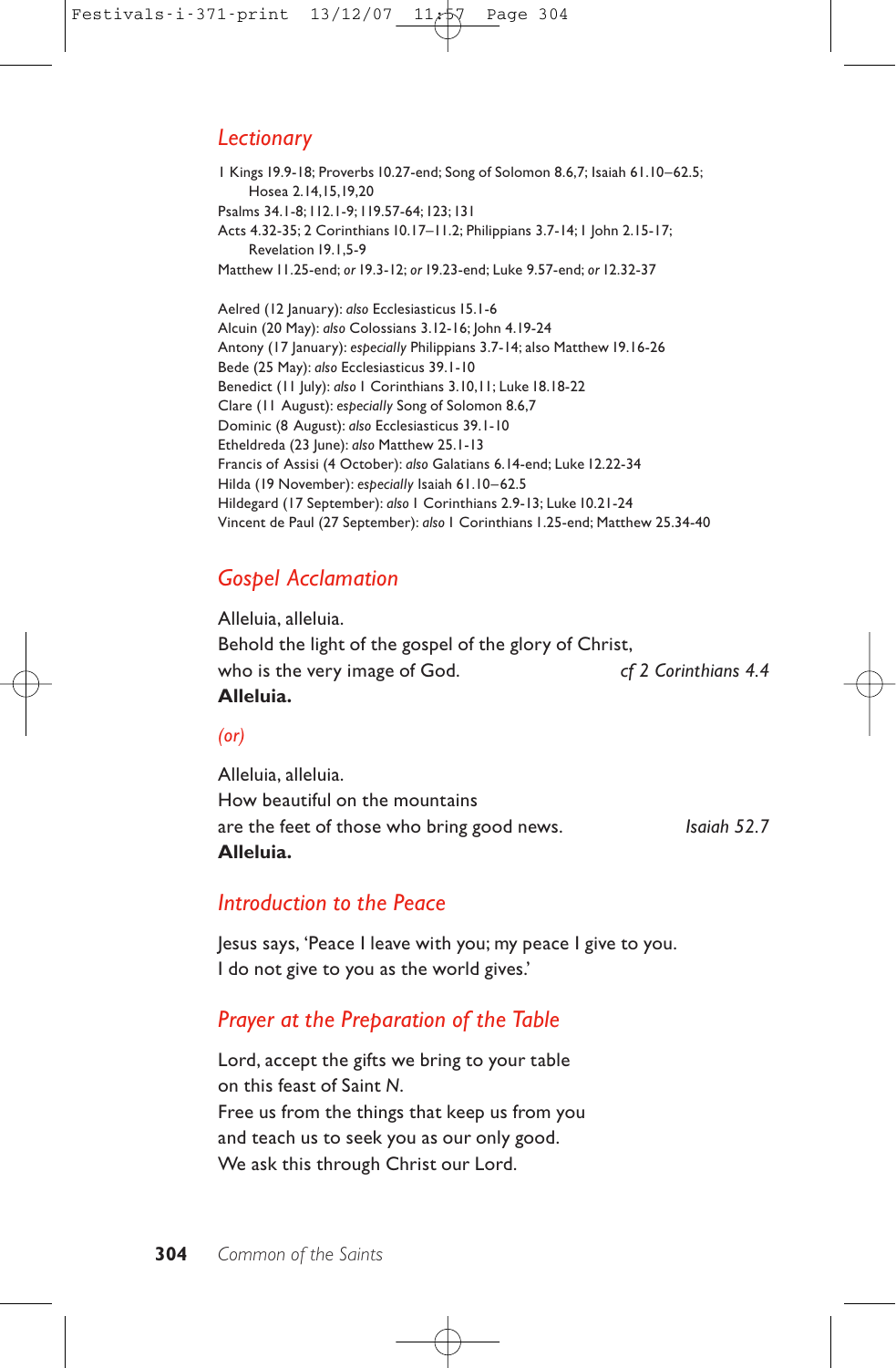## *Lectionary*

1 Kings 19.9-18; Proverbs 10.27-end; Song of Solomon 8.6,7; Isaiah 61.10–62.5; Hosea 2.14,15,19,20
Psalms 34.1-8; 112.1-9; 119.57-64; 123; 131
Acts 4.32-35; 2 Corinthians 10.17–11.2; Philippians 3.7-14; 1 John 2.15-17; Revelation 19.1,5-9
Matthew 11.25-end; *or* 19.3-12; *or* 19.23-end; Luke 9.57-end; *or* 12.32-37

Aelred (12 January): *also* Ecclesiasticus 15.1-6
Alcuin (20 May): *also* Colossians 3.12-16; John 4.19-24
Antony (17 January): *especially* Philippians 3.7-14; also Matthew 19.16-26
Bede (25 May): *also* Ecclesiasticus 39.1-10
Benedict (11 July): *also* 1 Corinthians 3.10,11; Luke 18.18-22
Clare (11 August): *especially* Song of Solomon 8.6,7
Dominic (8 August): *also* Ecclesiasticus 39.1-10
Etheldreda (23 June): *also* Matthew 25.1-13
Francis of Assisi (4 October): *also* Galatians 6.14-end; Luke 12.22-34
Hilda (19 November): *especially* Isaiah 61.10–62.5
Hildegard (17 September): *also* 1 Corinthians 2.9-13; Luke 10.21-24
Vincent de Paul (27 September): *also* 1 Corinthians 1.25-end; Matthew 25.34-40

## *Gospel Acclamation*

Alleluia, alleluia.
Behold the light of the gospel of the glory of Christ,
who is the very image of God. *cf 2 Corinthians 4.4*
**Alleluia.**

*(or)*

Alleluia, alleluia.
How beautiful on the mountains
are the feet of those who bring good news. *Isaiah 52.7*
**Alleluia.**

## *Introduction to the Peace*

Jesus says, 'Peace I leave with you; my peace I give to you.
I do not give to you as the world gives.'

## *Prayer at the Preparation of the Table*

Lord, accept the gifts we bring to your table
on this feast of Saint *N*.
Free us from the things that keep us from you
and teach us to seek you as our only good.
We ask this through Christ our Lord.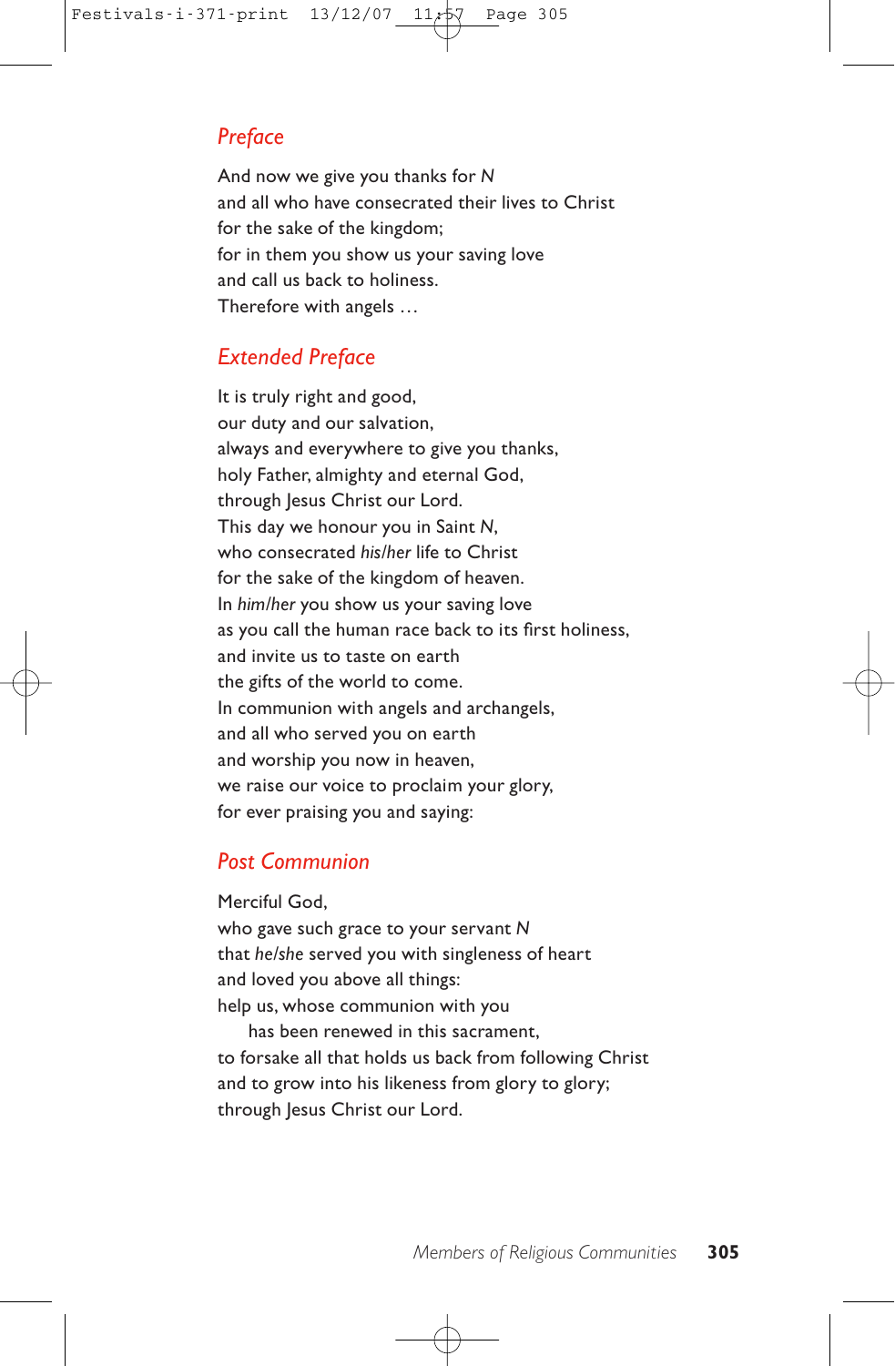## *Preface*

And now we give you thanks for *N*
and all who have consecrated their lives to Christ
for the sake of the kingdom;
for in them you show us your saving love
and call us back to holiness.
Therefore with angels …

## *Extended Preface*

It is truly right and good,
our duty and our salvation,
always and everywhere to give you thanks,
holy Father, almighty and eternal God,
through Jesus Christ our Lord.
This day we honour you in Saint *N*,
who consecrated *his/her* life to Christ
for the sake of the kingdom of heaven.
In *him/her* you show us your saving love
as you call the human race back to its first holiness,
and invite us to taste on earth
the gifts of the world to come.
In communion with angels and archangels,
and all who served you on earth
and worship you now in heaven,
we raise our voice to proclaim your glory,
for ever praising you and saying:

## *Post Communion*

Merciful God,
who gave such grace to your servant *N*
that *he/she* served you with singleness of heart
and loved you above all things:
help us, whose communion with you
    has been renewed in this sacrament,
to forsake all that holds us back from following Christ
and to grow into his likeness from glory to glory;
through Jesus Christ our Lord.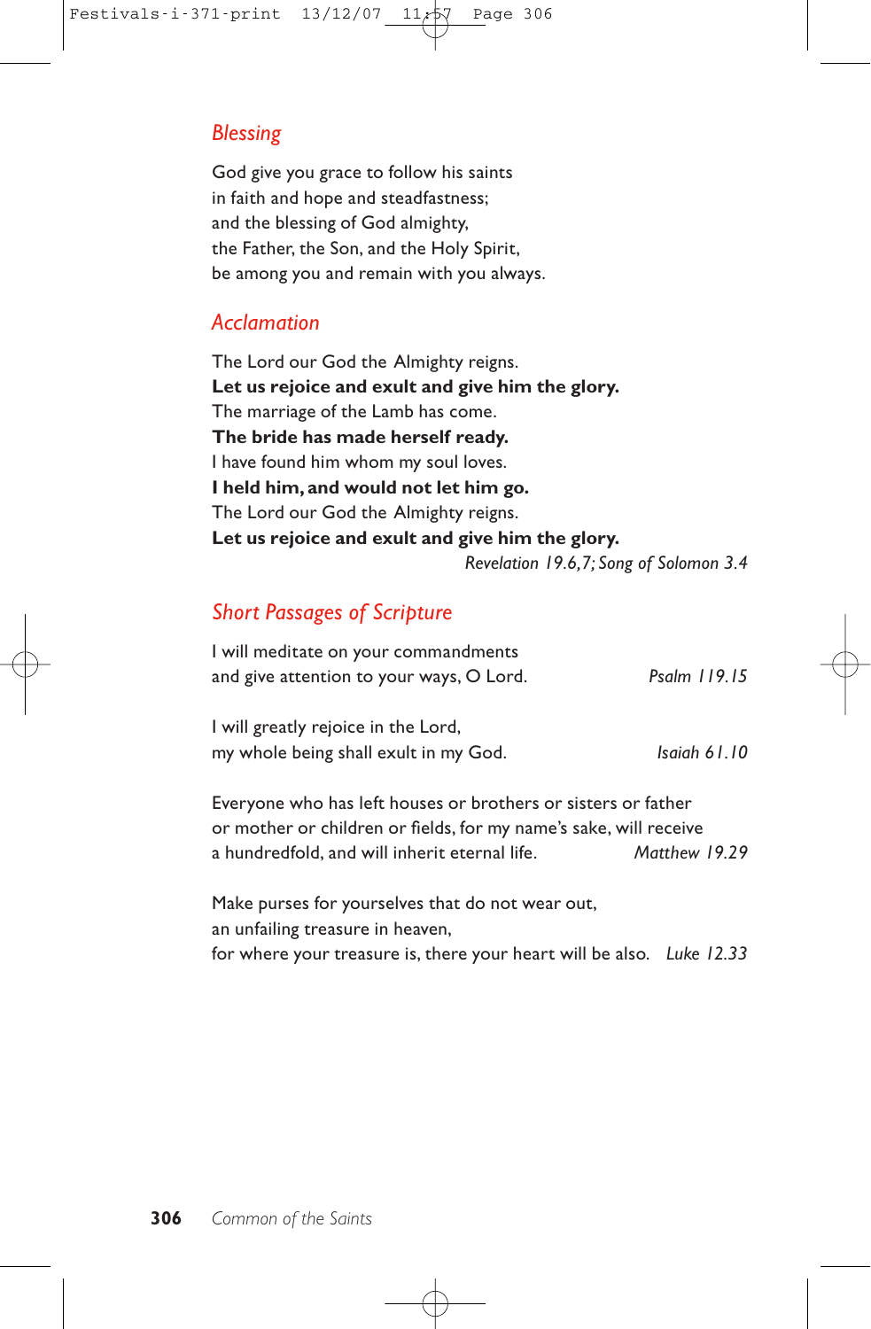## *Blessing*

God give you grace to follow his saints
in faith and hope and steadfastness;
and the blessing of God almighty,
the Father, the Son, and the Holy Spirit,
be among you and remain with you always.

## *Acclamation*

The Lord our God the Almighty reigns.
**Let us rejoice and exult and give him the glory.**
The marriage of the Lamb has come.
**The bride has made herself ready.**
I have found him whom my soul loves.
**I held him, and would not let him go.**
The Lord our God the Almighty reigns.
**Let us rejoice and exult and give him the glory.**

*Revelation 19.6,7; Song of Solomon 3.4*

## *Short Passages of Scripture*

I will meditate on your commandments
and give attention to your ways, O Lord. *Psalm 119.15*

I will greatly rejoice in the Lord,
my whole being shall exult in my God. *Isaiah 61.10*

Everyone who has left houses or brothers or sisters or father
or mother or children or fields, for my name's sake, will receive
a hundredfold, and will inherit eternal life. *Matthew 19.29*

Make purses for yourselves that do not wear out,
an unfailing treasure in heaven,
for where your treasure is, there your heart will be also. *Luke 12.33*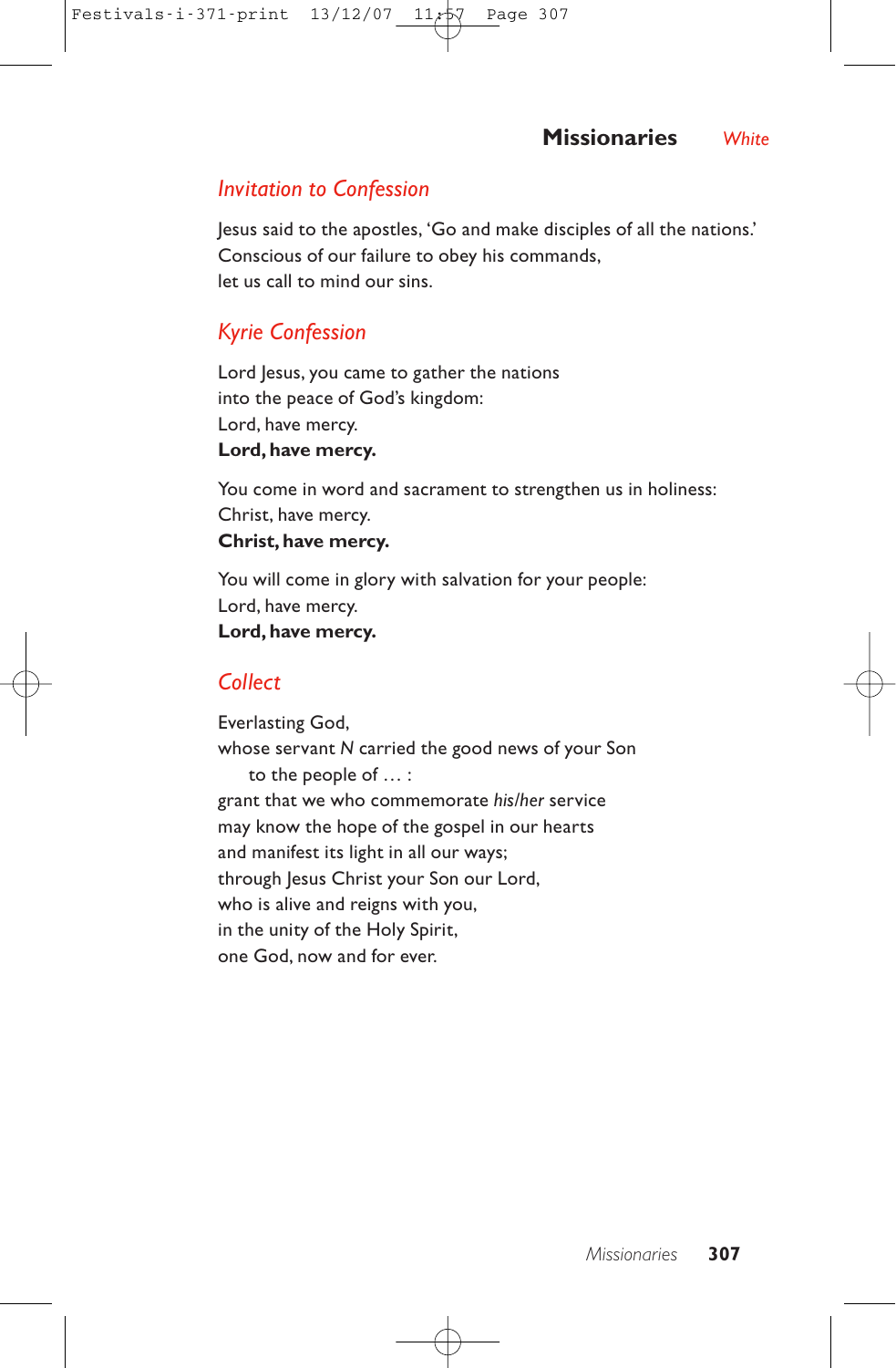# Missionaries *White*

## *Invitation to Confession*

Jesus said to the apostles, 'Go and make disciples of all the nations.'
Conscious of our failure to obey his commands,
let us call to mind our sins.

## *Kyrie Confession*

Lord Jesus, you came to gather the nations
into the peace of God's kingdom:
Lord, have mercy.
**Lord, have mercy.**

You come in word and sacrament to strengthen us in holiness:
Christ, have mercy.
**Christ, have mercy.**

You will come in glory with salvation for your people:
Lord, have mercy.
**Lord, have mercy.**

## *Collect*

Everlasting God,
whose servant *N* carried the good news of your Son
  to the people of … :
grant that we who commemorate *his/her* service
may know the hope of the gospel in our hearts
and manifest its light in all our ways;
through Jesus Christ your Son our Lord,
who is alive and reigns with you,
in the unity of the Holy Spirit,
one God, now and for ever.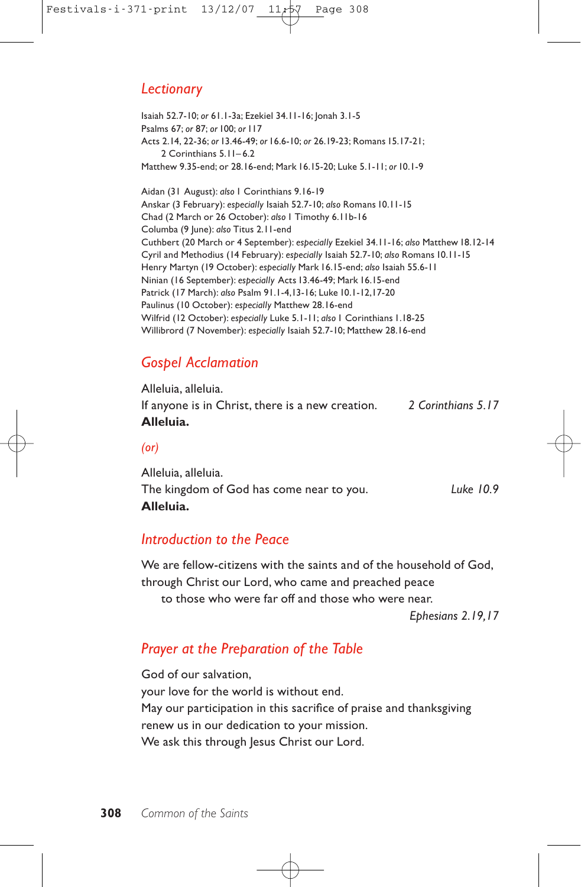## *Lectionary*

Isaiah 52.7-10; *or* 61.1-3a; Ezekiel 34.11-16; Jonah 3.1-5
Psalms 67; *or* 87; *or* 100; *or* 117
Acts 2.14, 22-36; *or* 13.46-49; *or* 16.6-10; *or* 26.19-23; Romans 15.17-21;
  2 Corinthians 5.11–6.2
Matthew 9.35-end; or 28.16-end; Mark 16.15-20; Luke 5.1-11; *or* 10.1-9

Aidan (31 August): *also* I Corinthians 9.16-19
Anskar (3 February): *especially* Isaiah 52.7-10; *also* Romans 10.11-15
Chad (2 March or 26 October): *also* I Timothy 6.11b-16
Columba (9 June): *also* Titus 2.11-end
Cuthbert (20 March or 4 September): *especially* Ezekiel 34.11-16; *also* Matthew 18.12-14
Cyril and Methodius (14 February): *especially* Isaiah 52.7-10; *also* Romans 10.11-15
Henry Martyn (19 October): *especially* Mark 16.15-end; *also* Isaiah 55.6-11
Ninian (16 September): *especially* Acts 13.46-49; Mark 16.15-end
Patrick (17 March): *also* Psalm 91.1-4,13-16; Luke 10.1-12,17-20
Paulinus (10 October): *especially* Matthew 28.16-end
Wilfrid (12 October): *especially* Luke 5.1-11; *also* I Corinthians 1.18-25
Willibrord (7 November): *especially* Isaiah 52.7-10; Matthew 28.16-end

## *Gospel Acclamation*

Alleluia, alleluia.
If anyone is in Christ, there is a new creation. *2 Corinthians 5.17*
**Alleluia.**

*(or)*

Alleluia, alleluia.
The kingdom of God has come near to you. *Luke 10.9*
**Alleluia.**

## *Introduction to the Peace*

We are fellow-citizens with the saints and of the household of God,
through Christ our Lord, who came and preached peace
  to those who were far off and those who were near.

*Ephesians 2.19,17*

## *Prayer at the Preparation of the Table*

God of our salvation,
your love for the world is without end.
May our participation in this sacrifice of praise and thanksgiving
renew us in our dedication to your mission.
We ask this through Jesus Christ our Lord.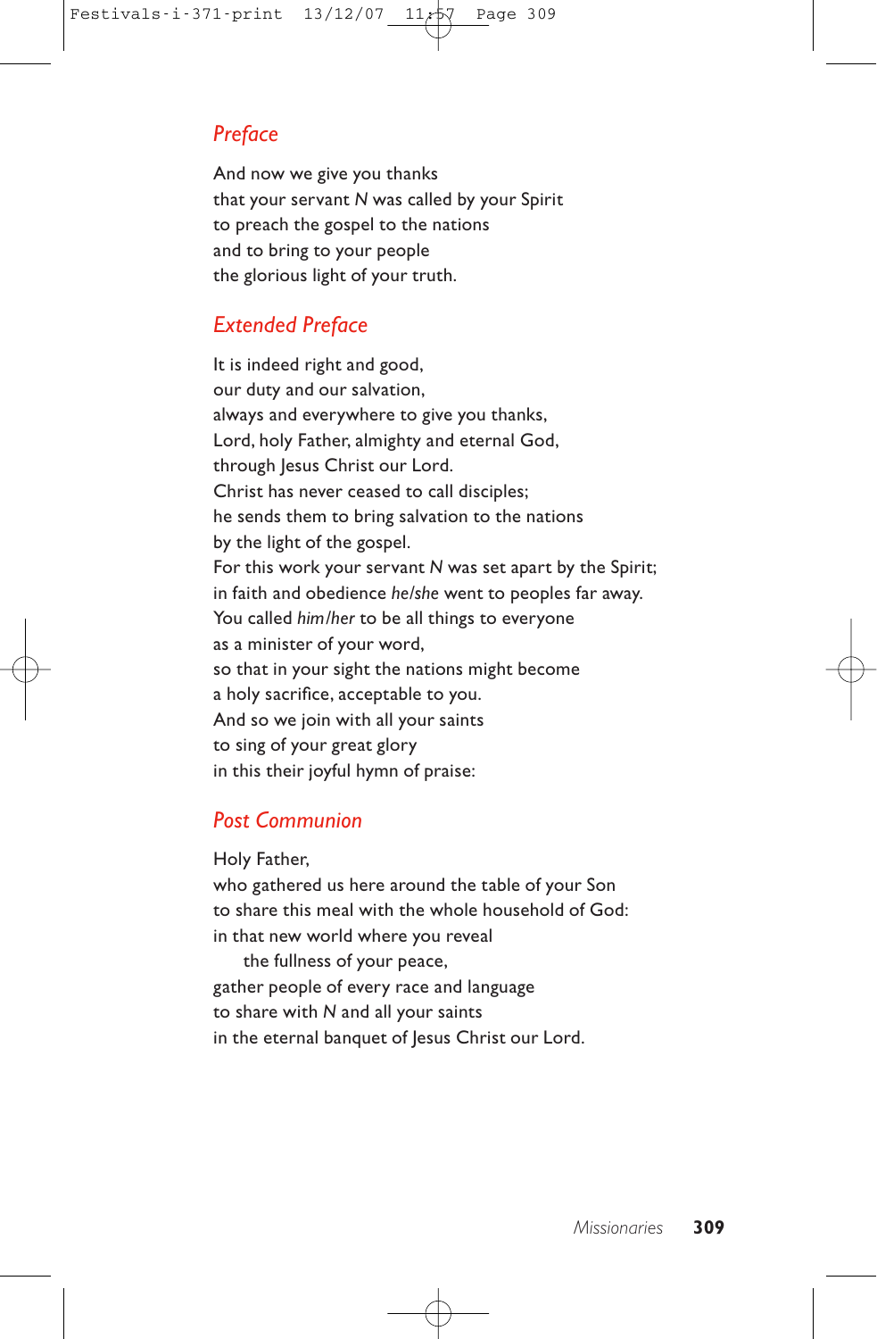## *Preface*

And now we give you thanks
that your servant *N* was called by your Spirit
to preach the gospel to the nations
and to bring to your people
the glorious light of your truth.

## *Extended Preface*

It is indeed right and good,
our duty and our salvation,
always and everywhere to give you thanks,
Lord, holy Father, almighty and eternal God,
through Jesus Christ our Lord.
Christ has never ceased to call disciples;
he sends them to bring salvation to the nations
by the light of the gospel.
For this work your servant *N* was set apart by the Spirit;
in faith and obedience *he/she* went to peoples far away.
You called *him/her* to be all things to everyone
as a minister of your word,
so that in your sight the nations might become
a holy sacrifice, acceptable to you.
And so we join with all your saints
to sing of your great glory
in this their joyful hymn of praise:

## *Post Communion*

Holy Father,
who gathered us here around the table of your Son
to share this meal with the whole household of God:
in that new world where you reveal
  the fullness of your peace,
gather people of every race and language
to share with *N* and all your saints
in the eternal banquet of Jesus Christ our Lord.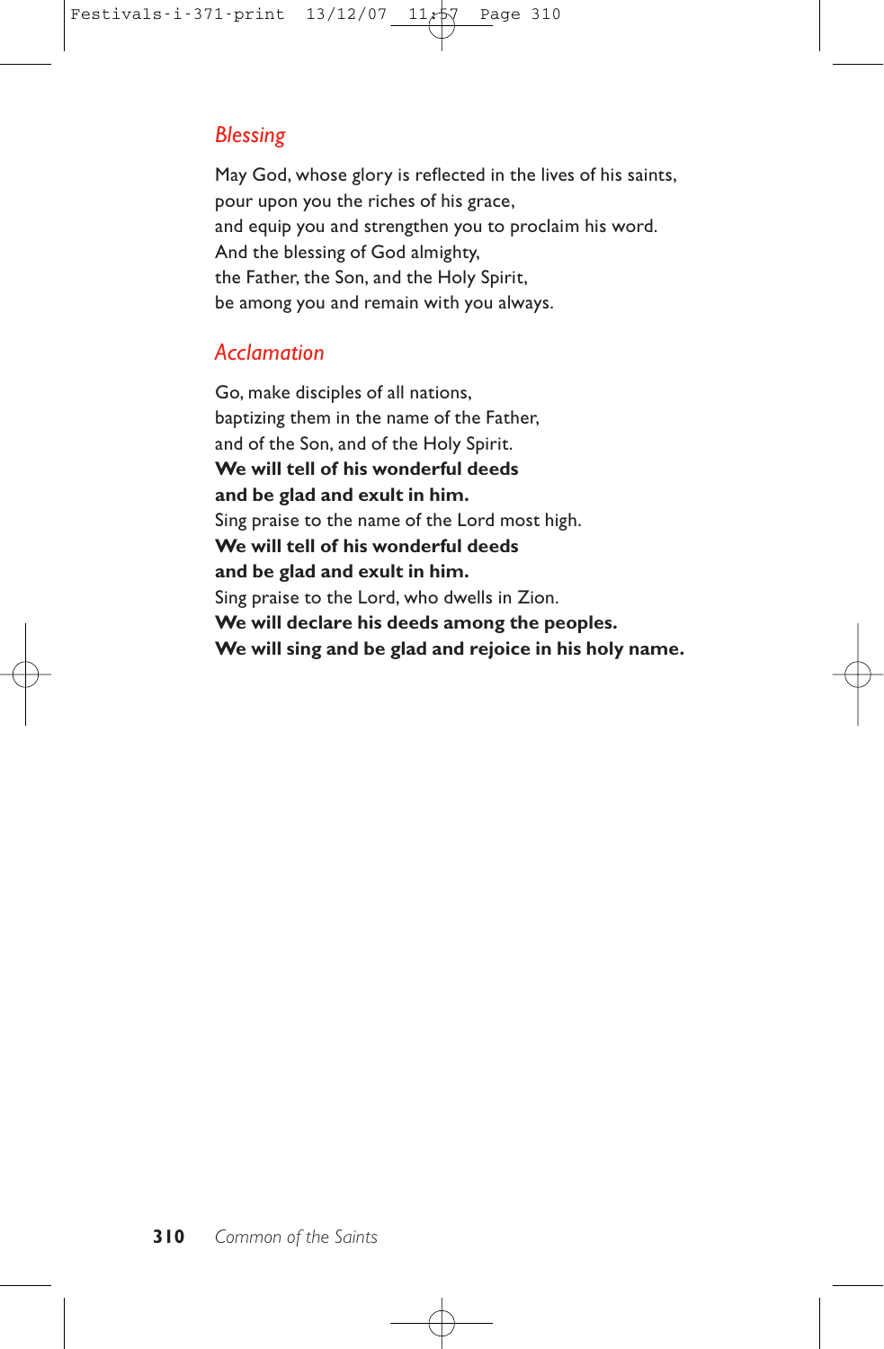## *Blessing*

May God, whose glory is reflected in the lives of his saints,
pour upon you the riches of his grace,
and equip you and strengthen you to proclaim his word.
And the blessing of God almighty,
the Father, the Son, and the Holy Spirit,
be among you and remain with you always.

## *Acclamation*

Go, make disciples of all nations,
baptizing them in the name of the Father,
and of the Son, and of the Holy Spirit.
**We will tell of his wonderful deeds**
**and be glad and exult in him.**
Sing praise to the name of the Lord most high.
**We will tell of his wonderful deeds**
**and be glad and exult in him.**
Sing praise to the Lord, who dwells in Zion.
**We will declare his deeds among the peoples.**
**We will sing and be glad and rejoice in his holy name.**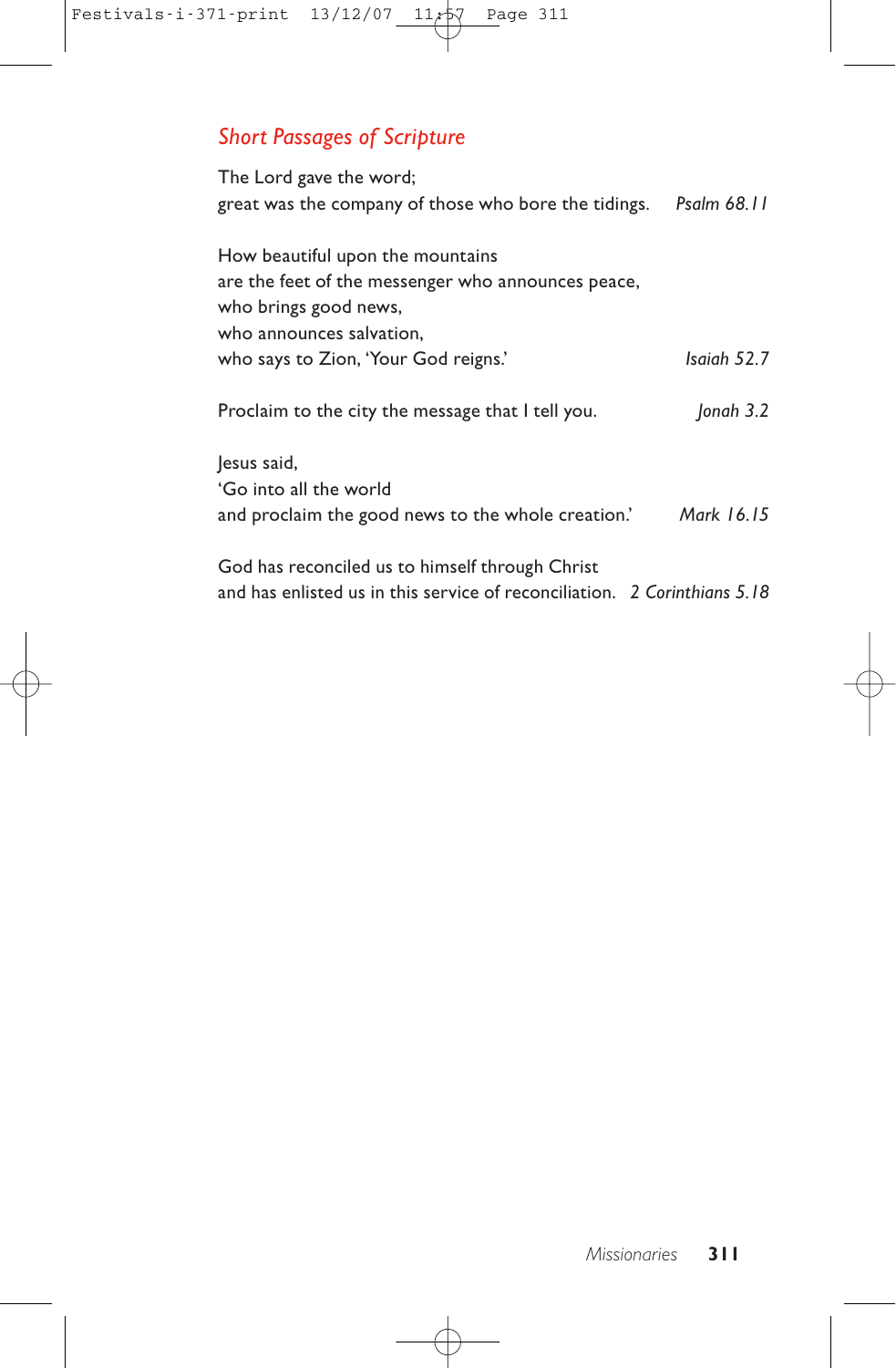## *Short Passages of Scripture*

The Lord gave the word;
great was the company of those who bore the tidings. *Psalm 68.11*

How beautiful upon the mountains
are the feet of the messenger who announces peace,
who brings good news,
who announces salvation,
who says to Zion, 'Your God reigns.' *Isaiah 52.7*

Proclaim to the city the message that I tell you. *Jonah 3.2*

Jesus said,
'Go into all the world
and proclaim the good news to the whole creation.' *Mark 16.15*

God has reconciled us to himself through Christ
and has enlisted us in this service of reconciliation. *2 Corinthians 5.18*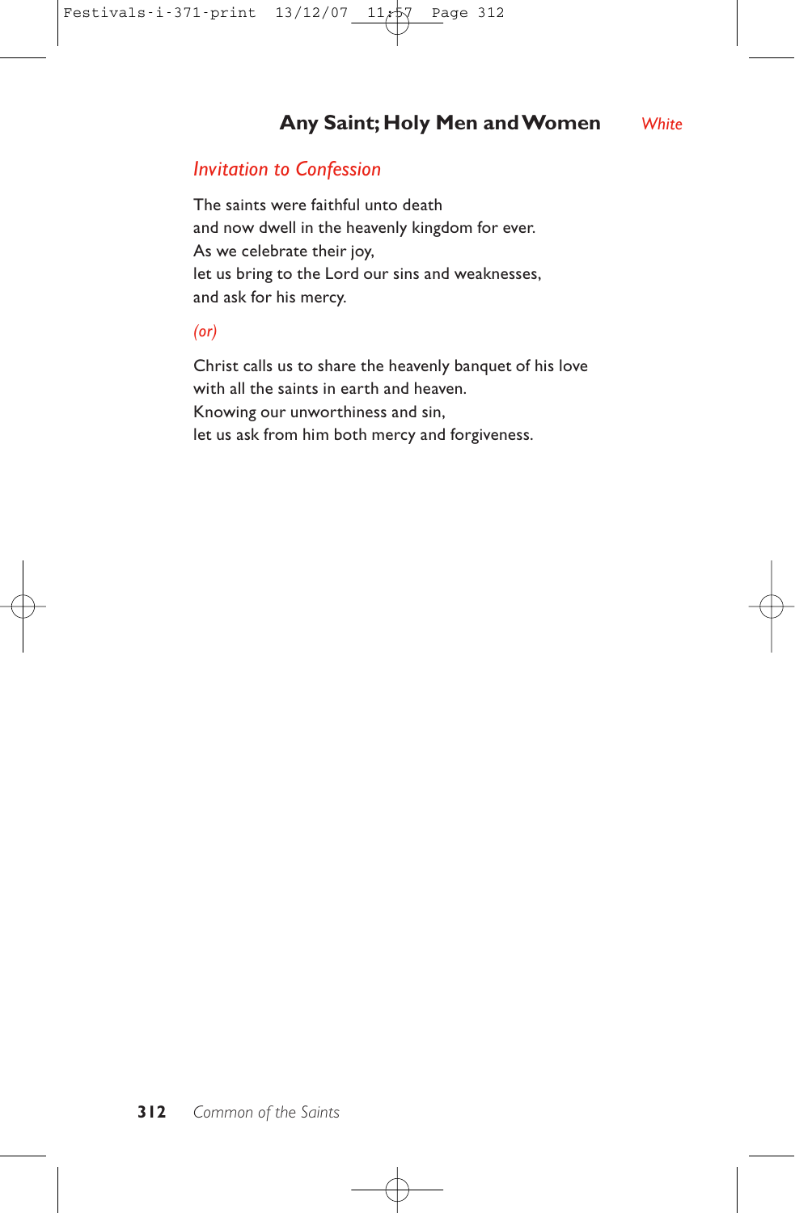## Any Saint; Holy Men and Women *White*

### *Invitation to Confession*

The saints were faithful unto death
and now dwell in the heavenly kingdom for ever.
As we celebrate their joy,
let us bring to the Lord our sins and weaknesses,
and ask for his mercy.

*(or)*

Christ calls us to share the heavenly banquet of his love
with all the saints in earth and heaven.
Knowing our unworthiness and sin,
let us ask from him both mercy and forgiveness.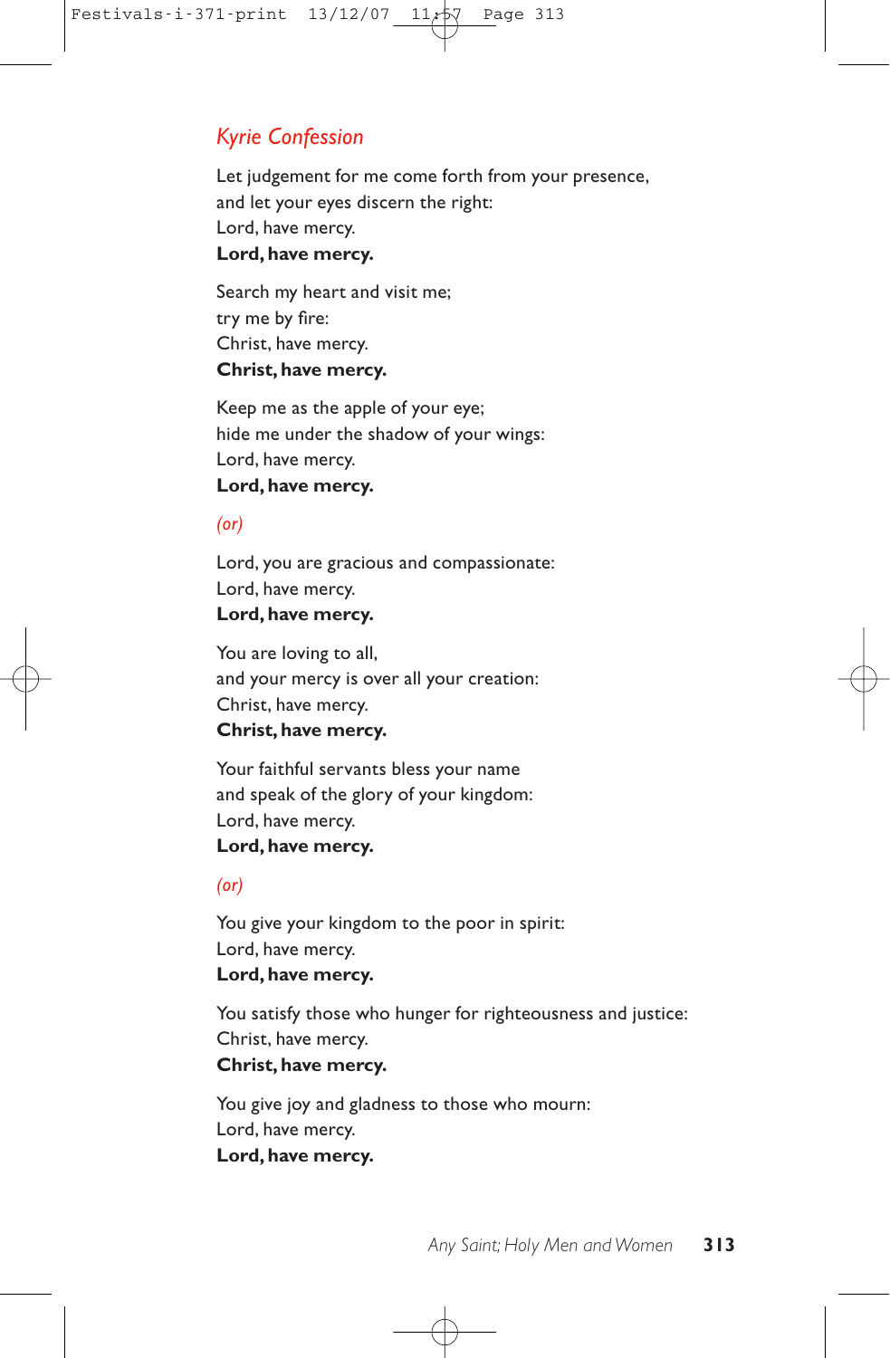## *Kyrie Confession*

Let judgement for me come forth from your presence,
and let your eyes discern the right:
Lord, have mercy.
**Lord, have mercy.**

Search my heart and visit me;
try me by fire:
Christ, have mercy.
**Christ, have mercy.**

Keep me as the apple of your eye;
hide me under the shadow of your wings:
Lord, have mercy.
**Lord, have mercy.**

*(or)*

Lord, you are gracious and compassionate:
Lord, have mercy.
**Lord, have mercy.**

You are loving to all,
and your mercy is over all your creation:
Christ, have mercy.
**Christ, have mercy.**

Your faithful servants bless your name
and speak of the glory of your kingdom:
Lord, have mercy.
**Lord, have mercy.**

*(or)*

You give your kingdom to the poor in spirit:
Lord, have mercy.
**Lord, have mercy.**

You satisfy those who hunger for righteousness and justice:
Christ, have mercy.
**Christ, have mercy.**

You give joy and gladness to those who mourn:
Lord, have mercy.
**Lord, have mercy.**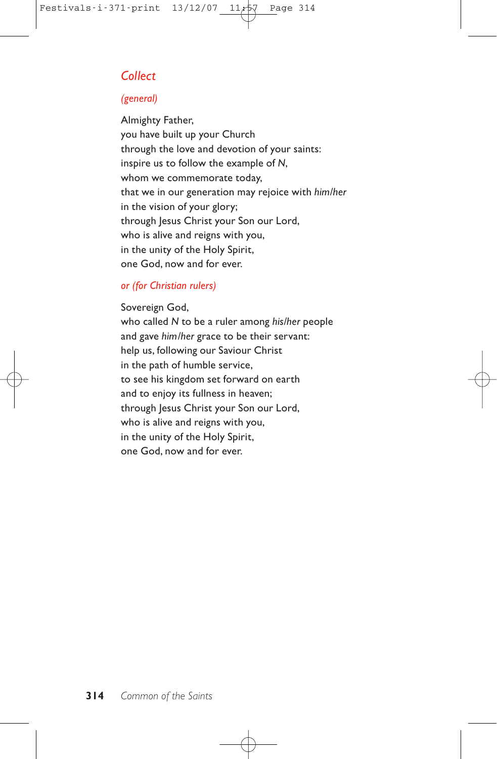## *Collect*

*(general)*

Almighty Father,
you have built up your Church
through the love and devotion of your saints:
inspire us to follow the example of *N*,
whom we commemorate today,
that we in our generation may rejoice with *him/her*
in the vision of your glory;
through Jesus Christ your Son our Lord,
who is alive and reigns with you,
in the unity of the Holy Spirit,
one God, now and for ever.

*or (for Christian rulers)*

Sovereign God,
who called *N* to be a ruler among *his/her* people
and gave *him/her* grace to be their servant:
help us, following our Saviour Christ
in the path of humble service,
to see his kingdom set forward on earth
and to enjoy its fullness in heaven;
through Jesus Christ your Son our Lord,
who is alive and reigns with you,
in the unity of the Holy Spirit,
one God, now and for ever.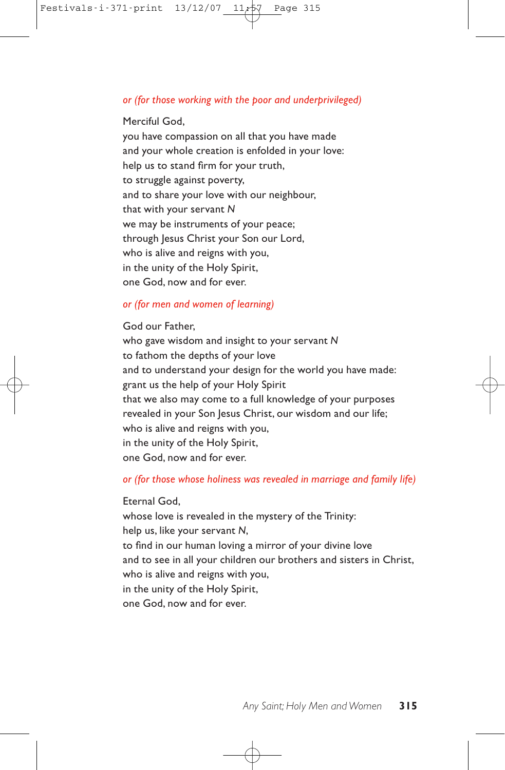*or (for those working with the poor and underprivileged)*

Merciful God,  
you have compassion on all that you have made  
and your whole creation is enfolded in your love:  
help us to stand firm for your truth,  
to struggle against poverty,  
and to share your love with our neighbour,  
that with your servant *N*  
we may be instruments of your peace;  
through Jesus Christ your Son our Lord,  
who is alive and reigns with you,  
in the unity of the Holy Spirit,  
one God, now and for ever.

*or (for men and women of learning)*

God our Father,  
who gave wisdom and insight to your servant *N*  
to fathom the depths of your love  
and to understand your design for the world you have made:  
grant us the help of your Holy Spirit  
that we also may come to a full knowledge of your purposes  
revealed in your Son Jesus Christ, our wisdom and our life;  
who is alive and reigns with you,  
in the unity of the Holy Spirit,  
one God, now and for ever.

*or (for those whose holiness was revealed in marriage and family life)*

Eternal God,  
whose love is revealed in the mystery of the Trinity:  
help us, like your servant *N*,  
to find in our human loving a mirror of your divine love  
and to see in all your children our brothers and sisters in Christ,  
who is alive and reigns with you,  
in the unity of the Holy Spirit,  
one God, now and for ever.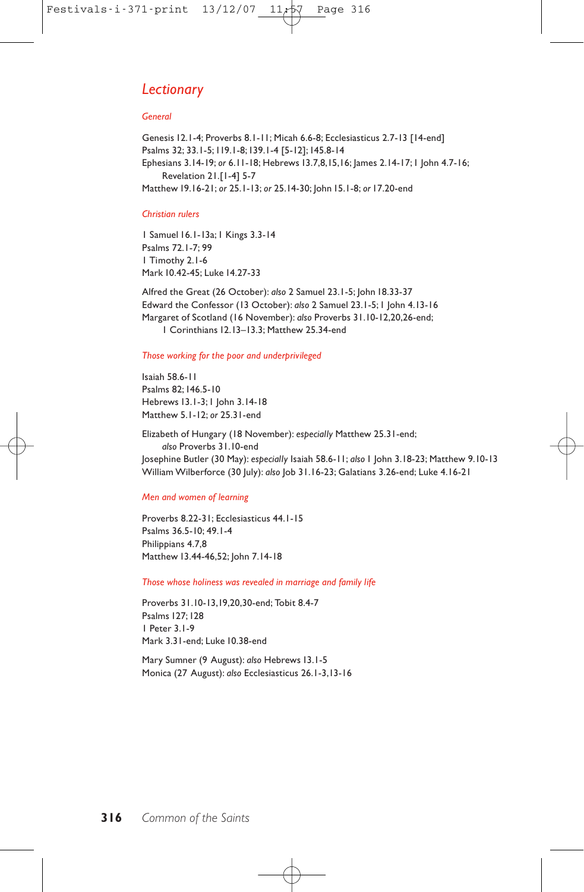## *Lectionary*

### *General*

Genesis 12.1-4; Proverbs 8.1-11; Micah 6.6-8; Ecclesiasticus 2.7-13 [14-end]
Psalms 32; 33.1-5; 119.1-8; 139.1-4 [5-12]; 145.8-14
Ephesians 3.14-19; *or* 6.11-18; Hebrews 13.7,8,15,16; James 2.14-17; 1 John 4.7-16;
Revelation 21.[1-4] 5-7
Matthew 19.16-21; *or* 25.1-13; *or* 25.14-30; John 15.1-8; *or* 17.20-end

### *Christian rulers*

1 Samuel 16.1-13a; 1 Kings 3.3-14
Psalms 72.1-7; 99
1 Timothy 2.1-6
Mark 10.42-45; Luke 14.27-33

Alfred the Great (26 October): *also* 2 Samuel 23.1-5; John 18.33-37
Edward the Confessor (13 October): *also* 2 Samuel 23.1-5; 1 John 4.13-16
Margaret of Scotland (16 November): *also* Proverbs 31.10-12,20,26-end;
1 Corinthians 12.13–13.3; Matthew 25.34-end

### *Those working for the poor and underprivileged*

Isaiah 58.6-11
Psalms 82; 146.5-10
Hebrews 13.1-3; 1 John 3.14-18
Matthew 5.1-12; *or* 25.31-end

Elizabeth of Hungary (18 November): *especially* Matthew 25.31-end;
*also* Proverbs 31.10-end
Josephine Butler (30 May): *especially* Isaiah 58.6-11; *also* 1 John 3.18-23; Matthew 9.10-13
William Wilberforce (30 July): *also* Job 31.16-23; Galatians 3.26-end; Luke 4.16-21

### *Men and women of learning*

Proverbs 8.22-31; Ecclesiasticus 44.1-15
Psalms 36.5-10; 49.1-4
Philippians 4.7,8
Matthew 13.44-46,52; John 7.14-18

### *Those whose holiness was revealed in marriage and family life*

Proverbs 31.10-13,19,20,30-end; Tobit 8.4-7
Psalms 127; 128
1 Peter 3.1-9
Mark 3.31-end; Luke 10.38-end

Mary Sumner (9 August): *also* Hebrews 13.1-5
Monica (27 August): *also* Ecclesiasticus 26.1-3,13-16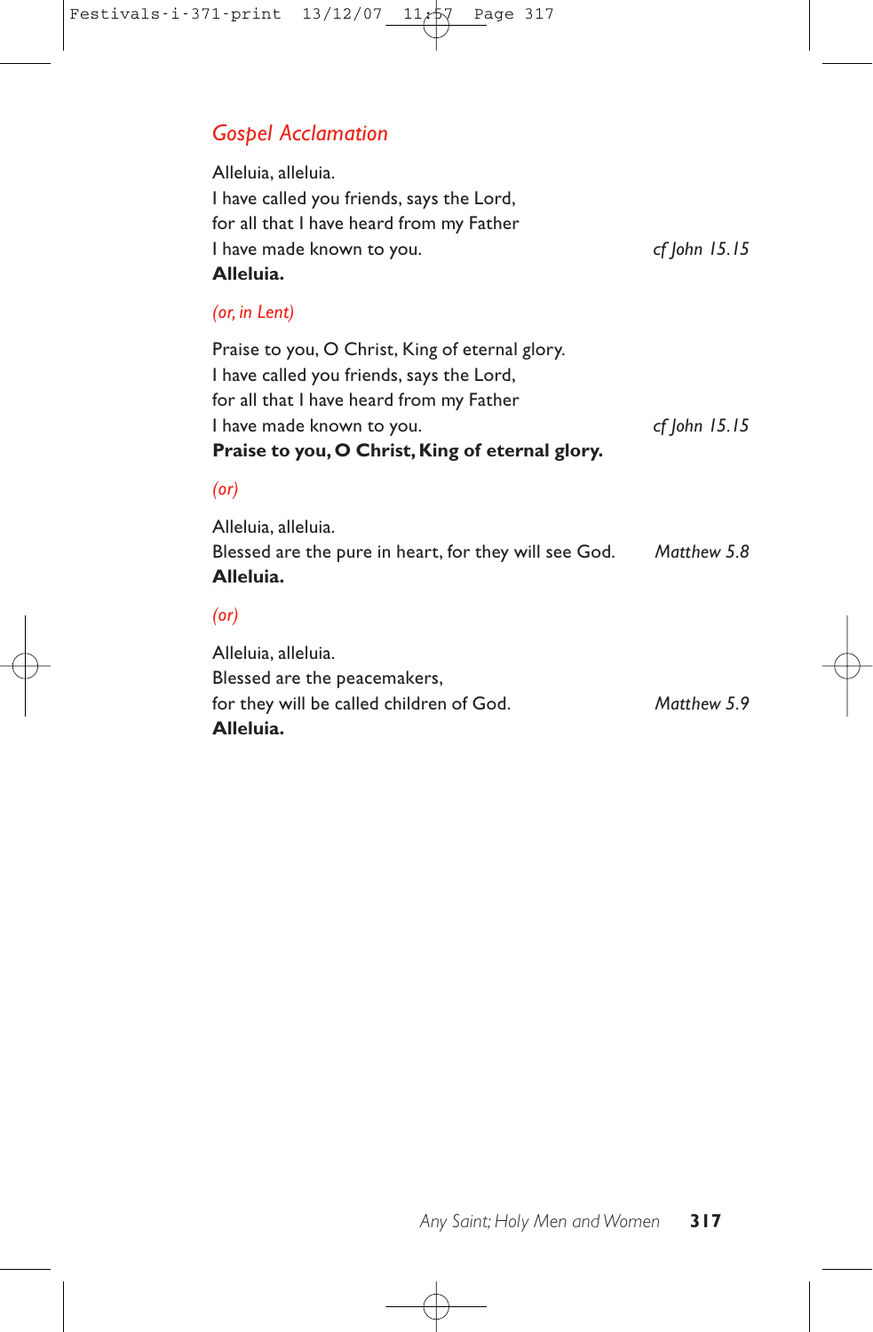## *Gospel Acclamation*

Alleluia, alleluia.
I have called you friends, says the Lord,
for all that I have heard from my Father
I have made known to you. *cf John 15.15*
**Alleluia.**

*(or, in Lent)*

Praise to you, O Christ, King of eternal glory.
I have called you friends, says the Lord,
for all that I have heard from my Father
I have made known to you. *cf John 15.15*
**Praise to you, O Christ, King of eternal glory.**

*(or)*

Alleluia, alleluia.
Blessed are the pure in heart, for they will see God. *Matthew 5.8*
**Alleluia.**

*(or)*

Alleluia, alleluia.
Blessed are the peacemakers,
for they will be called children of God. *Matthew 5.9*
**Alleluia.**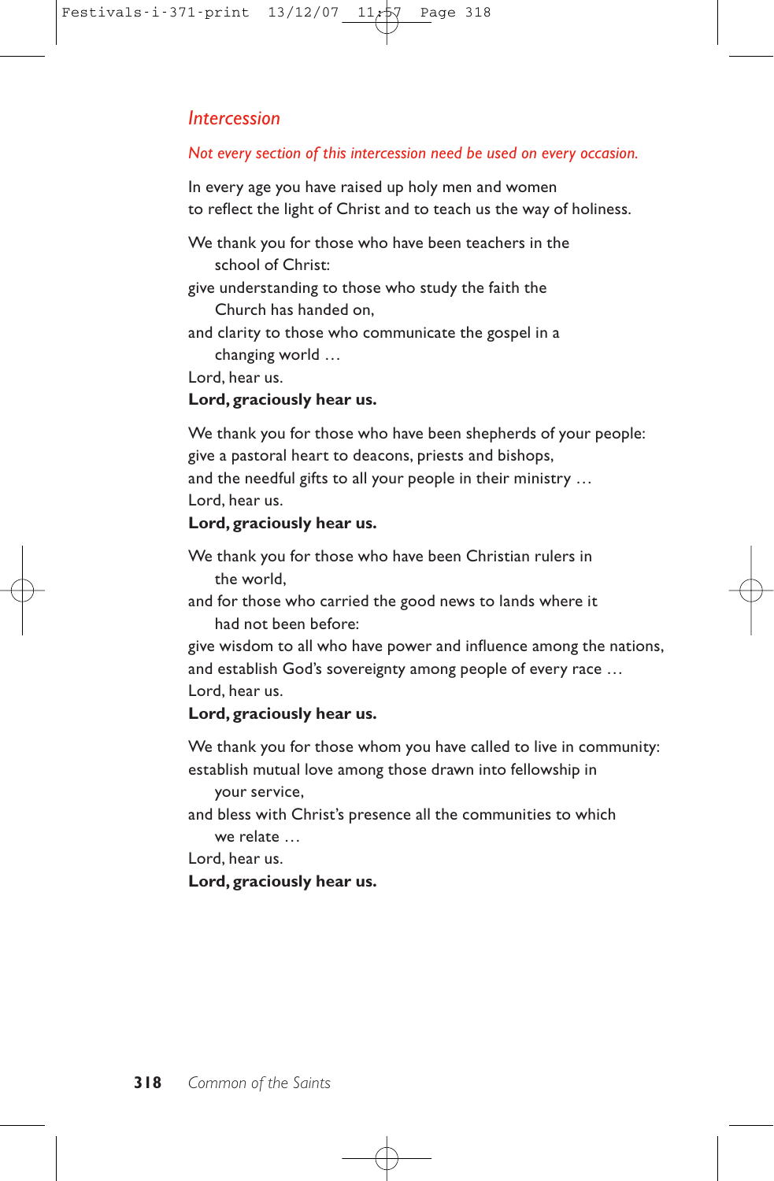## *Intercession*

*Not every section of this intercession need be used on every occasion.*

In every age you have raised up holy men and women
to reflect the light of Christ and to teach us the way of holiness.

We thank you for those who have been teachers in the
school of Christ:
give understanding to those who study the faith the
Church has handed on,
and clarity to those who communicate the gospel in a
changing world …
Lord, hear us.
**Lord, graciously hear us.**

We thank you for those who have been shepherds of your people:
give a pastoral heart to deacons, priests and bishops,
and the needful gifts to all your people in their ministry …
Lord, hear us.
**Lord, graciously hear us.**

We thank you for those who have been Christian rulers in
the world,
and for those who carried the good news to lands where it
had not been before:
give wisdom to all who have power and influence among the nations,
and establish God's sovereignty among people of every race …
Lord, hear us.
**Lord, graciously hear us.**

We thank you for those whom you have called to live in community:
establish mutual love among those drawn into fellowship in
your service,
and bless with Christ's presence all the communities to which
we relate …
Lord, hear us.
**Lord, graciously hear us.**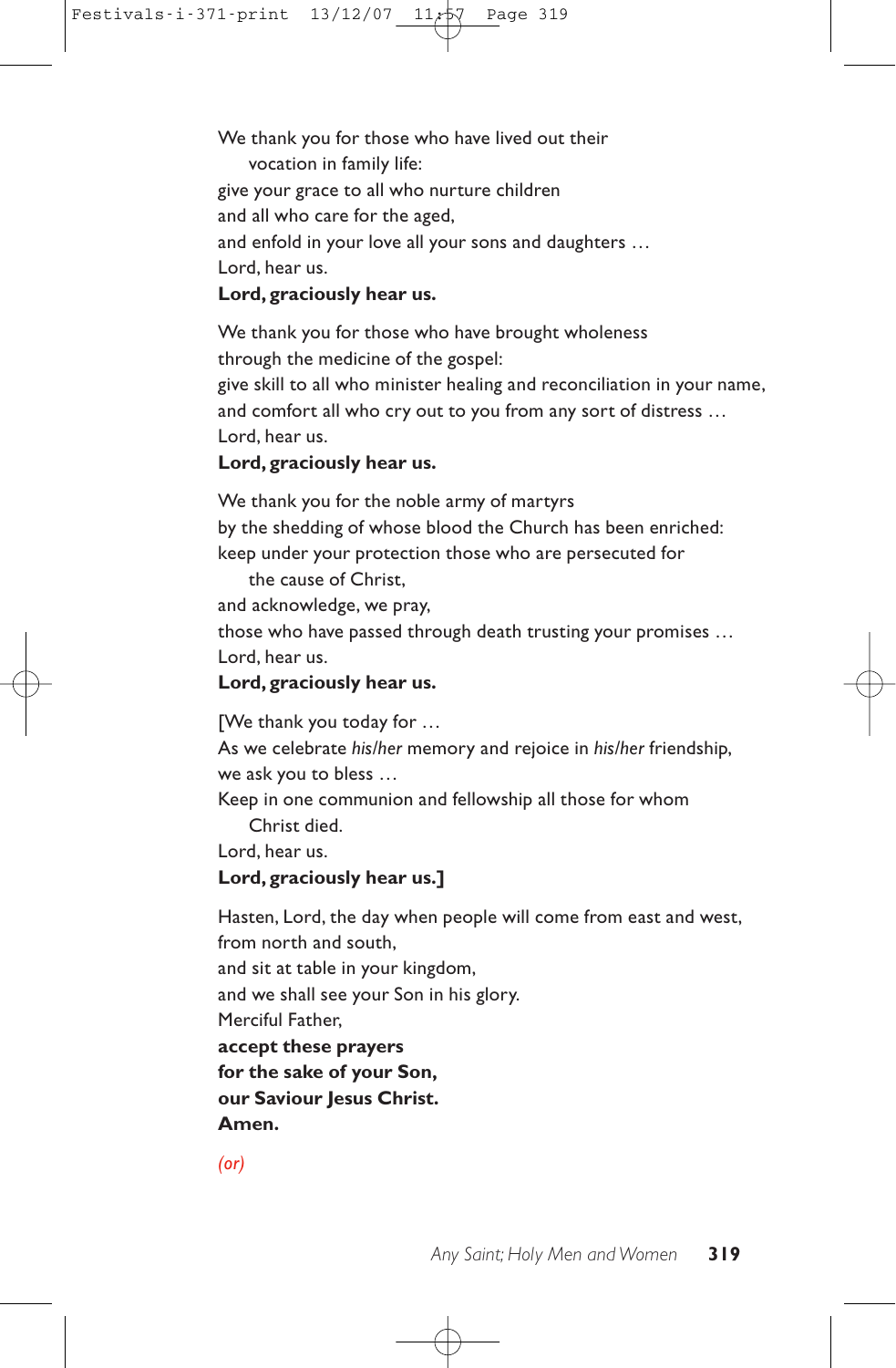We thank you for those who have lived out their
vocation in family life:
give your grace to all who nurture children
and all who care for the aged,
and enfold in your love all your sons and daughters …
Lord, hear us.
**Lord, graciously hear us.**

We thank you for those who have brought wholeness
through the medicine of the gospel:
give skill to all who minister healing and reconciliation in your name,
and comfort all who cry out to you from any sort of distress …
Lord, hear us.
**Lord, graciously hear us.**

We thank you for the noble army of martyrs
by the shedding of whose blood the Church has been enriched:
keep under your protection those who are persecuted for
the cause of Christ,
and acknowledge, we pray,
those who have passed through death trusting your promises …
Lord, hear us.
**Lord, graciously hear us.**

[We thank you today for …
As we celebrate *his/her* memory and rejoice in *his/her* friendship,
we ask you to bless …
Keep in one communion and fellowship all those for whom
Christ died.
Lord, hear us.
**Lord, graciously hear us.]**

Hasten, Lord, the day when people will come from east and west,
from north and south,
and sit at table in your kingdom,
and we shall see your Son in his glory.
Merciful Father,
**accept these prayers**
**for the sake of your Son,**
**our Saviour Jesus Christ.**
**Amen.**

*(or)*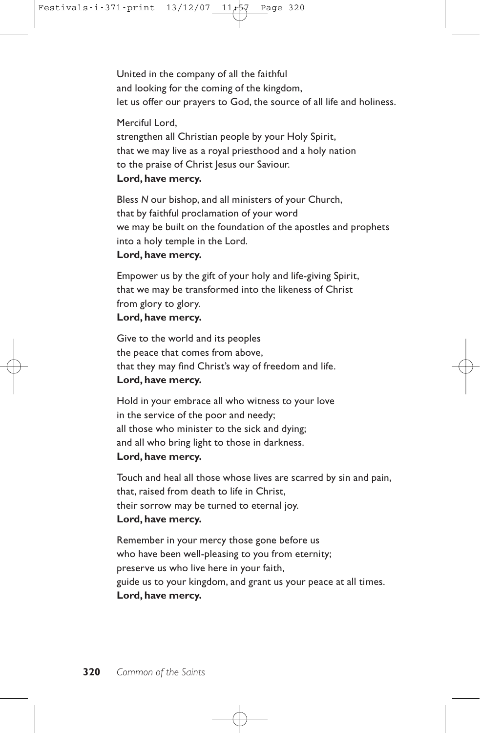United in the company of all the faithful
and looking for the coming of the kingdom,
let us offer our prayers to God, the source of all life and holiness.

Merciful Lord,
strengthen all Christian people by your Holy Spirit,
that we may live as a royal priesthood and a holy nation
to the praise of Christ Jesus our Saviour.
**Lord, have mercy.**

Bless *N* our bishop, and all ministers of your Church,
that by faithful proclamation of your word
we may be built on the foundation of the apostles and prophets
into a holy temple in the Lord.
**Lord, have mercy.**

Empower us by the gift of your holy and life-giving Spirit,
that we may be transformed into the likeness of Christ
from glory to glory.
**Lord, have mercy.**

Give to the world and its peoples
the peace that comes from above,
that they may find Christ's way of freedom and life.
**Lord, have mercy.**

Hold in your embrace all who witness to your love
in the service of the poor and needy;
all those who minister to the sick and dying;
and all who bring light to those in darkness.
**Lord, have mercy.**

Touch and heal all those whose lives are scarred by sin and pain,
that, raised from death to life in Christ,
their sorrow may be turned to eternal joy.
**Lord, have mercy.**

Remember in your mercy those gone before us
who have been well-pleasing to you from eternity;
preserve us who live here in your faith,
guide us to your kingdom, and grant us your peace at all times.
**Lord, have mercy.**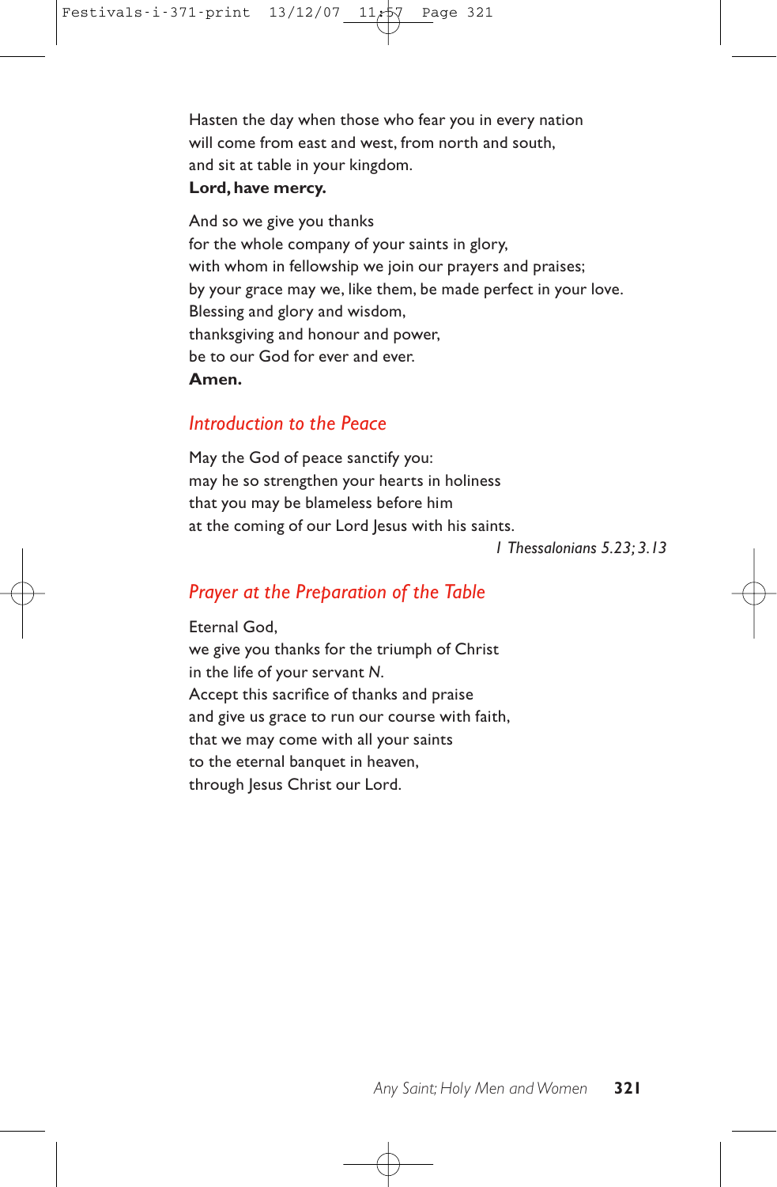Hasten the day when those who fear you in every nation
will come from east and west, from north and south,
and sit at table in your kingdom.
**Lord, have mercy.**

And so we give you thanks
for the whole company of your saints in glory,
with whom in fellowship we join our prayers and praises;
by your grace may we, like them, be made perfect in your love.
Blessing and glory and wisdom,
thanksgiving and honour and power,
be to our God for ever and ever.
**Amen.**

## *Introduction to the Peace*

May the God of peace sanctify you:
may he so strengthen your hearts in holiness
that you may be blameless before him
at the coming of our Lord Jesus with his saints.

*1 Thessalonians 5.23; 3.13*

## *Prayer at the Preparation of the Table*

Eternal God,
we give you thanks for the triumph of Christ
in the life of your servant *N*.
Accept this sacrifice of thanks and praise
and give us grace to run our course with faith,
that we may come with all your saints
to the eternal banquet in heaven,
through Jesus Christ our Lord.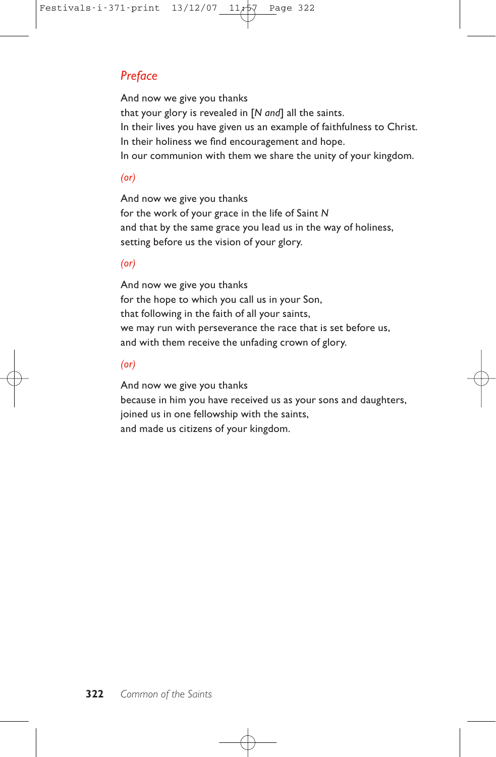## *Preface*

And now we give you thanks
that your glory is revealed in [*N and*] all the saints.
In their lives you have given us an example of faithfulness to Christ.
In their holiness we find encouragement and hope.
In our communion with them we share the unity of your kingdom.

*(or)*

And now we give you thanks
for the work of your grace in the life of Saint *N*
and that by the same grace you lead us in the way of holiness,
setting before us the vision of your glory.

*(or)*

And now we give you thanks
for the hope to which you call us in your Son,
that following in the faith of all your saints,
we may run with perseverance the race that is set before us,
and with them receive the unfading crown of glory.

*(or)*

And now we give you thanks
because in him you have received us as your sons and daughters,
joined us in one fellowship with the saints,
and made us citizens of your kingdom.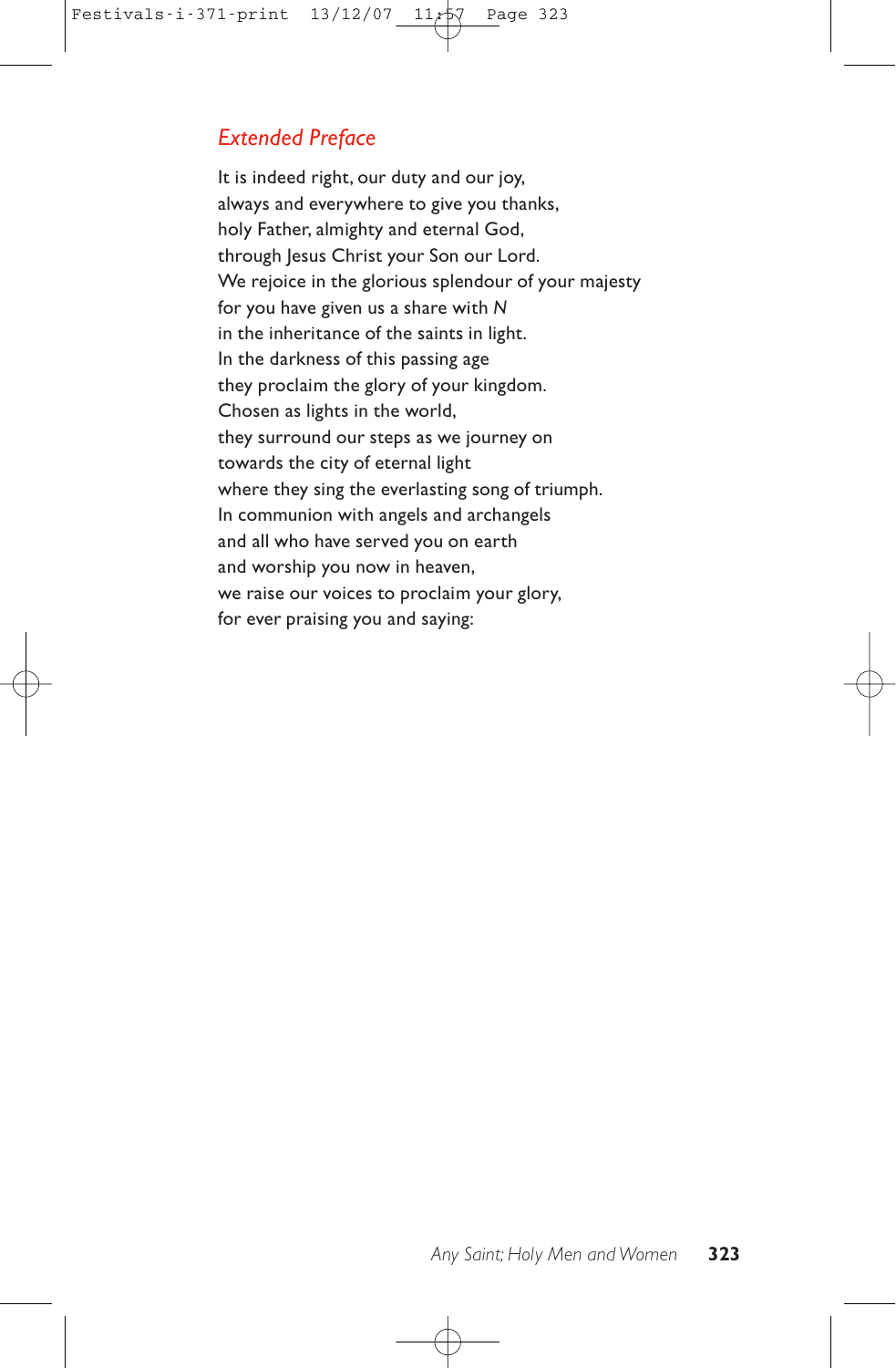## *Extended Preface*

It is indeed right, our duty and our joy,
always and everywhere to give you thanks,
holy Father, almighty and eternal God,
through Jesus Christ your Son our Lord.
We rejoice in the glorious splendour of your majesty
for you have given us a share with *N*
in the inheritance of the saints in light.
In the darkness of this passing age
they proclaim the glory of your kingdom.
Chosen as lights in the world,
they surround our steps as we journey on
towards the city of eternal light
where they sing the everlasting song of triumph.
In communion with angels and archangels
and all who have served you on earth
and worship you now in heaven,
we raise our voices to proclaim your glory,
for ever praising you and saying: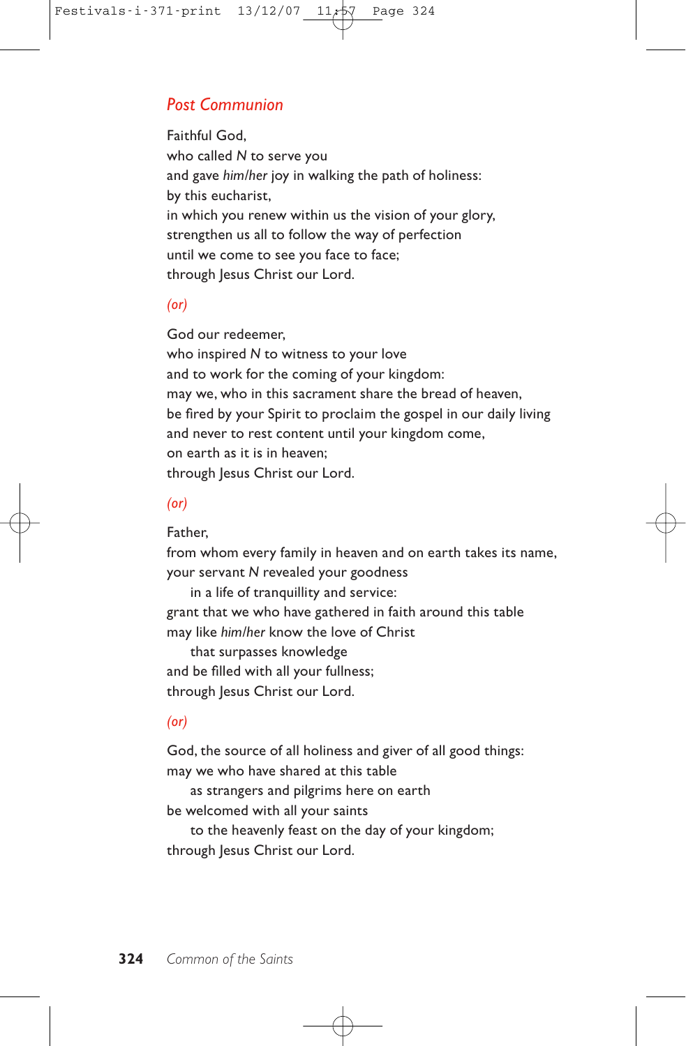## *Post Communion*

Faithful God,
who called *N* to serve you
and gave *him/her* joy in walking the path of holiness:
by this eucharist,
in which you renew within us the vision of your glory,
strengthen us all to follow the way of perfection
until we come to see you face to face;
through Jesus Christ our Lord.

*(or)*

God our redeemer,
who inspired *N* to witness to your love
and to work for the coming of your kingdom:
may we, who in this sacrament share the bread of heaven,
be fired by your Spirit to proclaim the gospel in our daily living
and never to rest content until your kingdom come,
on earth as it is in heaven;
through Jesus Christ our Lord.

*(or)*

Father,
from whom every family in heaven and on earth takes its name,
your servant *N* revealed your goodness
in a life of tranquillity and service:
grant that we who have gathered in faith around this table
may like *him/her* know the love of Christ
that surpasses knowledge
and be filled with all your fullness;
through Jesus Christ our Lord.

*(or)*

God, the source of all holiness and giver of all good things:
may we who have shared at this table
as strangers and pilgrims here on earth
be welcomed with all your saints
to the heavenly feast on the day of your kingdom;
through Jesus Christ our Lord.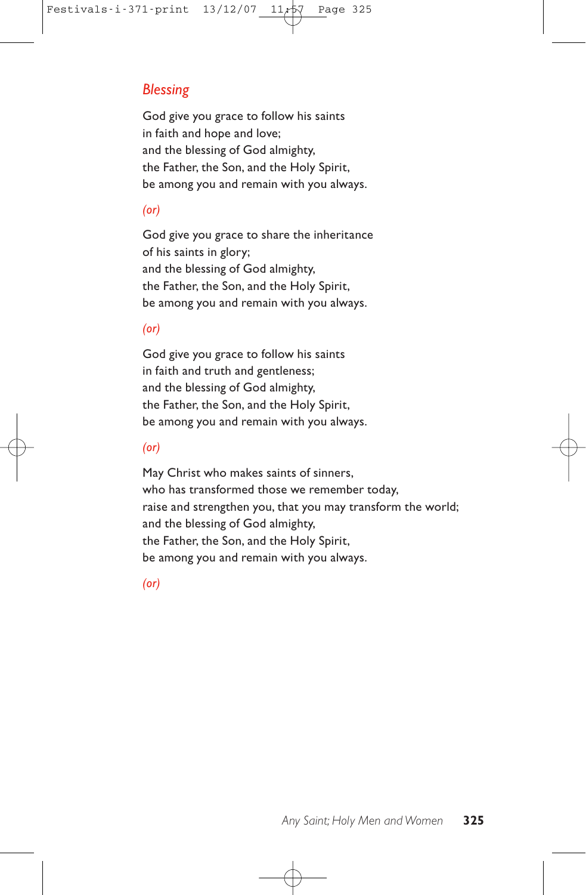## *Blessing*

God give you grace to follow his saints
in faith and hope and love;
and the blessing of God almighty,
the Father, the Son, and the Holy Spirit,
be among you and remain with you always.

*(or)*

God give you grace to share the inheritance
of his saints in glory;
and the blessing of God almighty,
the Father, the Son, and the Holy Spirit,
be among you and remain with you always.

*(or)*

God give you grace to follow his saints
in faith and truth and gentleness;
and the blessing of God almighty,
the Father, the Son, and the Holy Spirit,
be among you and remain with you always.

*(or)*

May Christ who makes saints of sinners,
who has transformed those we remember today,
raise and strengthen you, that you may transform the world;
and the blessing of God almighty,
the Father, the Son, and the Holy Spirit,
be among you and remain with you always.

*(or)*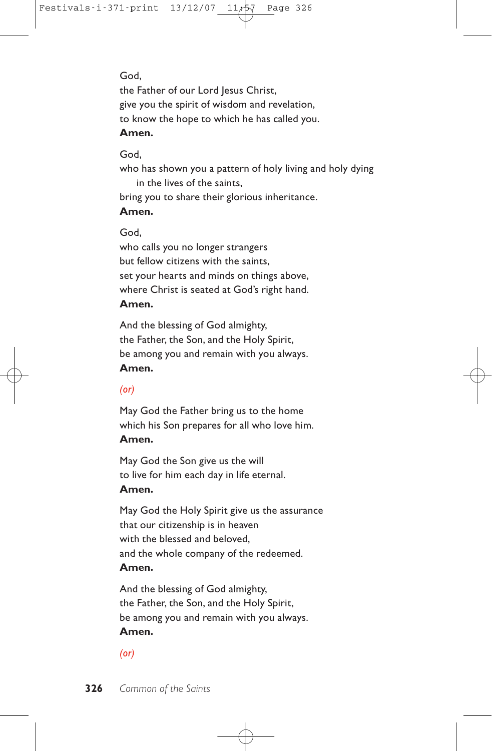God,  
the Father of our Lord Jesus Christ,  
give you the spirit of wisdom and revelation,  
to know the hope to which he has called you.  
**Amen.**

God,  
who has shown you a pattern of holy living and holy dying  
in the lives of the saints,  
bring you to share their glorious inheritance.  
**Amen.**

God,  
who calls you no longer strangers  
but fellow citizens with the saints,  
set your hearts and minds on things above,  
where Christ is seated at God's right hand.  
**Amen.**

And the blessing of God almighty,  
the Father, the Son, and the Holy Spirit,  
be among you and remain with you always.  
**Amen.**

*(or)*

May God the Father bring us to the home  
which his Son prepares for all who love him.  
**Amen.**

May God the Son give us the will  
to live for him each day in life eternal.  
**Amen.**

May God the Holy Spirit give us the assurance  
that our citizenship is in heaven  
with the blessed and beloved,  
and the whole company of the redeemed.  
**Amen.**

And the blessing of God almighty,  
the Father, the Son, and the Holy Spirit,  
be among you and remain with you always.  
**Amen.**

*(or)*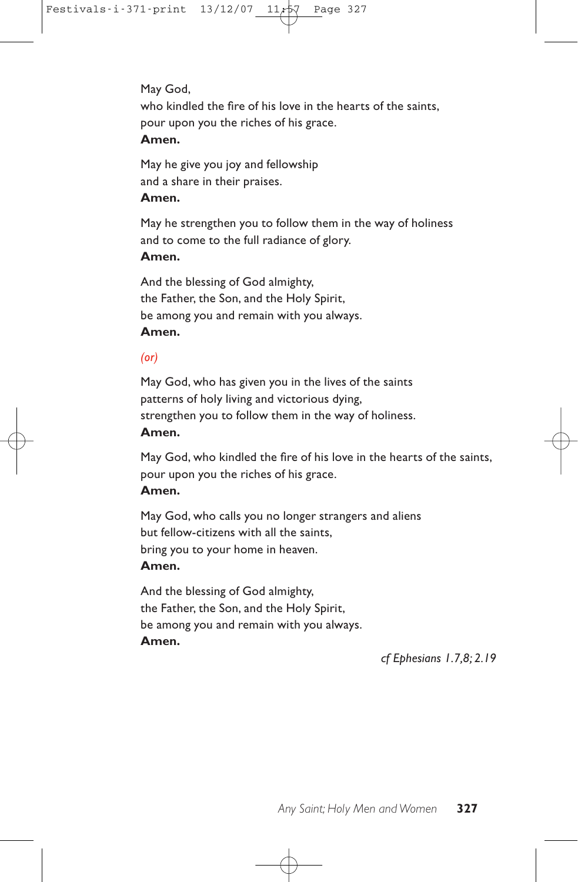May God,
who kindled the fire of his love in the hearts of the saints,
pour upon you the riches of his grace.
**Amen.**

May he give you joy and fellowship
and a share in their praises.
**Amen.**

May he strengthen you to follow them in the way of holiness
and to come to the full radiance of glory.
**Amen.**

And the blessing of God almighty,
the Father, the Son, and the Holy Spirit,
be among you and remain with you always.
**Amen.**

*(or)*

May God, who has given you in the lives of the saints
patterns of holy living and victorious dying,
strengthen you to follow them in the way of holiness.
**Amen.**

May God, who kindled the fire of his love in the hearts of the saints,
pour upon you the riches of his grace.
**Amen.**

May God, who calls you no longer strangers and aliens
but fellow-citizens with all the saints,
bring you to your home in heaven.
**Amen.**

And the blessing of God almighty,
the Father, the Son, and the Holy Spirit,
be among you and remain with you always.
**Amen.**

*cf Ephesians 1.7,8; 2.19*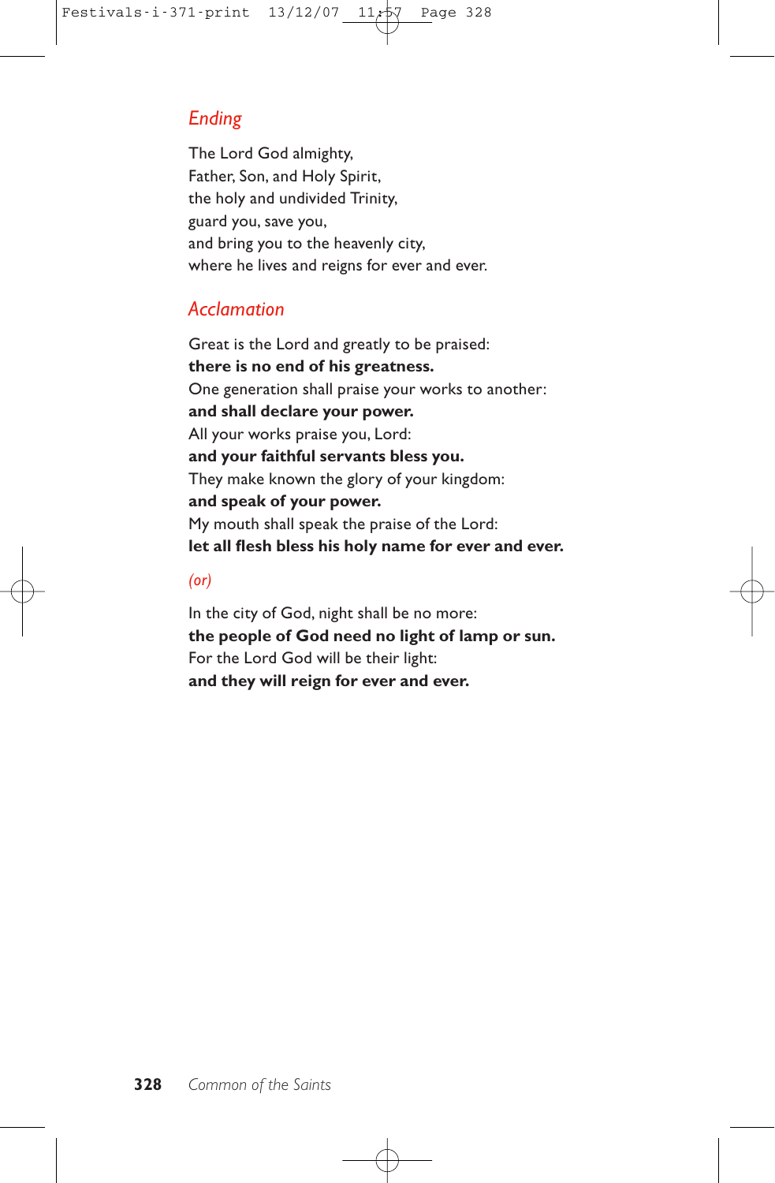## *Ending*

The Lord God almighty,
Father, Son, and Holy Spirit,
the holy and undivided Trinity,
guard you, save you,
and bring you to the heavenly city,
where he lives and reigns for ever and ever.

## *Acclamation*

Great is the Lord and greatly to be praised:
**there is no end of his greatness.**
One generation shall praise your works to another:
**and shall declare your power.**
All your works praise you, Lord:
**and your faithful servants bless you.**
They make known the glory of your kingdom:
**and speak of your power.**
My mouth shall speak the praise of the Lord:
**let all flesh bless his holy name for ever and ever.**

*(or)*

In the city of God, night shall be no more:
**the people of God need no light of lamp or sun.**
For the Lord God will be their light:
**and they will reign for ever and ever.**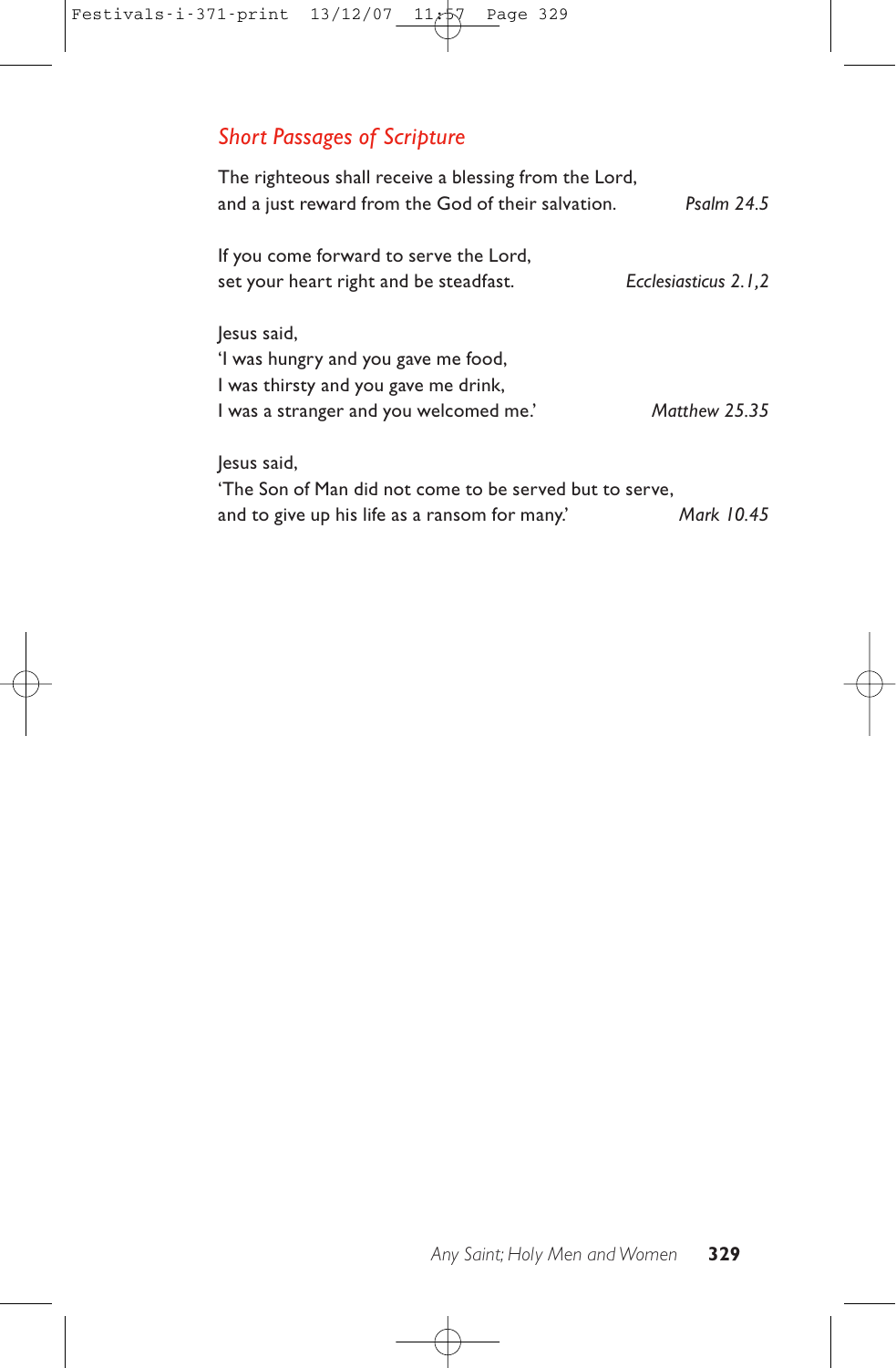## *Short Passages of Scripture*

The righteous shall receive a blessing from the Lord,  
and a just reward from the God of their salvation. *Psalm 24.5*

If you come forward to serve the Lord,  
set your heart right and be steadfast. *Ecclesiasticus 2.1,2*

Jesus said,  
'I was hungry and you gave me food,  
I was thirsty and you gave me drink,  
I was a stranger and you welcomed me.' *Matthew 25.35*

Jesus said,  
'The Son of Man did not come to be served but to serve,  
and to give up his life as a ransom for many.' *Mark 10.45*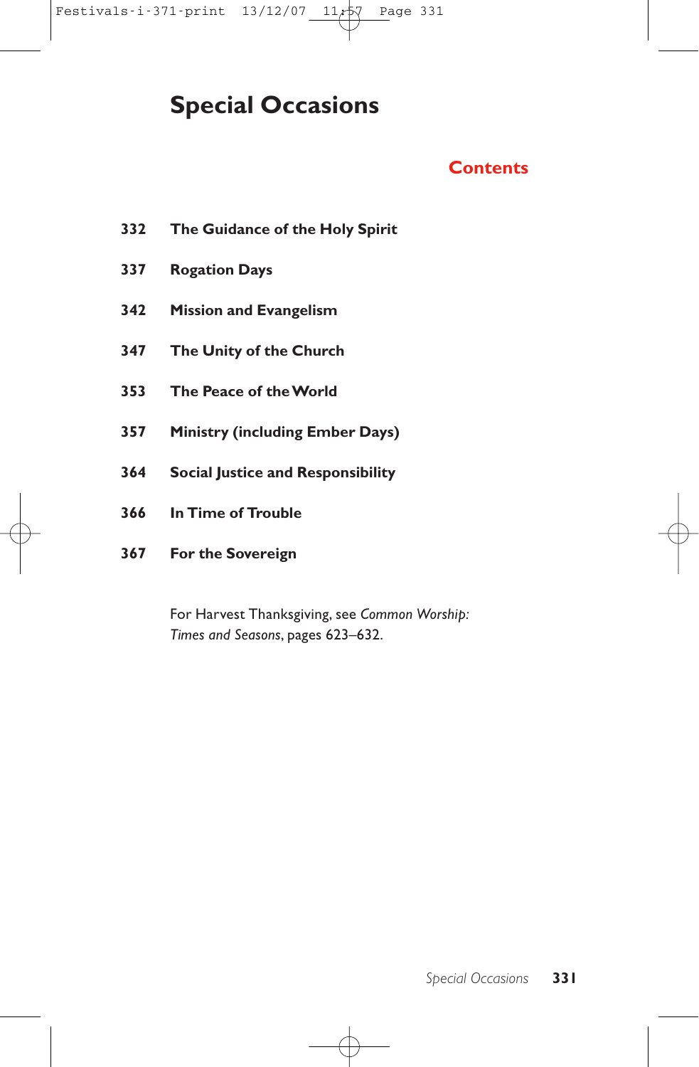# Special Occasions

## Contents

| | |
|---|---|
| **332** | **The Guidance of the Holy Spirit** |
| **337** | **Rogation Days** |
| **342** | **Mission and Evangelism** |
| **347** | **The Unity of the Church** |
| **353** | **The Peace of the World** |
| **357** | **Ministry (including Ember Days)** |
| **364** | **Social Justice and Responsibility** |
| **366** | **In Time of Trouble** |
| **367** | **For the Sovereign** |

For Harvest Thanksgiving, see *Common Worship: Times and Seasons*, pages 623–632.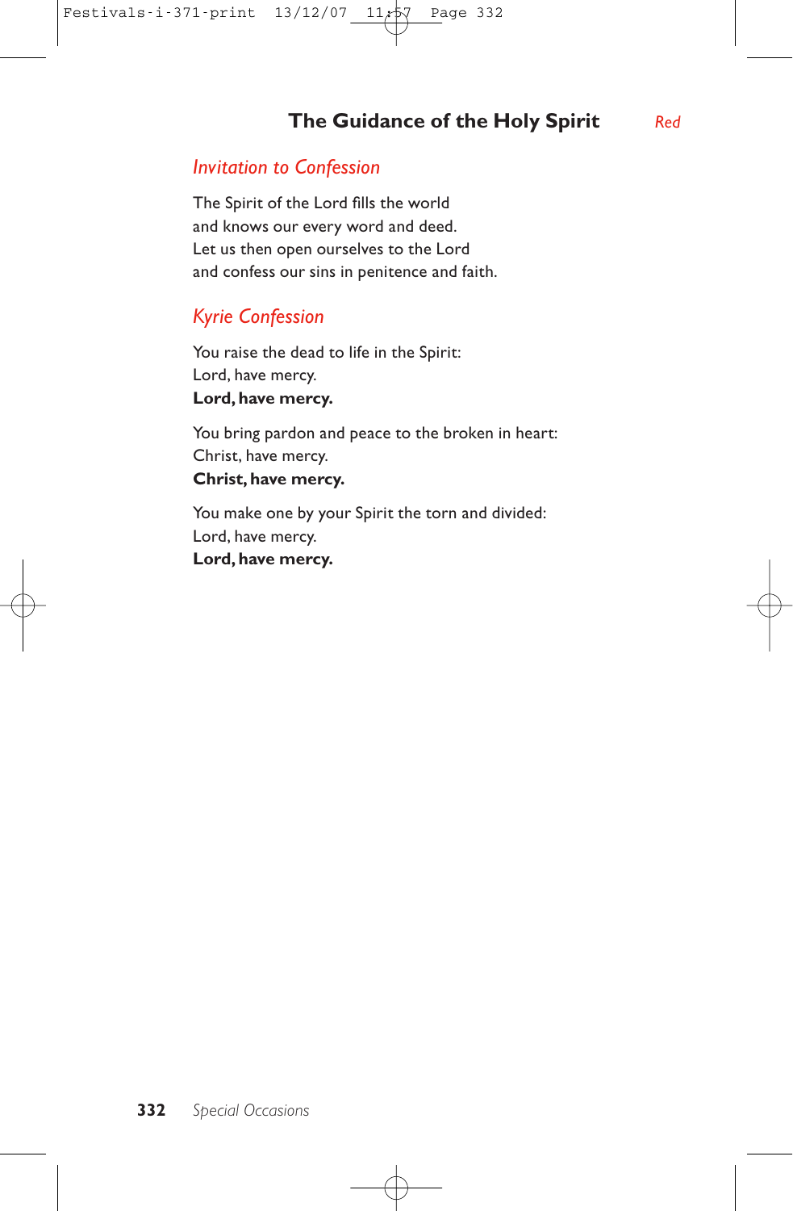## The Guidance of the Holy Spirit *Red*

### *Invitation to Confession*

The Spirit of the Lord fills the world
and knows our every word and deed.
Let us then open ourselves to the Lord
and confess our sins in penitence and faith.

### *Kyrie Confession*

You raise the dead to life in the Spirit:
Lord, have mercy.
**Lord, have mercy.**

You bring pardon and peace to the broken in heart:
Christ, have mercy.
**Christ, have mercy.**

You make one by your Spirit the torn and divided:
Lord, have mercy.
**Lord, have mercy.**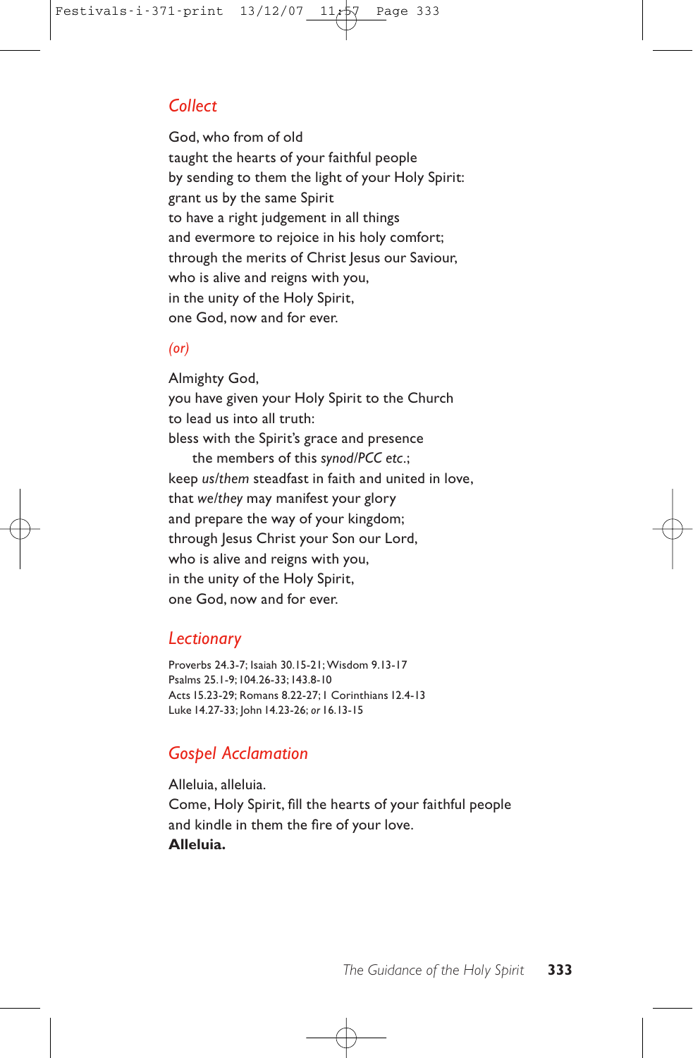## *Collect*

God, who from of old
taught the hearts of your faithful people
by sending to them the light of your Holy Spirit:
grant us by the same Spirit
to have a right judgement in all things
and evermore to rejoice in his holy comfort;
through the merits of Christ Jesus our Saviour,
who is alive and reigns with you,
in the unity of the Holy Spirit,
one God, now and for ever.

*(or)*

Almighty God,
you have given your Holy Spirit to the Church
to lead us into all truth:
bless with the Spirit's grace and presence
  the members of this *synod/PCC etc*.;
keep *us/them* steadfast in faith and united in love,
that *we/they* may manifest your glory
and prepare the way of your kingdom;
through Jesus Christ your Son our Lord,
who is alive and reigns with you,
in the unity of the Holy Spirit,
one God, now and for ever.

## *Lectionary*

Proverbs 24.3-7; Isaiah 30.15-21; Wisdom 9.13-17
Psalms 25.1-9; 104.26-33; 143.8-10
Acts 15.23-29; Romans 8.22-27; 1 Corinthians 12.4-13
Luke 14.27-33; John 14.23-26; *or* 16.13-15

## *Gospel Acclamation*

Alleluia, alleluia.
Come, Holy Spirit, fill the hearts of your faithful people
and kindle in them the fire of your love.
**Alleluia.**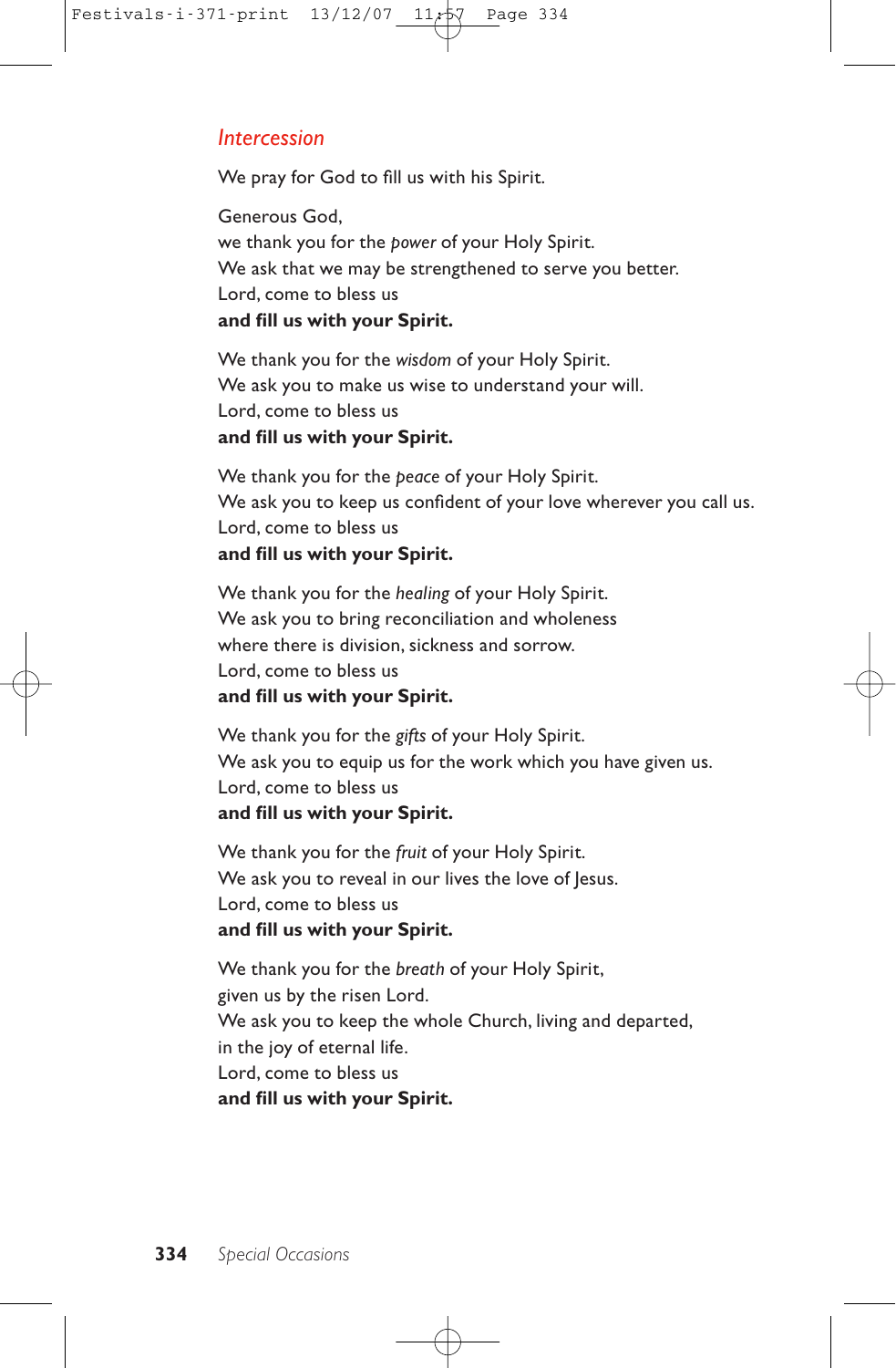## *Intercession*

We pray for God to fill us with his Spirit.

Generous God,
we thank you for the *power* of your Holy Spirit.
We ask that we may be strengthened to serve you better.
Lord, come to bless us
**and fill us with your Spirit.**

We thank you for the *wisdom* of your Holy Spirit.
We ask you to make us wise to understand your will.
Lord, come to bless us
**and fill us with your Spirit.**

We thank you for the *peace* of your Holy Spirit.
We ask you to keep us confident of your love wherever you call us.
Lord, come to bless us
**and fill us with your Spirit.**

We thank you for the *healing* of your Holy Spirit.
We ask you to bring reconciliation and wholeness
where there is division, sickness and sorrow.
Lord, come to bless us
**and fill us with your Spirit.**

We thank you for the *gifts* of your Holy Spirit.
We ask you to equip us for the work which you have given us.
Lord, come to bless us
**and fill us with your Spirit.**

We thank you for the *fruit* of your Holy Spirit.
We ask you to reveal in our lives the love of Jesus.
Lord, come to bless us
**and fill us with your Spirit.**

We thank you for the *breath* of your Holy Spirit,
given us by the risen Lord.
We ask you to keep the whole Church, living and departed,
in the joy of eternal life.
Lord, come to bless us
**and fill us with your Spirit.**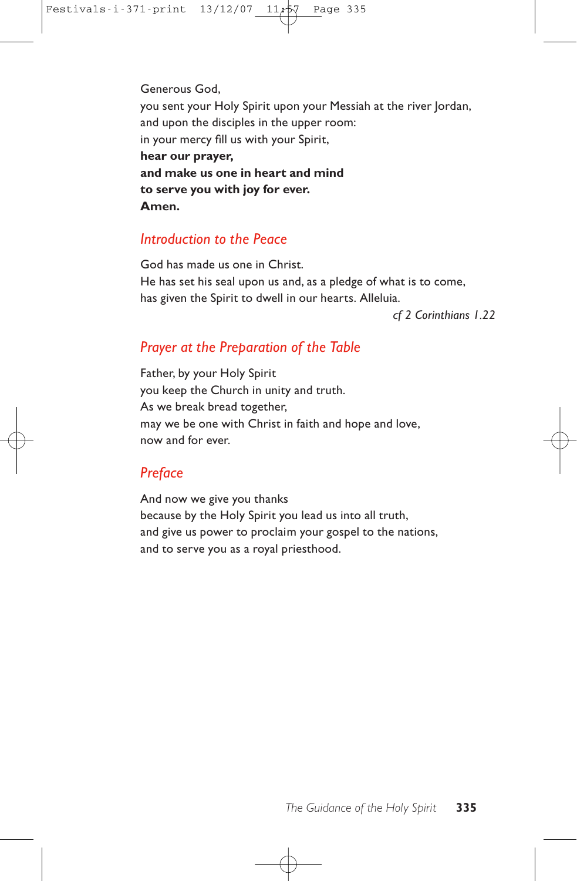Generous God,
you sent your Holy Spirit upon your Messiah at the river Jordan,
and upon the disciples in the upper room:
in your mercy fill us with your Spirit,
**hear our prayer,**
**and make us one in heart and mind**
**to serve you with joy for ever.**
**Amen.**

## *Introduction to the Peace*

God has made us one in Christ.
He has set his seal upon us and, as a pledge of what is to come,
has given the Spirit to dwell in our hearts. Alleluia.

*cf 2 Corinthians 1.22*

## *Prayer at the Preparation of the Table*

Father, by your Holy Spirit
you keep the Church in unity and truth.
As we break bread together,
may we be one with Christ in faith and hope and love,
now and for ever.

## *Preface*

And now we give you thanks
because by the Holy Spirit you lead us into all truth,
and give us power to proclaim your gospel to the nations,
and to serve you as a royal priesthood.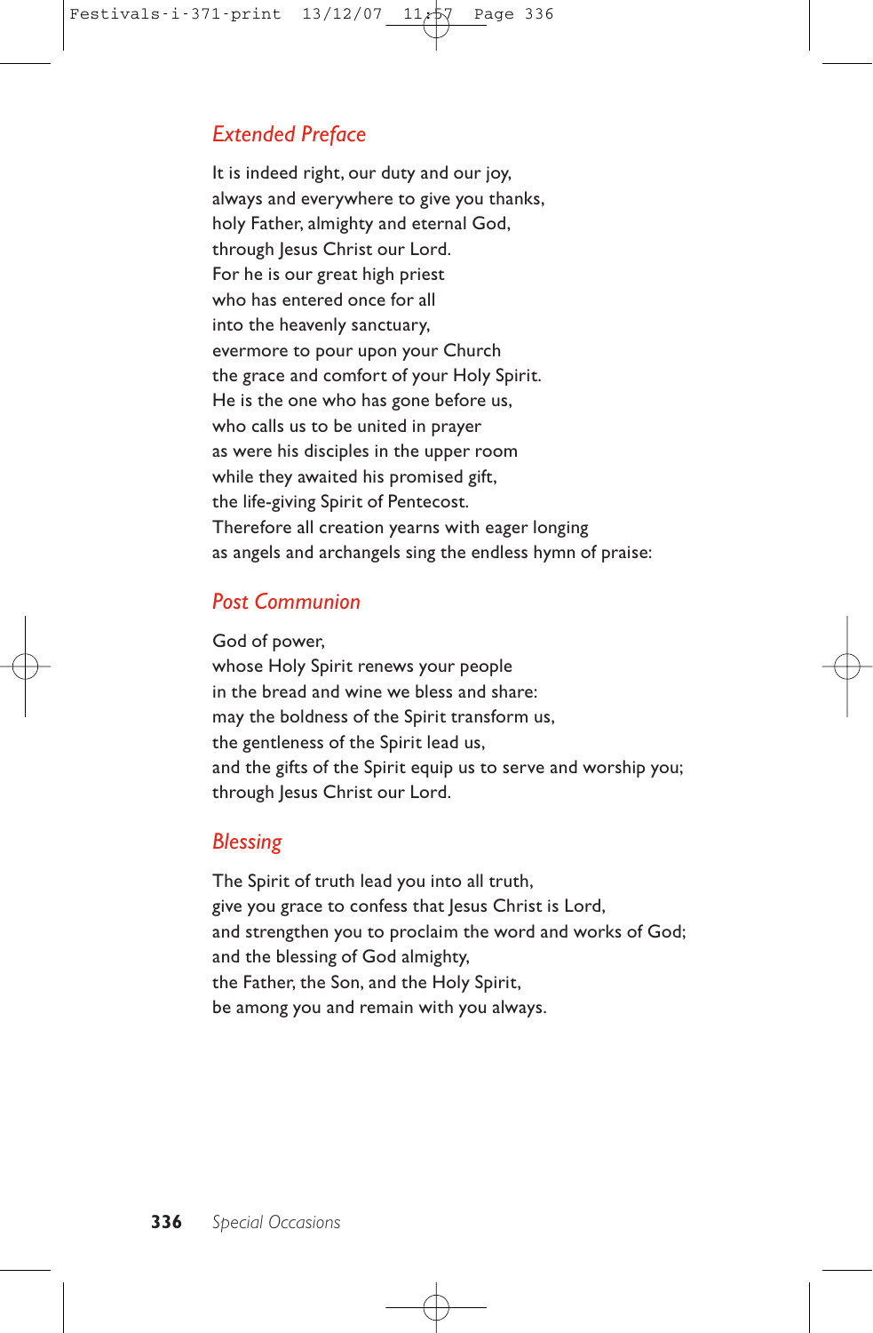## *Extended Preface*

It is indeed right, our duty and our joy,  
always and everywhere to give you thanks,  
holy Father, almighty and eternal God,  
through Jesus Christ our Lord.  
For he is our great high priest  
who has entered once for all  
into the heavenly sanctuary,  
evermore to pour upon your Church  
the grace and comfort of your Holy Spirit.  
He is the one who has gone before us,  
who calls us to be united in prayer  
as were his disciples in the upper room  
while they awaited his promised gift,  
the life-giving Spirit of Pentecost.  
Therefore all creation yearns with eager longing  
as angels and archangels sing the endless hymn of praise:

## *Post Communion*

God of power,  
whose Holy Spirit renews your people  
in the bread and wine we bless and share:  
may the boldness of the Spirit transform us,  
the gentleness of the Spirit lead us,  
and the gifts of the Spirit equip us to serve and worship you;  
through Jesus Christ our Lord.

## *Blessing*

The Spirit of truth lead you into all truth,  
give you grace to confess that Jesus Christ is Lord,  
and strengthen you to proclaim the word and works of God;  
and the blessing of God almighty,  
the Father, the Son, and the Holy Spirit,  
be among you and remain with you always.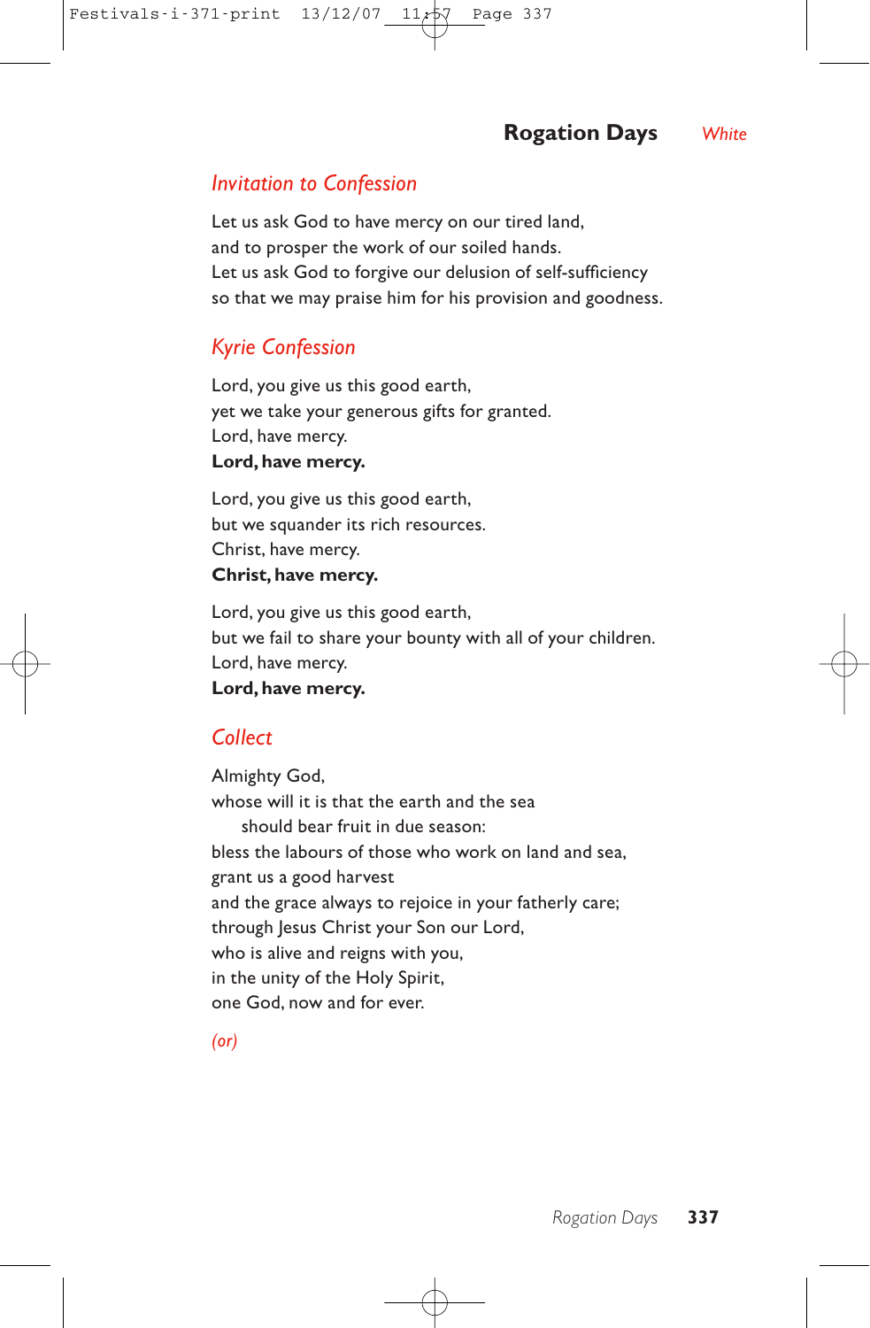## Rogation Days *White*

### *Invitation to Confession*

Let us ask God to have mercy on our tired land,
and to prosper the work of our soiled hands.
Let us ask God to forgive our delusion of self-sufficiency
so that we may praise him for his provision and goodness.

### *Kyrie Confession*

Lord, you give us this good earth,
yet we take your generous gifts for granted.
Lord, have mercy.
**Lord, have mercy.**

Lord, you give us this good earth,
but we squander its rich resources.
Christ, have mercy.
**Christ, have mercy.**

Lord, you give us this good earth,
but we fail to share your bounty with all of your children.
Lord, have mercy.
**Lord, have mercy.**

### *Collect*

Almighty God,
whose will it is that the earth and the sea
  should bear fruit in due season:
bless the labours of those who work on land and sea,
grant us a good harvest
and the grace always to rejoice in your fatherly care;
through Jesus Christ your Son our Lord,
who is alive and reigns with you,
in the unity of the Holy Spirit,
one God, now and for ever.

*(or)*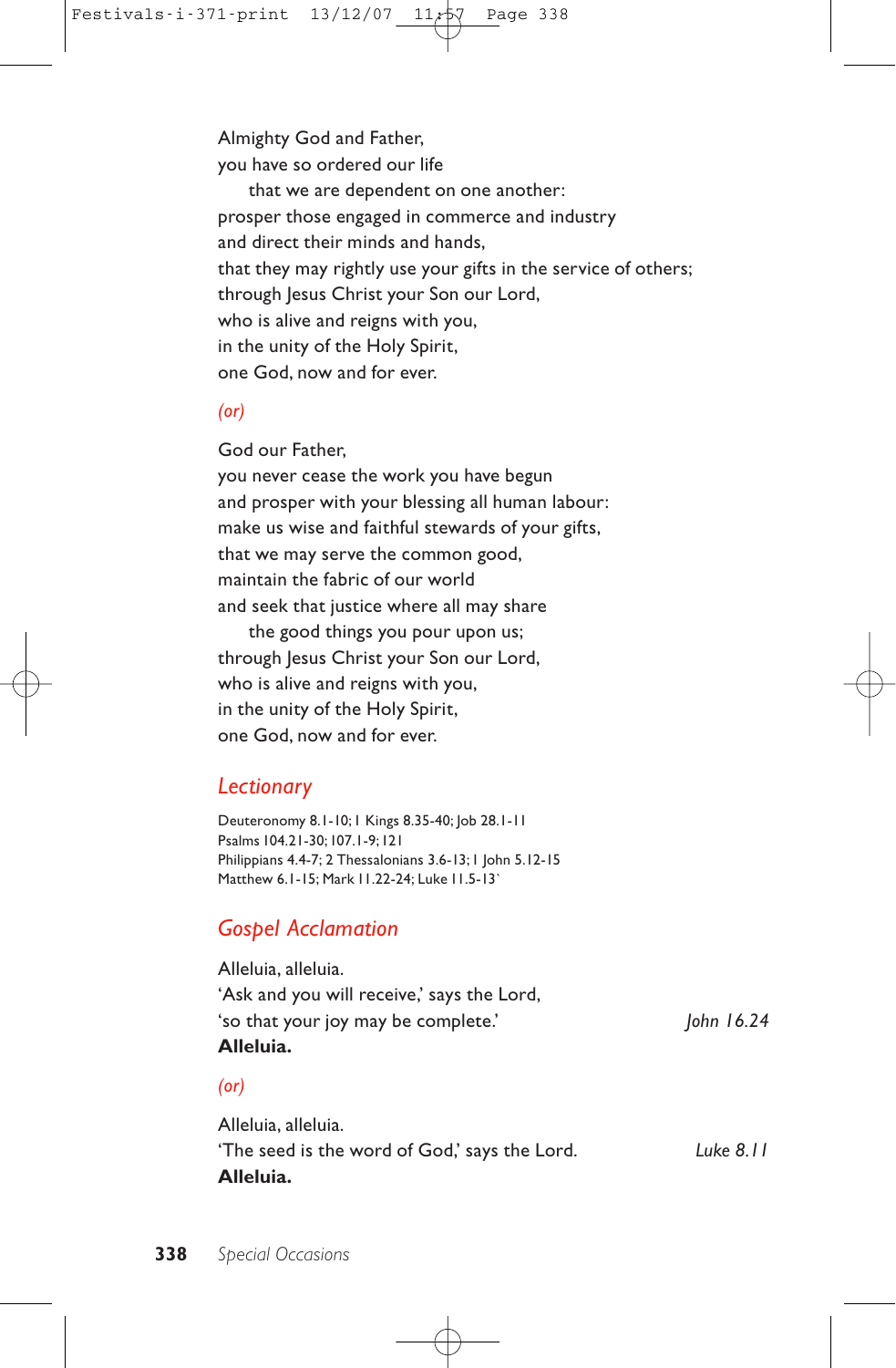Almighty God and Father,
you have so ordered our life
  that we are dependent on one another:
prosper those engaged in commerce and industry
and direct their minds and hands,
that they may rightly use your gifts in the service of others;
through Jesus Christ your Son our Lord,
who is alive and reigns with you,
in the unity of the Holy Spirit,
one God, now and for ever.

*(or)*

God our Father,
you never cease the work you have begun
and prosper with your blessing all human labour:
make us wise and faithful stewards of your gifts,
that we may serve the common good,
maintain the fabric of our world
and seek that justice where all may share
  the good things you pour upon us;
through Jesus Christ your Son our Lord,
who is alive and reigns with you,
in the unity of the Holy Spirit,
one God, now and for ever.

## *Lectionary*

Deuteronomy 8.1-10; 1 Kings 8.35-40; Job 28.1-11
Psalms 104.21-30; 107.1-9; 121
Philippians 4.4-7; 2 Thessalonians 3.6-13; 1 John 5.12-15
Matthew 6.1-15; Mark 11.22-24; Luke 11.5-13`

## *Gospel Acclamation*

Alleluia, alleluia.
'Ask and you will receive,' says the Lord,
'so that your joy may be complete.' *John 16.24*
**Alleluia.**

*(or)*

Alleluia, alleluia.
'The seed is the word of God,' says the Lord. *Luke 8.11*
**Alleluia.**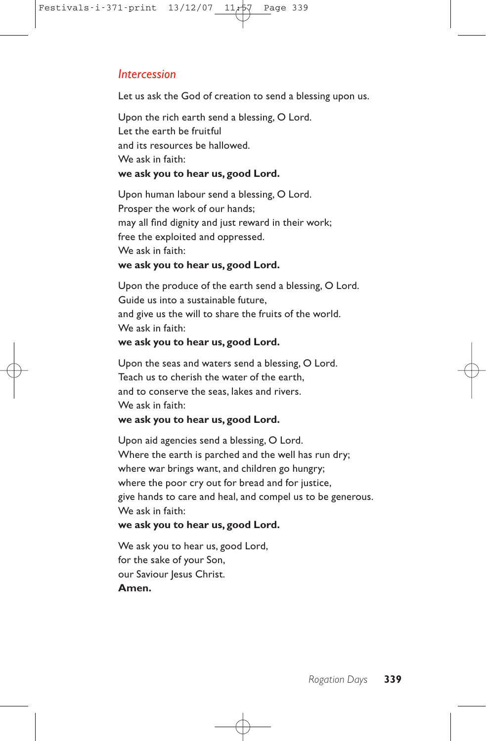## *Intercession*

Let us ask the God of creation to send a blessing upon us.

Upon the rich earth send a blessing, O Lord.
Let the earth be fruitful
and its resources be hallowed.
We ask in faith:
**we ask you to hear us, good Lord.**

Upon human labour send a blessing, O Lord.
Prosper the work of our hands;
may all find dignity and just reward in their work;
free the exploited and oppressed.
We ask in faith:
**we ask you to hear us, good Lord.**

Upon the produce of the earth send a blessing, O Lord.
Guide us into a sustainable future,
and give us the will to share the fruits of the world.
We ask in faith:
**we ask you to hear us, good Lord.**

Upon the seas and waters send a blessing, O Lord.
Teach us to cherish the water of the earth,
and to conserve the seas, lakes and rivers.
We ask in faith:
**we ask you to hear us, good Lord.**

Upon aid agencies send a blessing, O Lord.
Where the earth is parched and the well has run dry;
where war brings want, and children go hungry;
where the poor cry out for bread and for justice,
give hands to care and heal, and compel us to be generous.
We ask in faith:
**we ask you to hear us, good Lord.**

We ask you to hear us, good Lord,
for the sake of your Son,
our Saviour Jesus Christ.
**Amen.**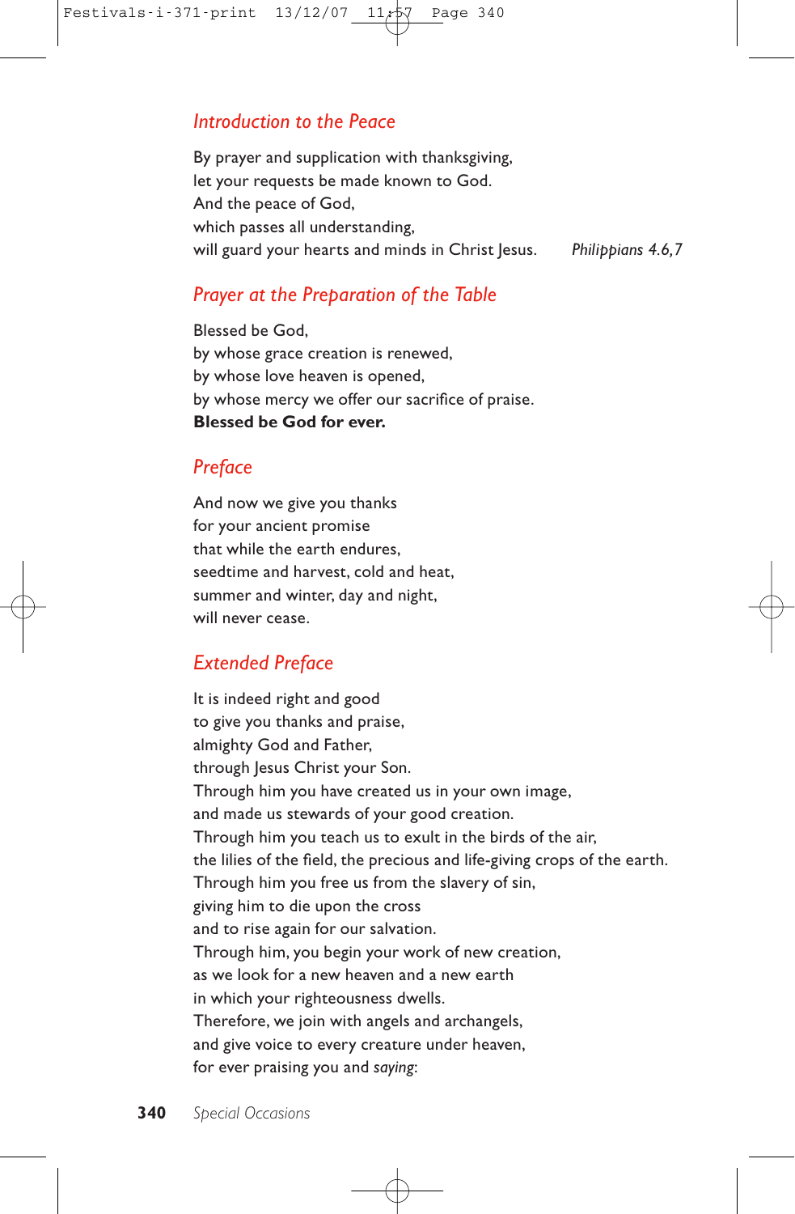## *Introduction to the Peace*

By prayer and supplication with thanksgiving,
let your requests be made known to God.
And the peace of God,
which passes all understanding,
will guard your hearts and minds in Christ Jesus. *Philippians 4.6,7*

## *Prayer at the Preparation of the Table*

Blessed be God,
by whose grace creation is renewed,
by whose love heaven is opened,
by whose mercy we offer our sacrifice of praise.
**Blessed be God for ever.**

## *Preface*

And now we give you thanks
for your ancient promise
that while the earth endures,
seedtime and harvest, cold and heat,
summer and winter, day and night,
will never cease.

## *Extended Preface*

It is indeed right and good
to give you thanks and praise,
almighty God and Father,
through Jesus Christ your Son.
Through him you have created us in your own image,
and made us stewards of your good creation.
Through him you teach us to exult in the birds of the air,
the lilies of the field, the precious and life-giving crops of the earth.
Through him you free us from the slavery of sin,
giving him to die upon the cross
and to rise again for our salvation.
Through him, you begin your work of new creation,
as we look for a new heaven and a new earth
in which your righteousness dwells.
Therefore, we join with angels and archangels,
and give voice to every creature under heaven,
for ever praising you and *saying*: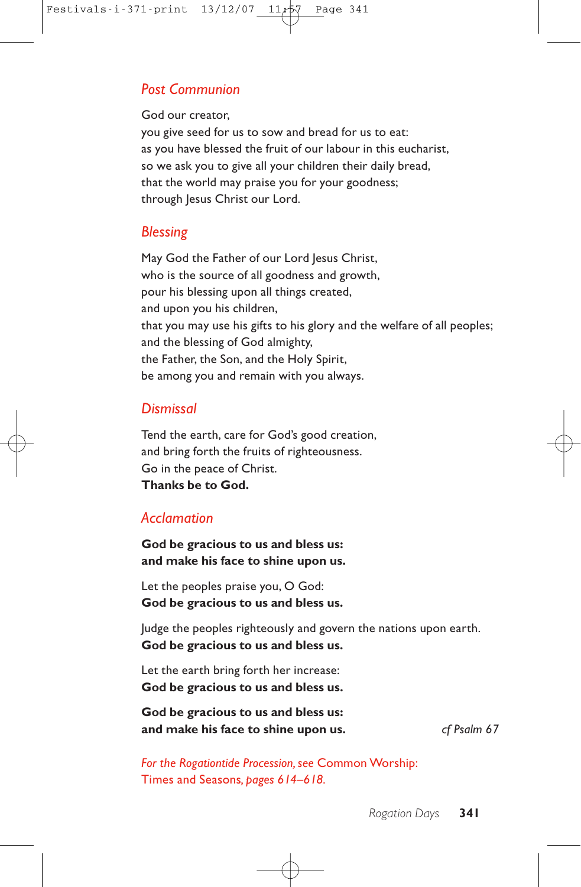## *Post Communion*

God our creator,
you give seed for us to sow and bread for us to eat:
as you have blessed the fruit of our labour in this eucharist,
so we ask you to give all your children their daily bread,
that the world may praise you for your goodness;
through Jesus Christ our Lord.

## *Blessing*

May God the Father of our Lord Jesus Christ,
who is the source of all goodness and growth,
pour his blessing upon all things created,
and upon you his children,
that you may use his gifts to his glory and the welfare of all peoples;
and the blessing of God almighty,
the Father, the Son, and the Holy Spirit,
be among you and remain with you always.

## *Dismissal*

Tend the earth, care for God's good creation,
and bring forth the fruits of righteousness.
Go in the peace of Christ.
**Thanks be to God.**

## *Acclamation*

**God be gracious to us and bless us:**
**and make his face to shine upon us.**

Let the peoples praise you, O God:
**God be gracious to us and bless us.**

Judge the peoples righteously and govern the nations upon earth.
**God be gracious to us and bless us.**

Let the earth bring forth her increase:
**God be gracious to us and bless us.**

**God be gracious to us and bless us:**
**and make his face to shine upon us.** *cf Psalm 67*

*For the Rogationtide Procession, see* Common Worship: Times and Seasons*, pages 614–618.*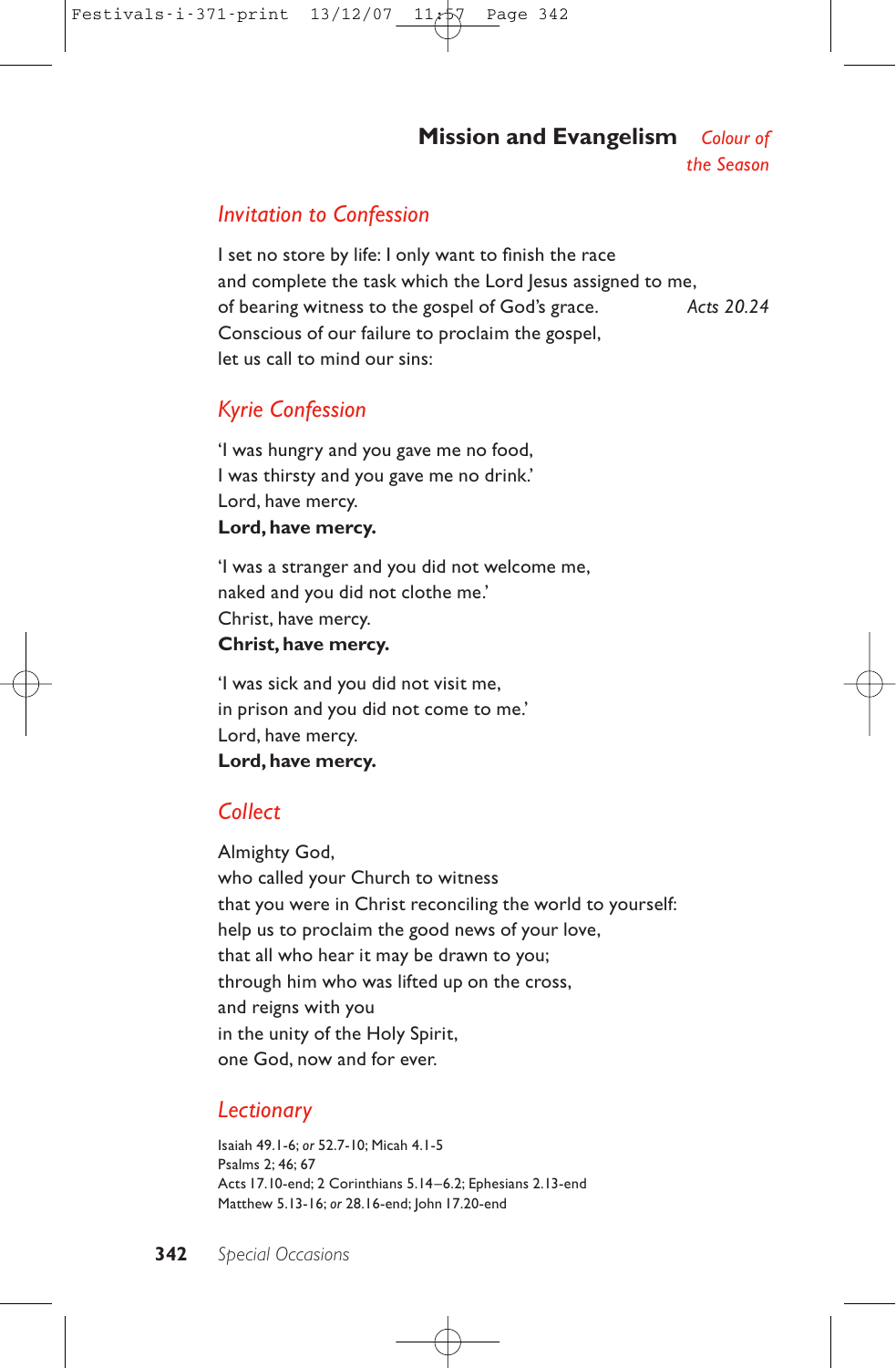## Mission and Evangelism *Colour of the Season*

### *Invitation to Confession*

I set no store by life: I only want to finish the race
and complete the task which the Lord Jesus assigned to me,
of bearing witness to the gospel of God's grace. *Acts 20.24*
Conscious of our failure to proclaim the gospel,
let us call to mind our sins:

### *Kyrie Confession*

'I was hungry and you gave me no food,
I was thirsty and you gave me no drink.'
Lord, have mercy.
**Lord, have mercy.**

'I was a stranger and you did not welcome me,
naked and you did not clothe me.'
Christ, have mercy.
**Christ, have mercy.**

'I was sick and you did not visit me,
in prison and you did not come to me.'
Lord, have mercy.
**Lord, have mercy.**

### *Collect*

Almighty God,
who called your Church to witness
that you were in Christ reconciling the world to yourself:
help us to proclaim the good news of your love,
that all who hear it may be drawn to you;
through him who was lifted up on the cross,
and reigns with you
in the unity of the Holy Spirit,
one God, now and for ever.

### *Lectionary*

Isaiah 49.1-6; *or* 52.7-10; Micah 4.1-5
Psalms 2; 46; 67
Acts 17.10-end; 2 Corinthians 5.14–6.2; Ephesians 2.13-end
Matthew 5.13-16; *or* 28.16-end; John 17.20-end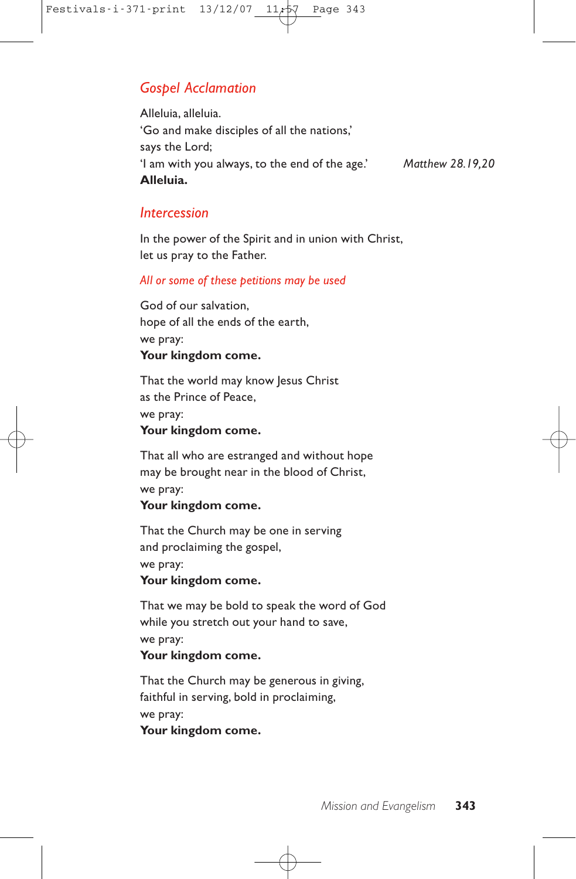## *Gospel Acclamation*

Alleluia, alleluia.
'Go and make disciples of all the nations,'
says the Lord;
'I am with you always, to the end of the age.' *Matthew 28.19,20*
**Alleluia.**

## *Intercession*

In the power of the Spirit and in union with Christ,
let us pray to the Father.

*All or some of these petitions may be used*

God of our salvation,
hope of all the ends of the earth,
we pray:
**Your kingdom come.**

That the world may know Jesus Christ
as the Prince of Peace,
we pray:
**Your kingdom come.**

That all who are estranged and without hope
may be brought near in the blood of Christ,
we pray:
**Your kingdom come.**

That the Church may be one in serving
and proclaiming the gospel,
we pray:
**Your kingdom come.**

That we may be bold to speak the word of God
while you stretch out your hand to save,
we pray:
**Your kingdom come.**

That the Church may be generous in giving,
faithful in serving, bold in proclaiming,
we pray:
**Your kingdom come.**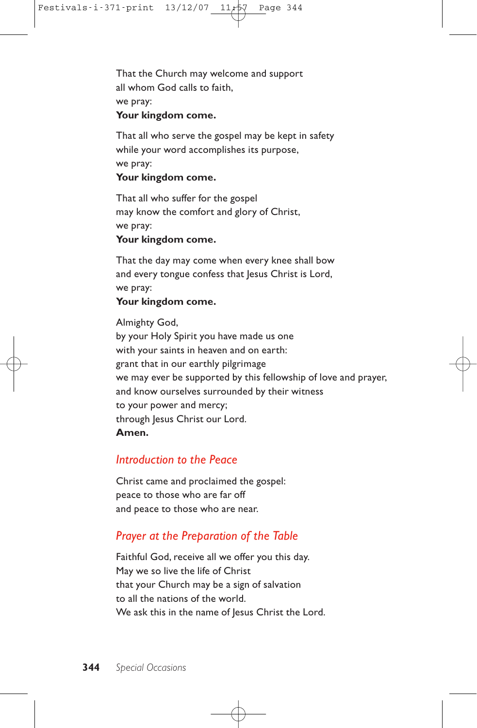That the Church may welcome and support
all whom God calls to faith,
we pray:
**Your kingdom come.**

That all who serve the gospel may be kept in safety
while your word accomplishes its purpose,
we pray:
**Your kingdom come.**

That all who suffer for the gospel
may know the comfort and glory of Christ,
we pray:
**Your kingdom come.**

That the day may come when every knee shall bow
and every tongue confess that Jesus Christ is Lord,
we pray:
**Your kingdom come.**

Almighty God,
by your Holy Spirit you have made us one
with your saints in heaven and on earth:
grant that in our earthly pilgrimage
we may ever be supported by this fellowship of love and prayer,
and know ourselves surrounded by their witness
to your power and mercy;
through Jesus Christ our Lord.
**Amen.**

## *Introduction to the Peace*

Christ came and proclaimed the gospel:
peace to those who are far off
and peace to those who are near.

## *Prayer at the Preparation of the Table*

Faithful God, receive all we offer you this day.
May we so live the life of Christ
that your Church may be a sign of salvation
to all the nations of the world.
We ask this in the name of Jesus Christ the Lord.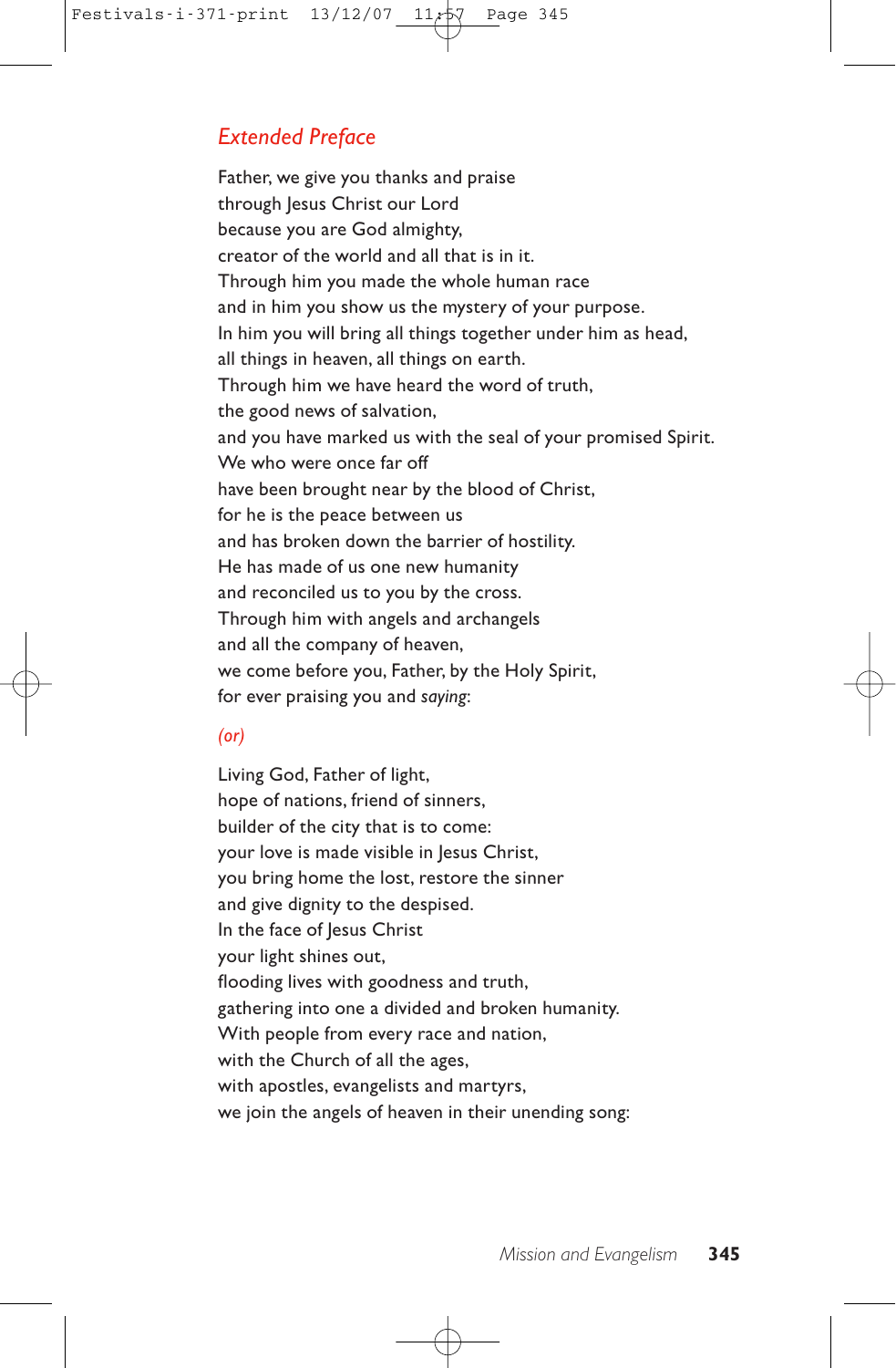## *Extended Preface*

Father, we give you thanks and praise
through Jesus Christ our Lord
because you are God almighty,
creator of the world and all that is in it.
Through him you made the whole human race
and in him you show us the mystery of your purpose.
In him you will bring all things together under him as head,
all things in heaven, all things on earth.
Through him we have heard the word of truth,
the good news of salvation,
and you have marked us with the seal of your promised Spirit.
We who were once far off
have been brought near by the blood of Christ,
for he is the peace between us
and has broken down the barrier of hostility.
He has made of us one new humanity
and reconciled us to you by the cross.
Through him with angels and archangels
and all the company of heaven,
we come before you, Father, by the Holy Spirit,
for ever praising you and *saying*:

*(or)*

Living God, Father of light,
hope of nations, friend of sinners,
builder of the city that is to come:
your love is made visible in Jesus Christ,
you bring home the lost, restore the sinner
and give dignity to the despised.
In the face of Jesus Christ
your light shines out,
flooding lives with goodness and truth,
gathering into one a divided and broken humanity.
With people from every race and nation,
with the Church of all the ages,
with apostles, evangelists and martyrs,
we join the angels of heaven in their unending song: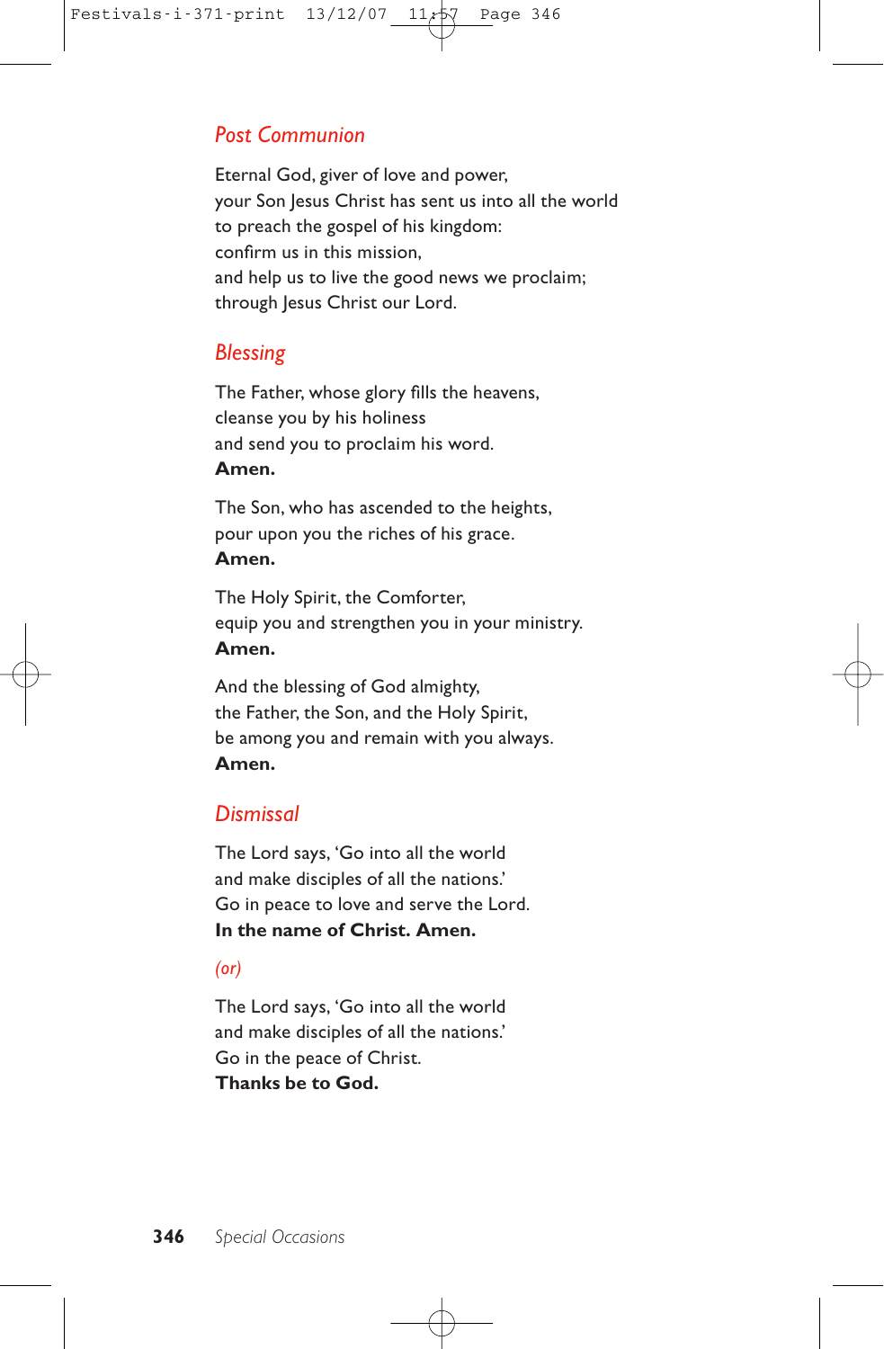## *Post Communion*

Eternal God, giver of love and power,
your Son Jesus Christ has sent us into all the world
to preach the gospel of his kingdom:
confirm us in this mission,
and help us to live the good news we proclaim;
through Jesus Christ our Lord.

## *Blessing*

The Father, whose glory fills the heavens,
cleanse you by his holiness
and send you to proclaim his word.
**Amen.**

The Son, who has ascended to the heights,
pour upon you the riches of his grace.
**Amen.**

The Holy Spirit, the Comforter,
equip you and strengthen you in your ministry.
**Amen.**

And the blessing of God almighty,
the Father, the Son, and the Holy Spirit,
be among you and remain with you always.
**Amen.**

## *Dismissal*

The Lord says, 'Go into all the world
and make disciples of all the nations.'
Go in peace to love and serve the Lord.
**In the name of Christ. Amen.**

*(or)*

The Lord says, 'Go into all the world
and make disciples of all the nations.'
Go in the peace of Christ.
**Thanks be to God.**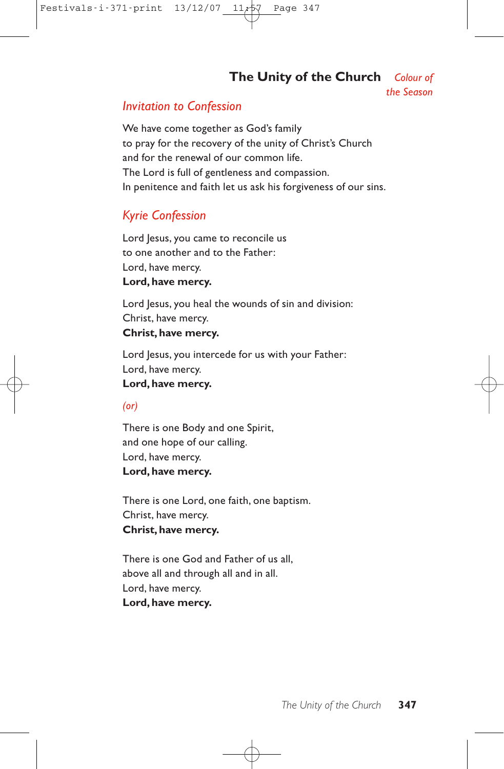# The Unity of the Church *Colour of the Season*

## *Invitation to Confession*

We have come together as God's family
to pray for the recovery of the unity of Christ's Church
and for the renewal of our common life.
The Lord is full of gentleness and compassion.
In penitence and faith let us ask his forgiveness of our sins.

## *Kyrie Confession*

Lord Jesus, you came to reconcile us
to one another and to the Father:
Lord, have mercy.
**Lord, have mercy.**

Lord Jesus, you heal the wounds of sin and division:
Christ, have mercy.
**Christ, have mercy.**

Lord Jesus, you intercede for us with your Father:
Lord, have mercy.
**Lord, have mercy.**

*(or)*

There is one Body and one Spirit,
and one hope of our calling.
Lord, have mercy.
**Lord, have mercy.**

There is one Lord, one faith, one baptism.
Christ, have mercy.
**Christ, have mercy.**

There is one God and Father of us all,
above all and through all and in all.
Lord, have mercy.
**Lord, have mercy.**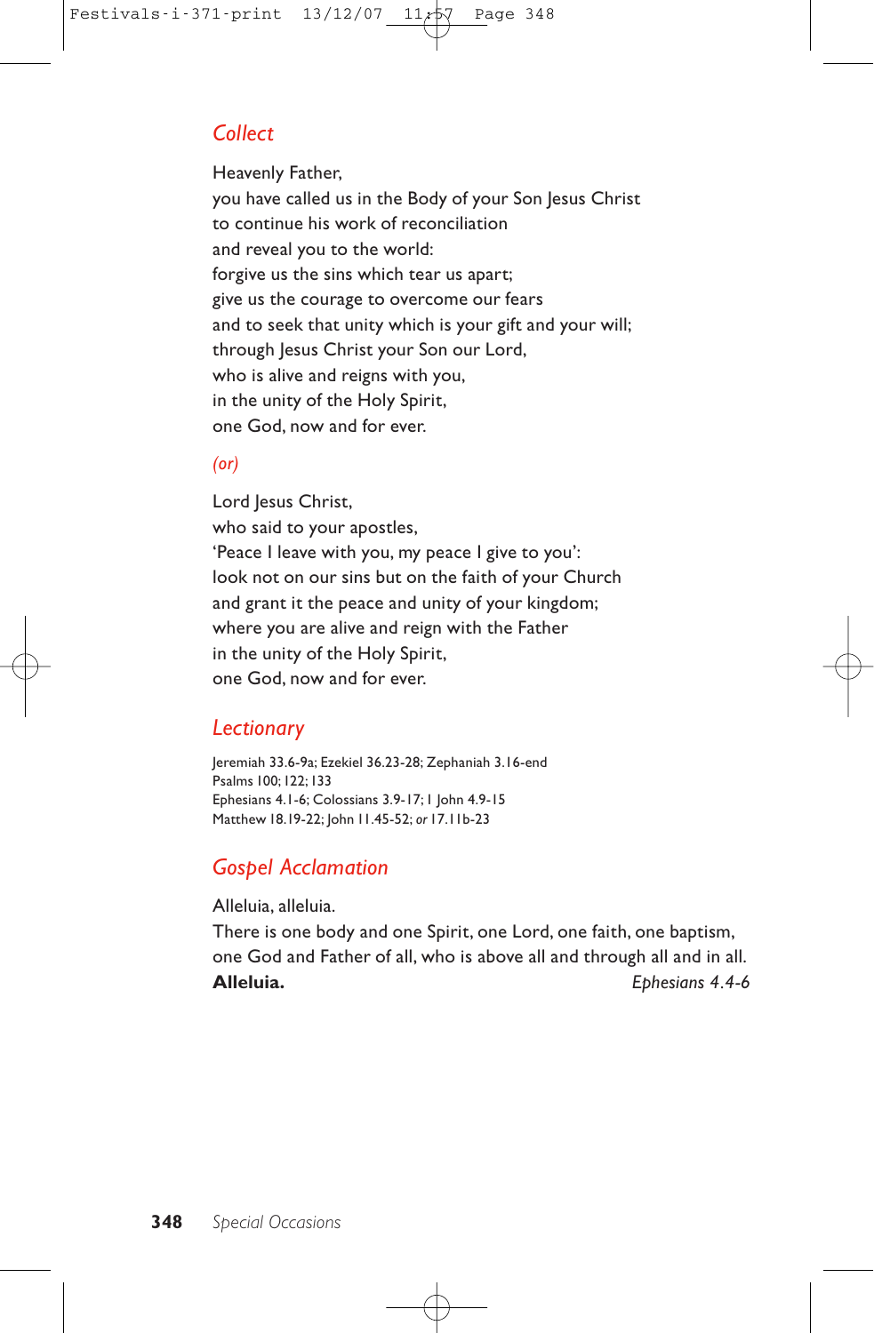## Collect

Heavenly Father,
you have called us in the Body of your Son Jesus Christ
to continue his work of reconciliation
and reveal you to the world:
forgive us the sins which tear us apart;
give us the courage to overcome our fears
and to seek that unity which is your gift and your will;
through Jesus Christ your Son our Lord,
who is alive and reigns with you,
in the unity of the Holy Spirit,
one God, now and for ever.

*(or)*

Lord Jesus Christ,
who said to your apostles,
'Peace I leave with you, my peace I give to you':
look not on our sins but on the faith of your Church
and grant it the peace and unity of your kingdom;
where you are alive and reign with the Father
in the unity of the Holy Spirit,
one God, now and for ever.

## Lectionary

Jeremiah 33.6-9a; Ezekiel 36.23-28; Zephaniah 3.16-end
Psalms 100; 122; 133
Ephesians 4.1-6; Colossians 3.9-17; 1 John 4.9-15
Matthew 18.19-22; John 11.45-52; *or* 17.11b-23

## Gospel Acclamation

Alleluia, alleluia.
There is one body and one Spirit, one Lord, one faith, one baptism,
one God and Father of all, who is above all and through all and in all.
**Alleluia.** *Ephesians 4.4-6*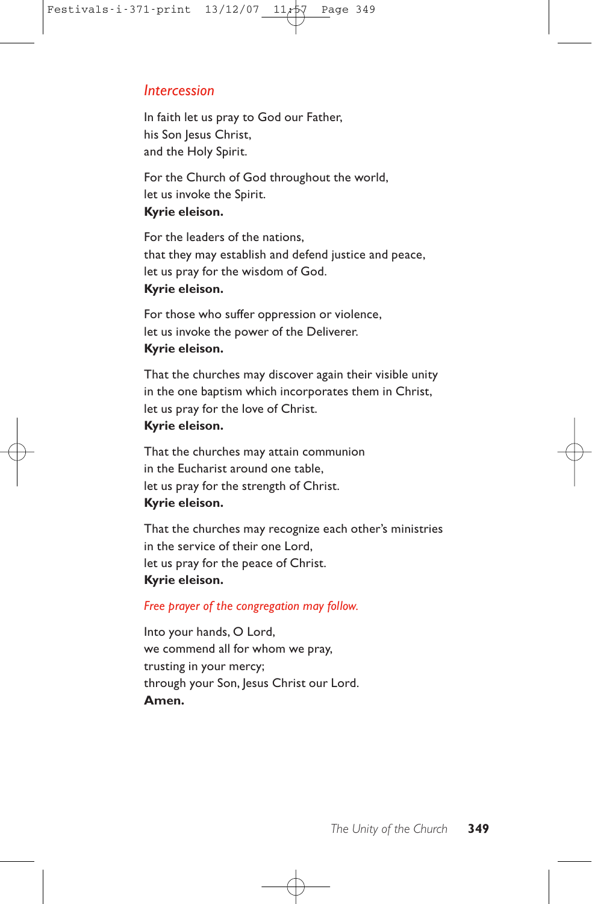## *Intercession*

In faith let us pray to God our Father,
his Son Jesus Christ,
and the Holy Spirit.

For the Church of God throughout the world,
let us invoke the Spirit.
**Kyrie eleison.**

For the leaders of the nations,
that they may establish and defend justice and peace,
let us pray for the wisdom of God.
**Kyrie eleison.**

For those who suffer oppression or violence,
let us invoke the power of the Deliverer.
**Kyrie eleison.**

That the churches may discover again their visible unity
in the one baptism which incorporates them in Christ,
let us pray for the love of Christ.
**Kyrie eleison.**

That the churches may attain communion
in the Eucharist around one table,
let us pray for the strength of Christ.
**Kyrie eleison.**

That the churches may recognize each other's ministries
in the service of their one Lord,
let us pray for the peace of Christ.
**Kyrie eleison.**

*Free prayer of the congregation may follow.*

Into your hands, O Lord,
we commend all for whom we pray,
trusting in your mercy;
through your Son, Jesus Christ our Lord.
**Amen.**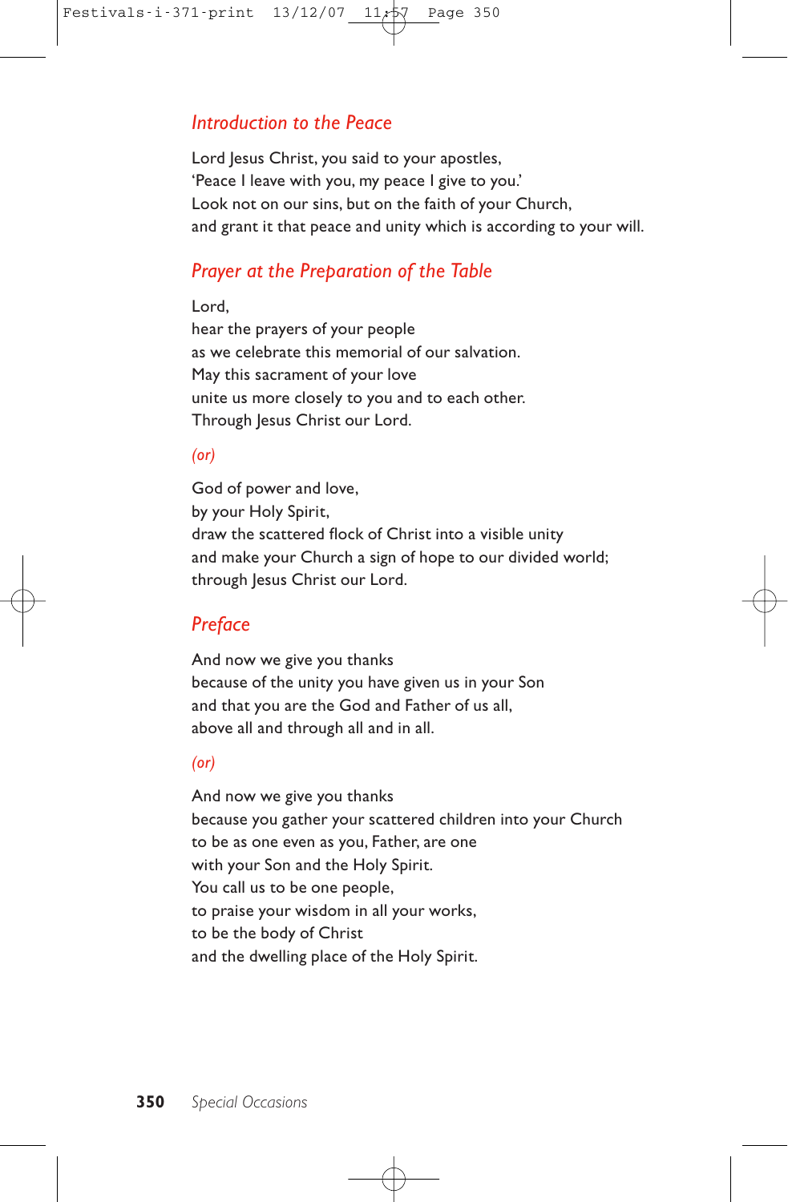## *Introduction to the Peace*

Lord Jesus Christ, you said to your apostles,
'Peace I leave with you, my peace I give to you.'
Look not on our sins, but on the faith of your Church,
and grant it that peace and unity which is according to your will.

## *Prayer at the Preparation of the Table*

Lord,
hear the prayers of your people
as we celebrate this memorial of our salvation.
May this sacrament of your love
unite us more closely to you and to each other.
Through Jesus Christ our Lord.

*(or)*

God of power and love,
by your Holy Spirit,
draw the scattered flock of Christ into a visible unity
and make your Church a sign of hope to our divided world;
through Jesus Christ our Lord.

## *Preface*

And now we give you thanks
because of the unity you have given us in your Son
and that you are the God and Father of us all,
above all and through all and in all.

*(or)*

And now we give you thanks
because you gather your scattered children into your Church
to be as one even as you, Father, are one
with your Son and the Holy Spirit.
You call us to be one people,
to praise your wisdom in all your works,
to be the body of Christ
and the dwelling place of the Holy Spirit.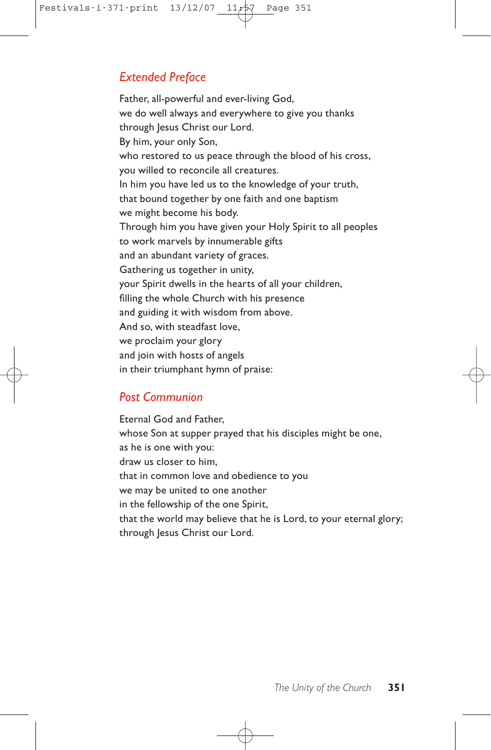## *Extended Preface*

Father, all-powerful and ever-living God,  
we do well always and everywhere to give you thanks  
through Jesus Christ our Lord.  
By him, your only Son,  
who restored to us peace through the blood of his cross,  
you willed to reconcile all creatures.  
In him you have led us to the knowledge of your truth,  
that bound together by one faith and one baptism  
we might become his body.  
Through him you have given your Holy Spirit to all peoples  
to work marvels by innumerable gifts  
and an abundant variety of graces.  
Gathering us together in unity,  
your Spirit dwells in the hearts of all your children,  
filling the whole Church with his presence  
and guiding it with wisdom from above.  
And so, with steadfast love,  
we proclaim your glory  
and join with hosts of angels  
in their triumphant hymn of praise:

## *Post Communion*

Eternal God and Father,  
whose Son at supper prayed that his disciples might be one,  
as he is one with you:  
draw us closer to him,  
that in common love and obedience to you  
we may be united to one another  
in the fellowship of the one Spirit,  
that the world may believe that he is Lord, to your eternal glory;  
through Jesus Christ our Lord.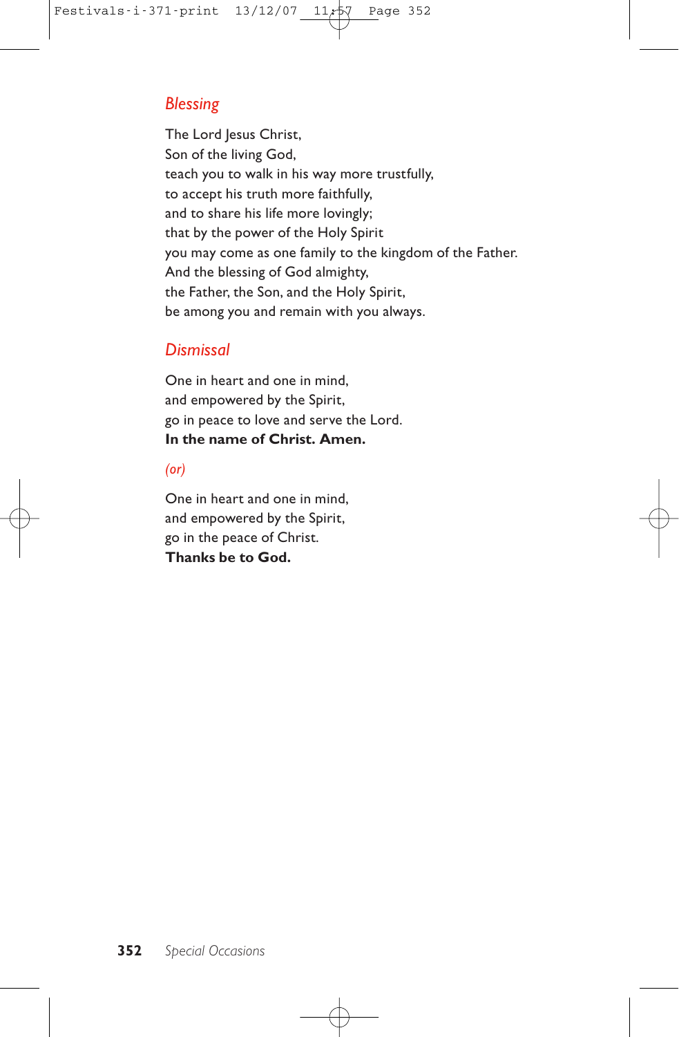## *Blessing*

The Lord Jesus Christ,
Son of the living God,
teach you to walk in his way more trustfully,
to accept his truth more faithfully,
and to share his life more lovingly;
that by the power of the Holy Spirit
you may come as one family to the kingdom of the Father.
And the blessing of God almighty,
the Father, the Son, and the Holy Spirit,
be among you and remain with you always.

## *Dismissal*

One in heart and one in mind,
and empowered by the Spirit,
go in peace to love and serve the Lord.
**In the name of Christ. Amen.**

*(or)*

One in heart and one in mind,
and empowered by the Spirit,
go in the peace of Christ.
**Thanks be to God.**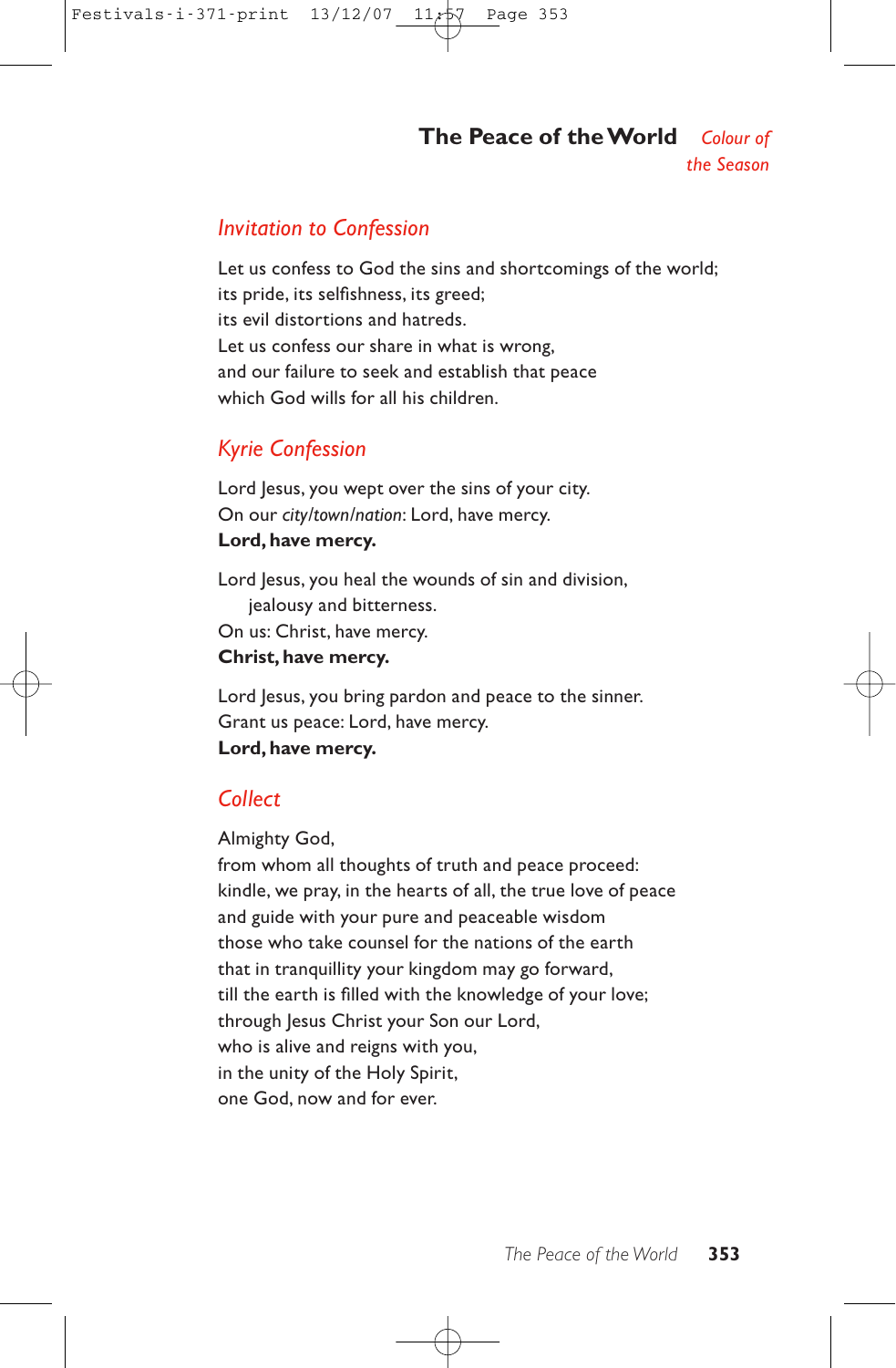# The Peace of the World

*Colour of the Season*

## *Invitation to Confession*

Let us confess to God the sins and shortcomings of the world;
its pride, its selfishness, its greed;
its evil distortions and hatreds.
Let us confess our share in what is wrong,
and our failure to seek and establish that peace
which God wills for all his children.

## *Kyrie Confession*

Lord Jesus, you wept over the sins of your city.
On our *city/town/nation*: Lord, have mercy.
**Lord, have mercy.**

Lord Jesus, you heal the wounds of sin and division,
   jealousy and bitterness.
On us: Christ, have mercy.
**Christ, have mercy.**

Lord Jesus, you bring pardon and peace to the sinner.
Grant us peace: Lord, have mercy.
**Lord, have mercy.**

## *Collect*

Almighty God,
from whom all thoughts of truth and peace proceed:
kindle, we pray, in the hearts of all, the true love of peace
and guide with your pure and peaceable wisdom
those who take counsel for the nations of the earth
that in tranquillity your kingdom may go forward,
till the earth is filled with the knowledge of your love;
through Jesus Christ your Son our Lord,
who is alive and reigns with you,
in the unity of the Holy Spirit,
one God, now and for ever.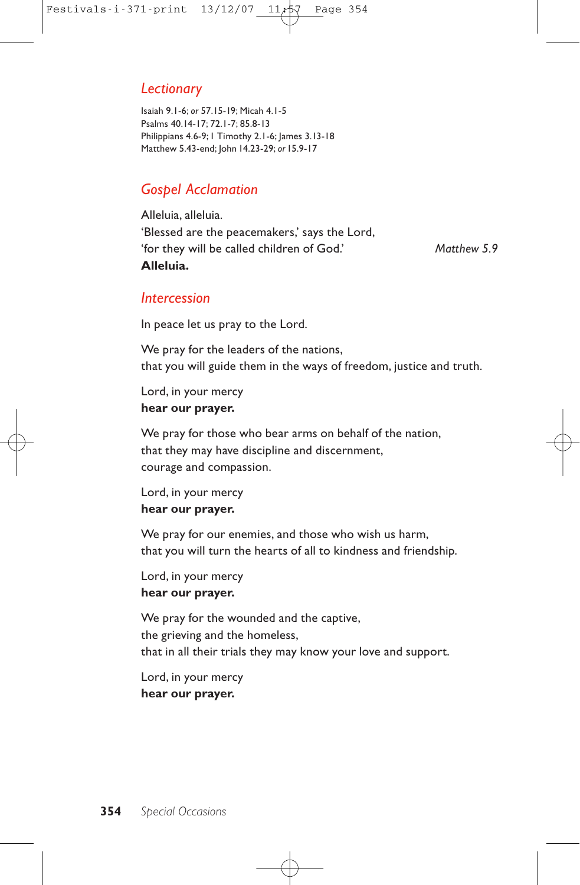## *Lectionary*

Isaiah 9.1-6; *or* 57.15-19; Micah 4.1-5
Psalms 40.14-17; 72.1-7; 85.8-13
Philippians 4.6-9; 1 Timothy 2.1-6; James 3.13-18
Matthew 5.43-end; John 14.23-29; *or* 15.9-17

## *Gospel Acclamation*

Alleluia, alleluia.
'Blessed are the peacemakers,' says the Lord,
'for they will be called children of God.' *Matthew 5.9*
**Alleluia.**

## *Intercession*

In peace let us pray to the Lord.

We pray for the leaders of the nations,
that you will guide them in the ways of freedom, justice and truth.

Lord, in your mercy
**hear our prayer.**

We pray for those who bear arms on behalf of the nation,
that they may have discipline and discernment,
courage and compassion.

Lord, in your mercy
**hear our prayer.**

We pray for our enemies, and those who wish us harm,
that you will turn the hearts of all to kindness and friendship.

Lord, in your mercy
**hear our prayer.**

We pray for the wounded and the captive,
the grieving and the homeless,
that in all their trials they may know your love and support.

Lord, in your mercy
**hear our prayer.**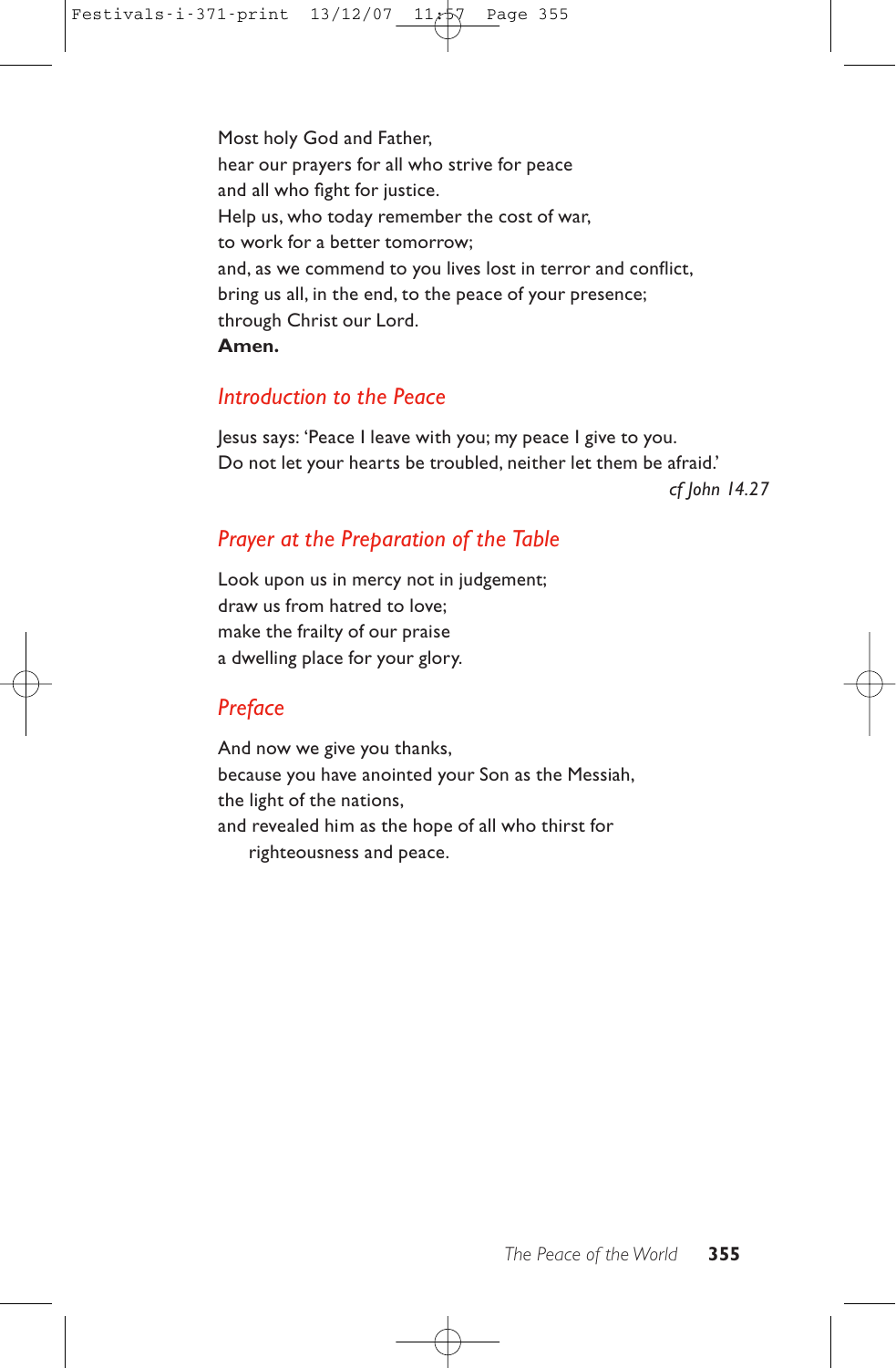Most holy God and Father,
hear our prayers for all who strive for peace
and all who fight for justice.
Help us, who today remember the cost of war,
to work for a better tomorrow;
and, as we commend to you lives lost in terror and conflict,
bring us all, in the end, to the peace of your presence;
through Christ our Lord.
**Amen.**

## *Introduction to the Peace*

Jesus says: 'Peace I leave with you; my peace I give to you.
Do not let your hearts be troubled, neither let them be afraid.'

*cf John 14.27*

## *Prayer at the Preparation of the Table*

Look upon us in mercy not in judgement;
draw us from hatred to love;
make the frailty of our praise
a dwelling place for your glory.

## *Preface*

And now we give you thanks,
because you have anointed your Son as the Messiah,
the light of the nations,
and revealed him as the hope of all who thirst for
righteousness and peace.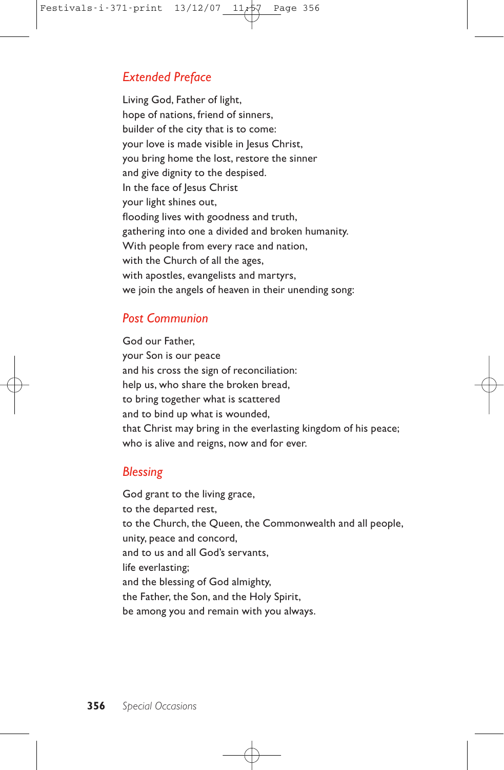## *Extended Preface*

Living God, Father of light,
hope of nations, friend of sinners,
builder of the city that is to come:
your love is made visible in Jesus Christ,
you bring home the lost, restore the sinner
and give dignity to the despised.
In the face of Jesus Christ
your light shines out,
flooding lives with goodness and truth,
gathering into one a divided and broken humanity.
With people from every race and nation,
with the Church of all the ages,
with apostles, evangelists and martyrs,
we join the angels of heaven in their unending song:

## *Post Communion*

God our Father,
your Son is our peace
and his cross the sign of reconciliation:
help us, who share the broken bread,
to bring together what is scattered
and to bind up what is wounded,
that Christ may bring in the everlasting kingdom of his peace;
who is alive and reigns, now and for ever.

## *Blessing*

God grant to the living grace,
to the departed rest,
to the Church, the Queen, the Commonwealth and all people,
unity, peace and concord,
and to us and all God's servants,
life everlasting;
and the blessing of God almighty,
the Father, the Son, and the Holy Spirit,
be among you and remain with you always.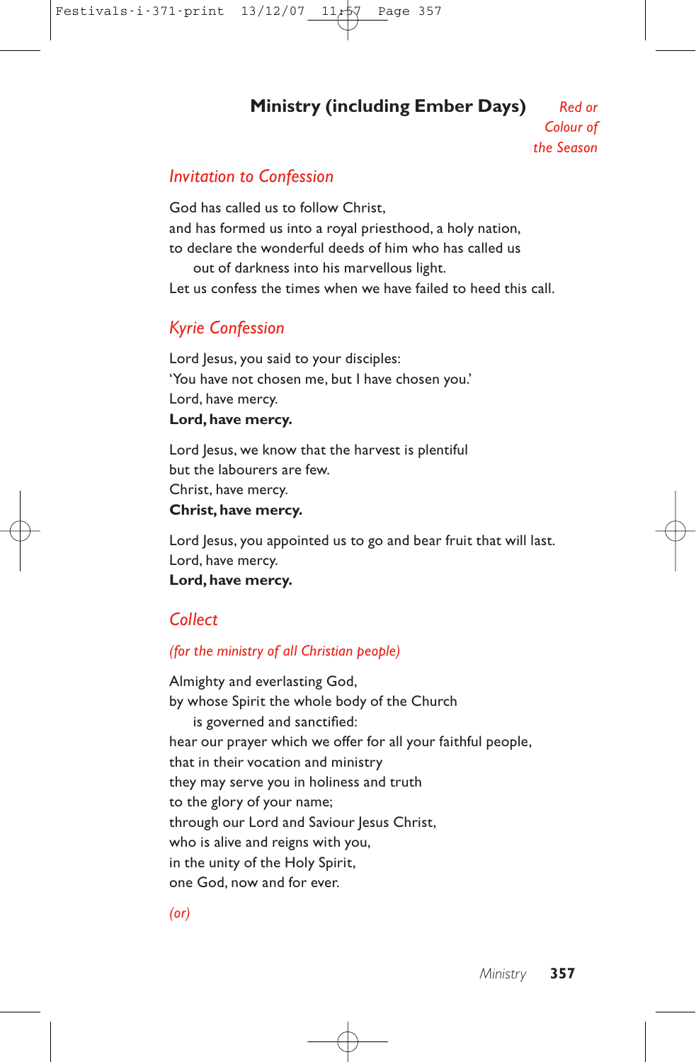# Ministry (including Ember Days)

*Red or Colour of the Season*

## *Invitation to Confession*

God has called us to follow Christ,
and has formed us into a royal priesthood, a holy nation,
to declare the wonderful deeds of him who has called us
out of darkness into his marvellous light.
Let us confess the times when we have failed to heed this call.

## *Kyrie Confession*

Lord Jesus, you said to your disciples:
'You have not chosen me, but I have chosen you.'
Lord, have mercy.
**Lord, have mercy.**

Lord Jesus, we know that the harvest is plentiful
but the labourers are few.
Christ, have mercy.
**Christ, have mercy.**

Lord Jesus, you appointed us to go and bear fruit that will last.
Lord, have mercy.
**Lord, have mercy.**

## *Collect*

*(for the ministry of all Christian people)*

Almighty and everlasting God,
by whose Spirit the whole body of the Church
is governed and sanctified:
hear our prayer which we offer for all your faithful people,
that in their vocation and ministry
they may serve you in holiness and truth
to the glory of your name;
through our Lord and Saviour Jesus Christ,
who is alive and reigns with you,
in the unity of the Holy Spirit,
one God, now and for ever.

*(or)*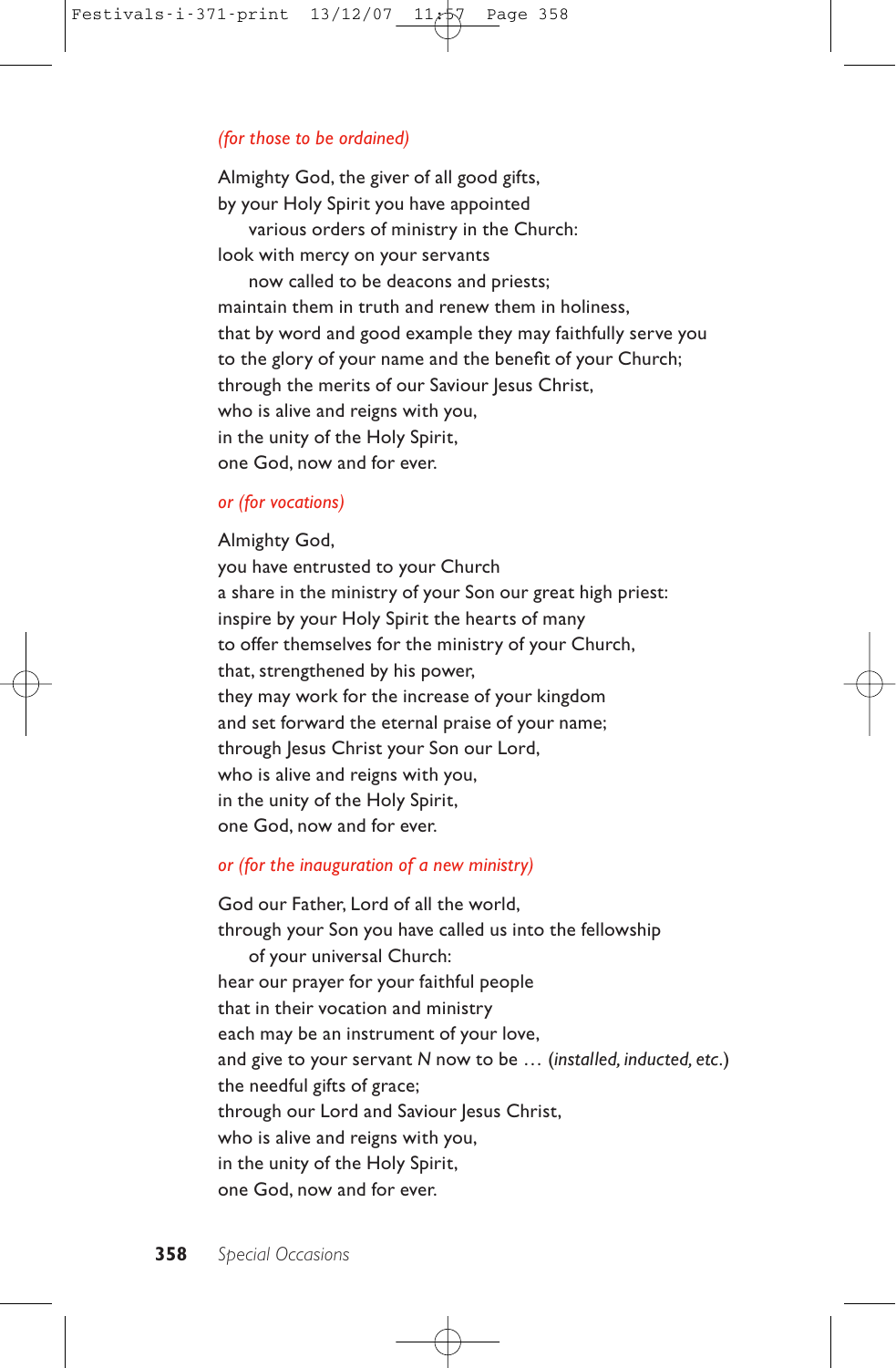*(for those to be ordained)*

Almighty God, the giver of all good gifts,
by your Holy Spirit you have appointed
  various orders of ministry in the Church:
look with mercy on your servants
  now called to be deacons and priests;
maintain them in truth and renew them in holiness,
that by word and good example they may faithfully serve you
to the glory of your name and the benefit of your Church;
through the merits of our Saviour Jesus Christ,
who is alive and reigns with you,
in the unity of the Holy Spirit,
one God, now and for ever.

*or (for vocations)*

Almighty God,
you have entrusted to your Church
a share in the ministry of your Son our great high priest:
inspire by your Holy Spirit the hearts of many
to offer themselves for the ministry of your Church,
that, strengthened by his power,
they may work for the increase of your kingdom
and set forward the eternal praise of your name;
through Jesus Christ your Son our Lord,
who is alive and reigns with you,
in the unity of the Holy Spirit,
one God, now and for ever.

*or (for the inauguration of a new ministry)*

God our Father, Lord of all the world,
through your Son you have called us into the fellowship
  of your universal Church:
hear our prayer for your faithful people
that in their vocation and ministry
each may be an instrument of your love,
and give to your servant *N* now to be … (*installed, inducted, etc.*)
the needful gifts of grace;
through our Lord and Saviour Jesus Christ,
who is alive and reigns with you,
in the unity of the Holy Spirit,
one God, now and for ever.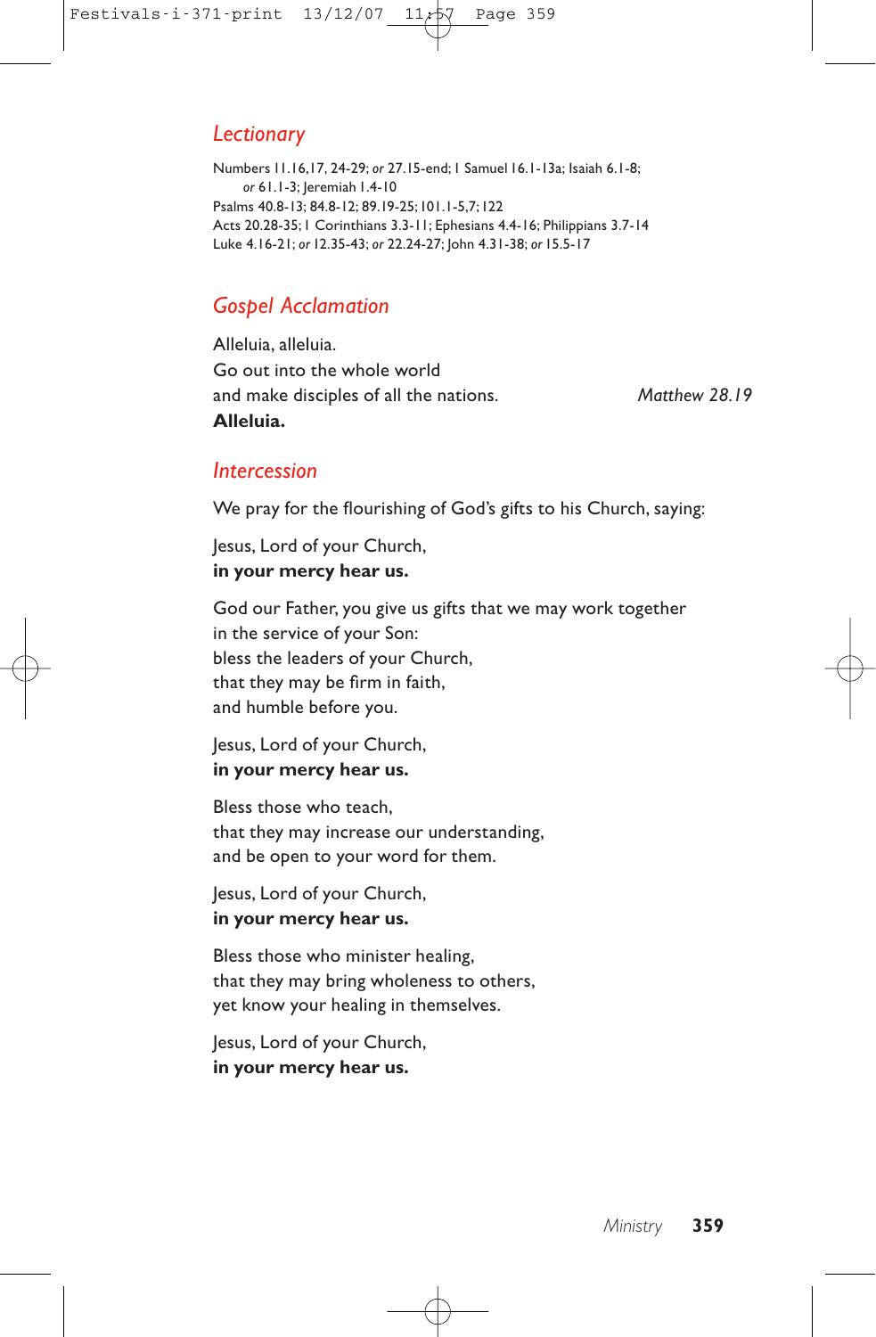## *Lectionary*

Numbers 11.16,17, 24-29; *or* 27.15-end; 1 Samuel 16.1-13a; Isaiah 6.1-8;
*or* 61.1-3; Jeremiah 1.4-10
Psalms 40.8-13; 84.8-12; 89.19-25; 101.1-5,7; 122
Acts 20.28-35; 1 Corinthians 3.3-11; Ephesians 4.4-16; Philippians 3.7-14
Luke 4.16-21; *or* 12.35-43; *or* 22.24-27; John 4.31-38; *or* 15.5-17

## *Gospel Acclamation*

Alleluia, alleluia.
Go out into the whole world
and make disciples of all the nations. *Matthew 28.19*
**Alleluia.**

## *Intercession*

We pray for the flourishing of God's gifts to his Church, saying:

Jesus, Lord of your Church,
**in your mercy hear us.**

God our Father, you give us gifts that we may work together
in the service of your Son:
bless the leaders of your Church,
that they may be firm in faith,
and humble before you.

Jesus, Lord of your Church,
**in your mercy hear us.**

Bless those who teach,
that they may increase our understanding,
and be open to your word for them.

Jesus, Lord of your Church,
**in your mercy hear us.**

Bless those who minister healing,
that they may bring wholeness to others,
yet know your healing in themselves.

Jesus, Lord of your Church,
**in your mercy hear us.**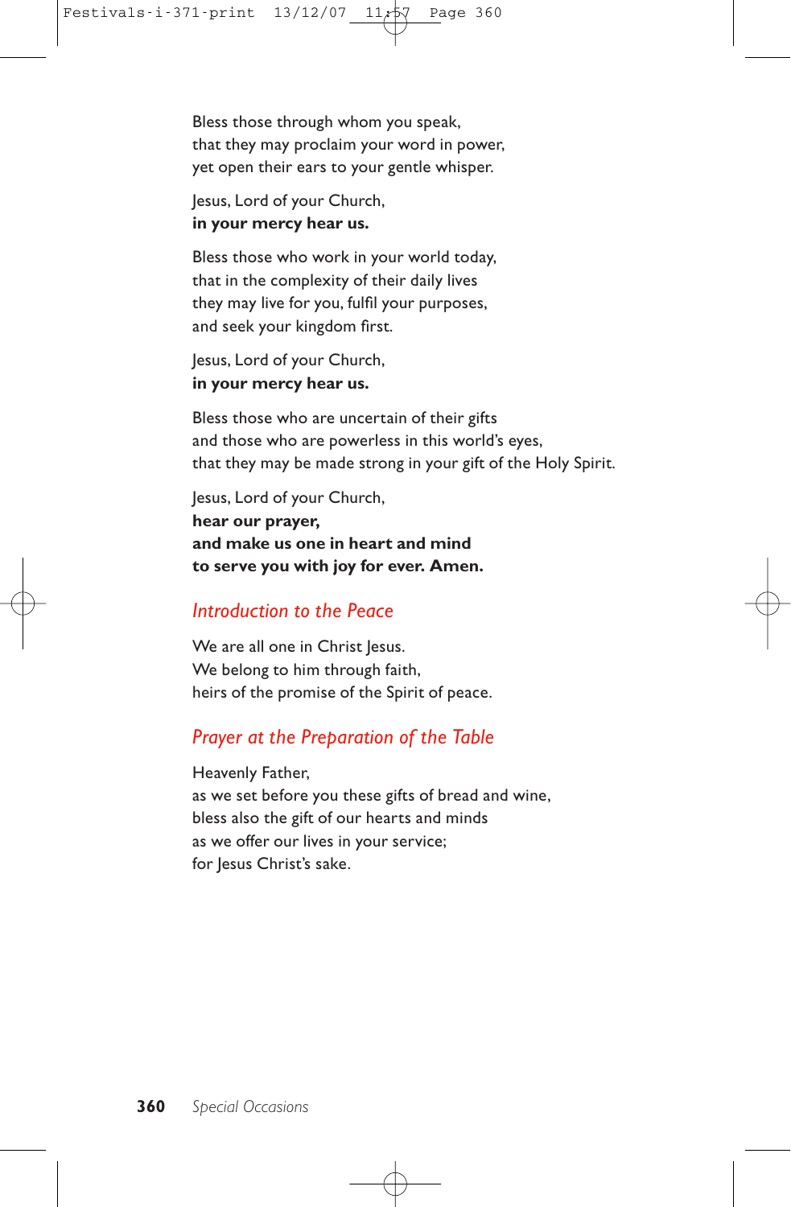Bless those through whom you speak,  
that they may proclaim your word in power,  
yet open their ears to your gentle whisper.

Jesus, Lord of your Church,  
**in your mercy hear us.**

Bless those who work in your world today,  
that in the complexity of their daily lives  
they may live for you, fulfil your purposes,  
and seek your kingdom first.

Jesus, Lord of your Church,  
**in your mercy hear us.**

Bless those who are uncertain of their gifts  
and those who are powerless in this world's eyes,  
that they may be made strong in your gift of the Holy Spirit.

Jesus, Lord of your Church,  
**hear our prayer,**  
**and make us one in heart and mind**  
**to serve you with joy for ever. Amen.**

## *Introduction to the Peace*

We are all one in Christ Jesus.  
We belong to him through faith,  
heirs of the promise of the Spirit of peace.

## *Prayer at the Preparation of the Table*

Heavenly Father,  
as we set before you these gifts of bread and wine,  
bless also the gift of our hearts and minds  
as we offer our lives in your service;  
for Jesus Christ's sake.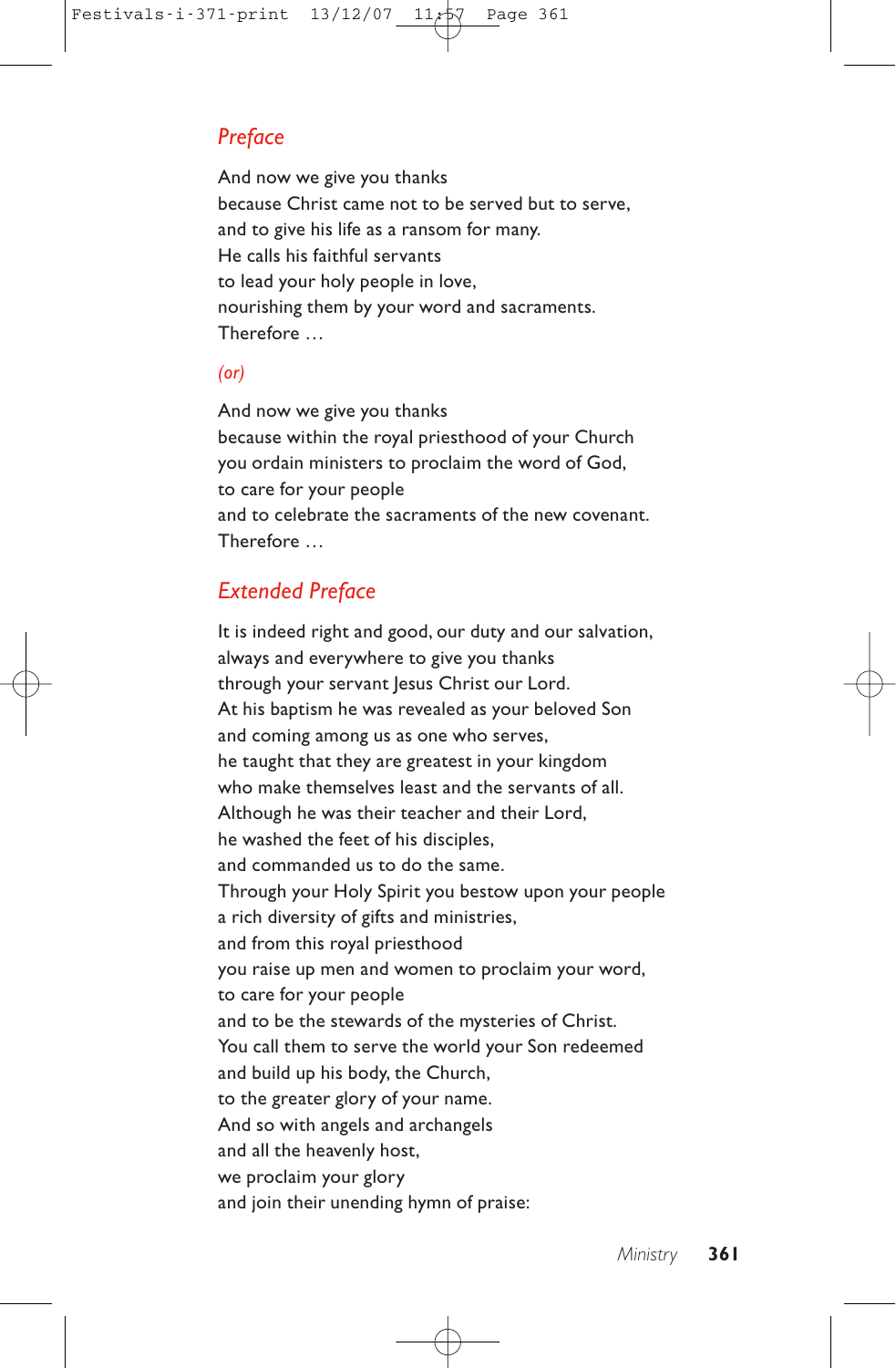## *Preface*

And now we give you thanks
because Christ came not to be served but to serve,
and to give his life as a ransom for many.
He calls his faithful servants
to lead your holy people in love,
nourishing them by your word and sacraments.
Therefore …

*(or)*

And now we give you thanks
because within the royal priesthood of your Church
you ordain ministers to proclaim the word of God,
to care for your people
and to celebrate the sacraments of the new covenant.
Therefore …

## *Extended Preface*

It is indeed right and good, our duty and our salvation,
always and everywhere to give you thanks
through your servant Jesus Christ our Lord.
At his baptism he was revealed as your beloved Son
and coming among us as one who serves,
he taught that they are greatest in your kingdom
who make themselves least and the servants of all.
Although he was their teacher and their Lord,
he washed the feet of his disciples,
and commanded us to do the same.
Through your Holy Spirit you bestow upon your people
a rich diversity of gifts and ministries,
and from this royal priesthood
you raise up men and women to proclaim your word,
to care for your people
and to be the stewards of the mysteries of Christ.
You call them to serve the world your Son redeemed
and build up his body, the Church,
to the greater glory of your name.
And so with angels and archangels
and all the heavenly host,
we proclaim your glory
and join their unending hymn of praise: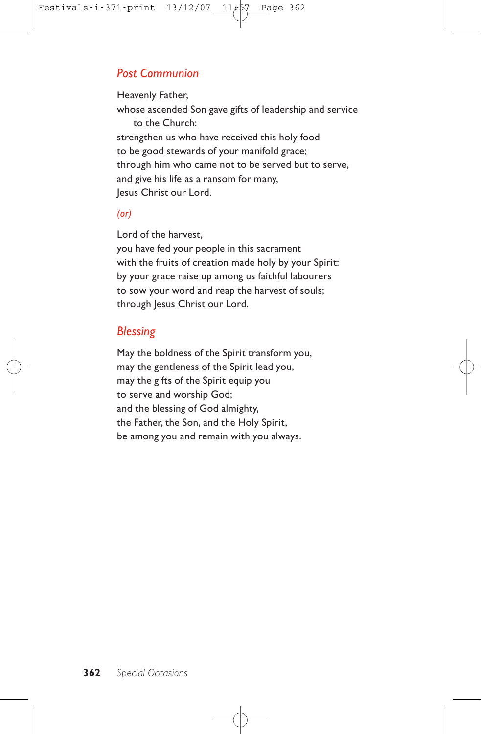## *Post Communion*

Heavenly Father,
whose ascended Son gave gifts of leadership and service
to the Church:
strengthen us who have received this holy food
to be good stewards of your manifold grace;
through him who came not to be served but to serve,
and give his life as a ransom for many,
Jesus Christ our Lord.

*(or)*

Lord of the harvest,
you have fed your people in this sacrament
with the fruits of creation made holy by your Spirit:
by your grace raise up among us faithful labourers
to sow your word and reap the harvest of souls;
through Jesus Christ our Lord.

## *Blessing*

May the boldness of the Spirit transform you,
may the gentleness of the Spirit lead you,
may the gifts of the Spirit equip you
to serve and worship God;
and the blessing of God almighty,
the Father, the Son, and the Holy Spirit,
be among you and remain with you always.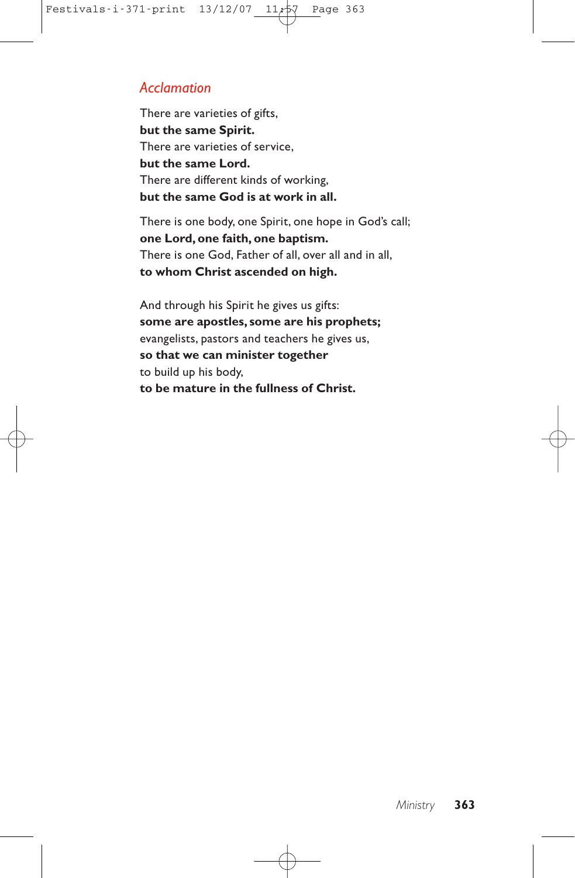## *Acclamation*

There are varieties of gifts,
**but the same Spirit.**
There are varieties of service,
**but the same Lord.**
There are different kinds of working,
**but the same God is at work in all.**

There is one body, one Spirit, one hope in God's call;
**one Lord, one faith, one baptism.**
There is one God, Father of all, over all and in all,
**to whom Christ ascended on high.**

And through his Spirit he gives us gifts:
**some are apostles, some are his prophets;**
evangelists, pastors and teachers he gives us,
**so that we can minister together**
to build up his body,
**to be mature in the fullness of Christ.**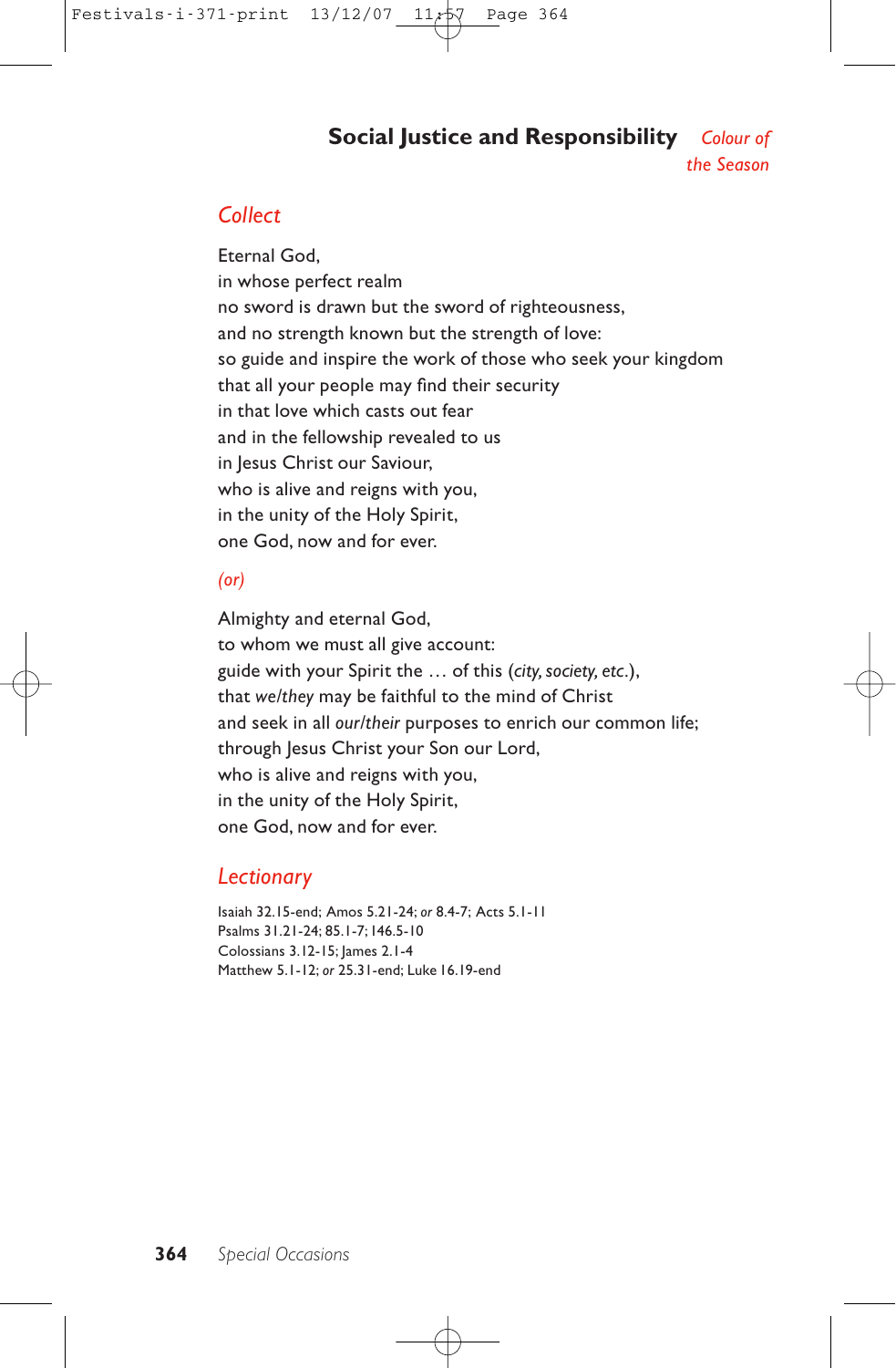## Social Justice and Responsibility *Colour of the Season*

### *Collect*

Eternal God,
in whose perfect realm
no sword is drawn but the sword of righteousness,
and no strength known but the strength of love:
so guide and inspire the work of those who seek your kingdom
that all your people may find their security
in that love which casts out fear
and in the fellowship revealed to us
in Jesus Christ our Saviour,
who is alive and reigns with you,
in the unity of the Holy Spirit,
one God, now and for ever.

*(or)*

Almighty and eternal God,
to whom we must all give account:
guide with your Spirit the … of this (*city, society, etc*.),
that *we/they* may be faithful to the mind of Christ
and seek in all *our/their* purposes to enrich our common life;
through Jesus Christ your Son our Lord,
who is alive and reigns with you,
in the unity of the Holy Spirit,
one God, now and for ever.

### *Lectionary*

Isaiah 32.15-end; Amos 5.21-24; *or* 8.4-7; Acts 5.1-11
Psalms 31.21-24; 85.1-7; 146.5-10
Colossians 3.12-15; James 2.1-4
Matthew 5.1-12; *or* 25.31-end; Luke 16.19-end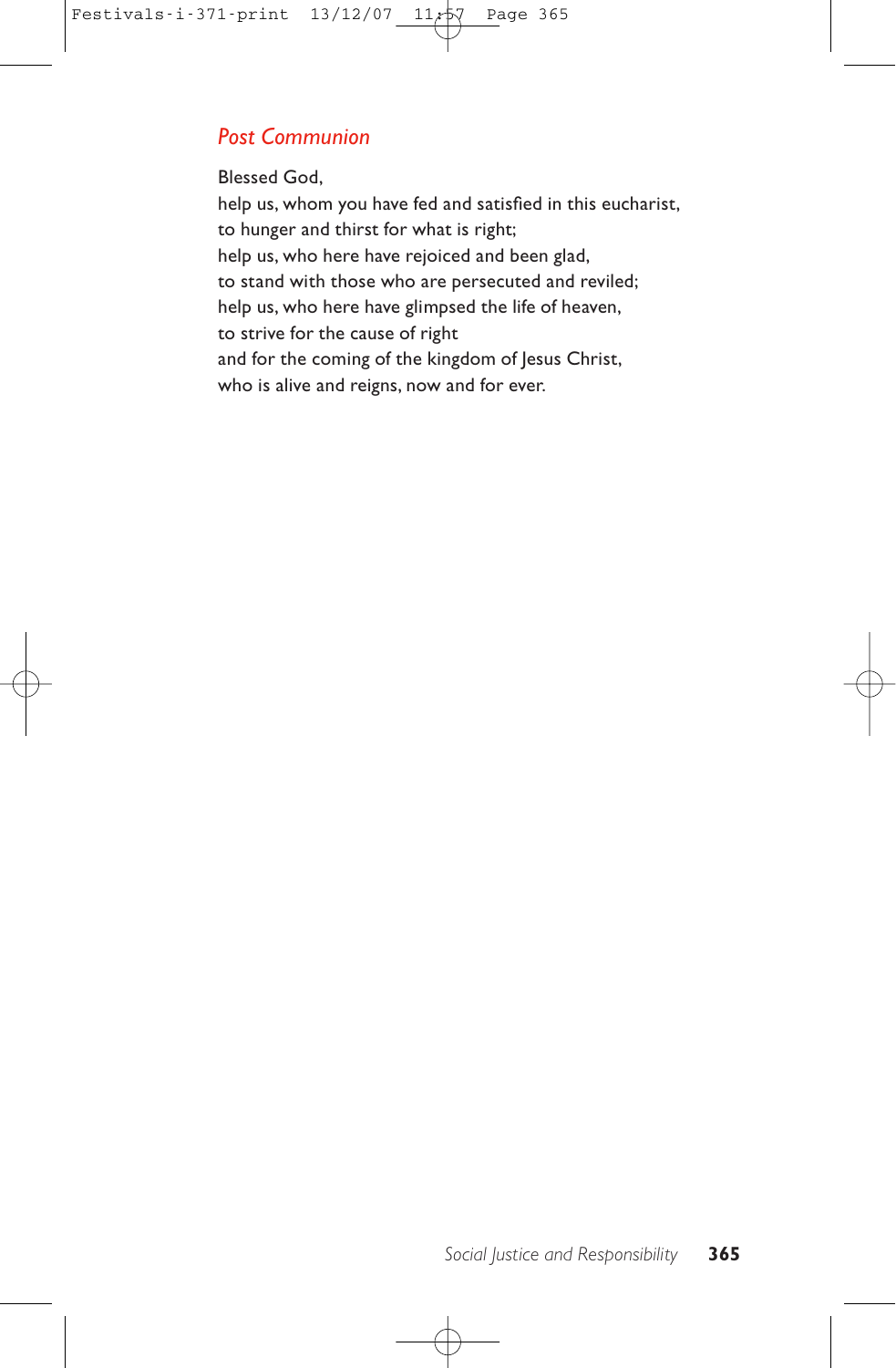## *Post Communion*

Blessed God,
help us, whom you have fed and satisfied in this eucharist,
to hunger and thirst for what is right;
help us, who here have rejoiced and been glad,
to stand with those who are persecuted and reviled;
help us, who here have glimpsed the life of heaven,
to strive for the cause of right
and for the coming of the kingdom of Jesus Christ,
who is alive and reigns, now and for ever.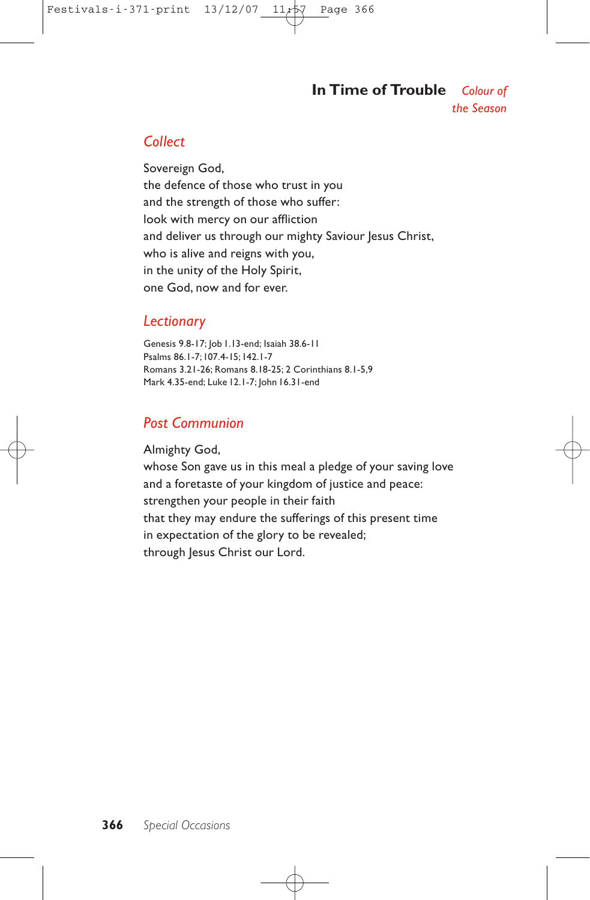## In Time of Trouble *Colour of the Season*

### *Collect*

Sovereign God,
the defence of those who trust in you
and the strength of those who suffer:
look with mercy on our affliction
and deliver us through our mighty Saviour Jesus Christ,
who is alive and reigns with you,
in the unity of the Holy Spirit,
one God, now and for ever.

### *Lectionary*

Genesis 9.8-17; Job 1.13-end; Isaiah 38.6-11
Psalms 86.1-7; 107.4-15; 142.1-7
Romans 3.21-26; Romans 8.18-25; 2 Corinthians 8.1-5,9
Mark 4.35-end; Luke 12.1-7; John 16.31-end

### *Post Communion*

Almighty God,
whose Son gave us in this meal a pledge of your saving love
and a foretaste of your kingdom of justice and peace:
strengthen your people in their faith
that they may endure the sufferings of this present time
in expectation of the glory to be revealed;
through Jesus Christ our Lord.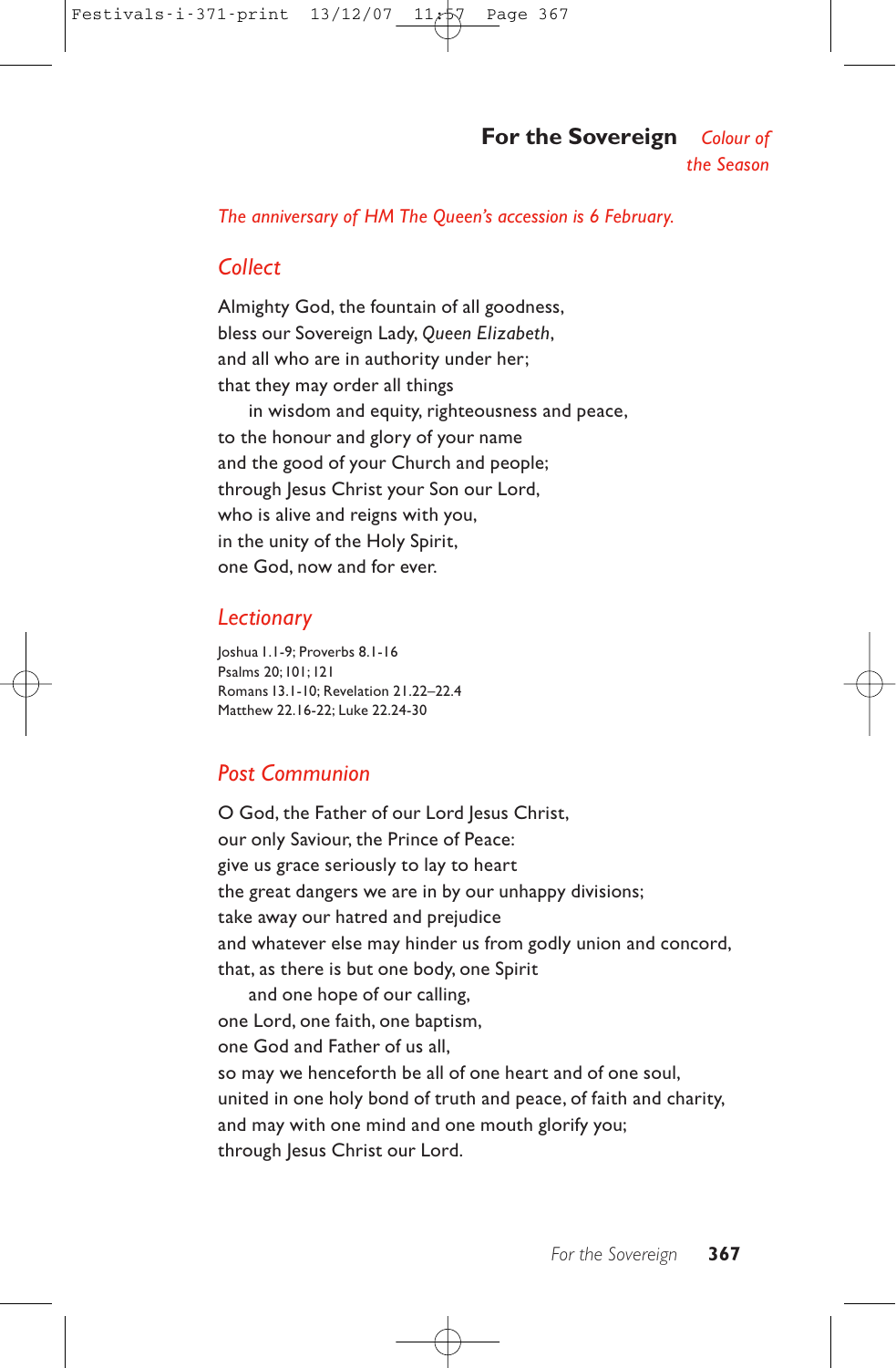# For the Sovereign *Colour of the Season*

*The anniversary of HM The Queen's accession is 6 February.*

## *Collect*

Almighty God, the fountain of all goodness,
bless our Sovereign Lady, *Queen Elizabeth*,
and all who are in authority under her;
that they may order all things
    in wisdom and equity, righteousness and peace,
to the honour and glory of your name
and the good of your Church and people;
through Jesus Christ your Son our Lord,
who is alive and reigns with you,
in the unity of the Holy Spirit,
one God, now and for ever.

## *Lectionary*

Joshua 1.1-9; Proverbs 8.1-16
Psalms 20; 101; 121
Romans 13.1-10; Revelation 21.22–22.4
Matthew 22.16-22; Luke 22.24-30

## *Post Communion*

O God, the Father of our Lord Jesus Christ,
our only Saviour, the Prince of Peace:
give us grace seriously to lay to heart
the great dangers we are in by our unhappy divisions;
take away our hatred and prejudice
and whatever else may hinder us from godly union and concord,
that, as there is but one body, one Spirit
    and one hope of our calling,
one Lord, one faith, one baptism,
one God and Father of us all,
so may we henceforth be all of one heart and of one soul,
united in one holy bond of truth and peace, of faith and charity,
and may with one mind and one mouth glorify you;
through Jesus Christ our Lord.